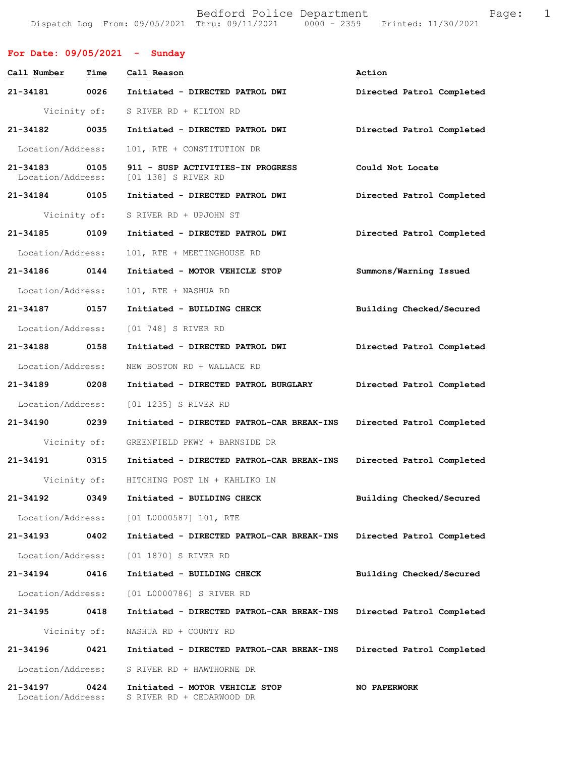Bedford Police Department
Dispatch Log From: 09/05/2021 Thru: 09/11/2021 0000 - 2359 Printed: 11/30/2021

## For Date: 09/05/2021 - Sunday

| Call Number | Time | Call Reason | Action |
|---|---|---|---|
| 21-34181 | 0026 | Initiated - DIRECTED PATROL DWI | Directed Patrol Completed |
| | Vicinity of: | S RIVER RD + KILTON RD | |
| 21-34182 | 0035 | Initiated - DIRECTED PATROL DWI | Directed Patrol Completed |
| | Location/Address: | 101, RTE + CONSTITUTION DR | |
| 21-34183 | 0105 | 911 - SUSP ACTIVITIES-IN PROGRESS | Could Not Locate |
| | Location/Address: | [01 138] S RIVER RD | |
| 21-34184 | 0105 | Initiated - DIRECTED PATROL DWI | Directed Patrol Completed |
| | Vicinity of: | S RIVER RD + UPJOHN ST | |
| 21-34185 | 0109 | Initiated - DIRECTED PATROL DWI | Directed Patrol Completed |
| | Location/Address: | 101, RTE + MEETINGHOUSE RD | |
| 21-34186 | 0144 | Initiated - MOTOR VEHICLE STOP | Summons/Warning Issued |
| | Location/Address: | 101, RTE + NASHUA RD | |
| 21-34187 | 0157 | Initiated - BUILDING CHECK | Building Checked/Secured |
| | Location/Address: | [01 748] S RIVER RD | |
| 21-34188 | 0158 | Initiated - DIRECTED PATROL DWI | Directed Patrol Completed |
| | Location/Address: | NEW BOSTON RD + WALLACE RD | |
| 21-34189 | 0208 | Initiated - DIRECTED PATROL BURGLARY | Directed Patrol Completed |
| | Location/Address: | [01 1235] S RIVER RD | |
| 21-34190 | 0239 | Initiated - DIRECTED PATROL-CAR BREAK-INS | Directed Patrol Completed |
| | Vicinity of: | GREENFIELD PKWY + BARNSIDE DR | |
| 21-34191 | 0315 | Initiated - DIRECTED PATROL-CAR BREAK-INS | Directed Patrol Completed |
| | Vicinity of: | HITCHING POST LN + KAHLIKO LN | |
| 21-34192 | 0349 | Initiated - BUILDING CHECK | Building Checked/Secured |
| | Location/Address: | [01 L0000587] 101, RTE | |
| 21-34193 | 0402 | Initiated - DIRECTED PATROL-CAR BREAK-INS | Directed Patrol Completed |
| | Location/Address: | [01 1870] S RIVER RD | |
| 21-34194 | 0416 | Initiated - BUILDING CHECK | Building Checked/Secured |
| | Location/Address: | [01 L0000786] S RIVER RD | |
| 21-34195 | 0418 | Initiated - DIRECTED PATROL-CAR BREAK-INS | Directed Patrol Completed |
| | Vicinity of: | NASHUA RD + COUNTY RD | |
| 21-34196 | 0421 | Initiated - DIRECTED PATROL-CAR BREAK-INS | Directed Patrol Completed |
| | Location/Address: | S RIVER RD + HAWTHORNE DR | |
| 21-34197 | 0424 | Initiated - MOTOR VEHICLE STOP | NO PAPERWORK |
| | Location/Address: | S RIVER RD + CEDARWOOD DR | |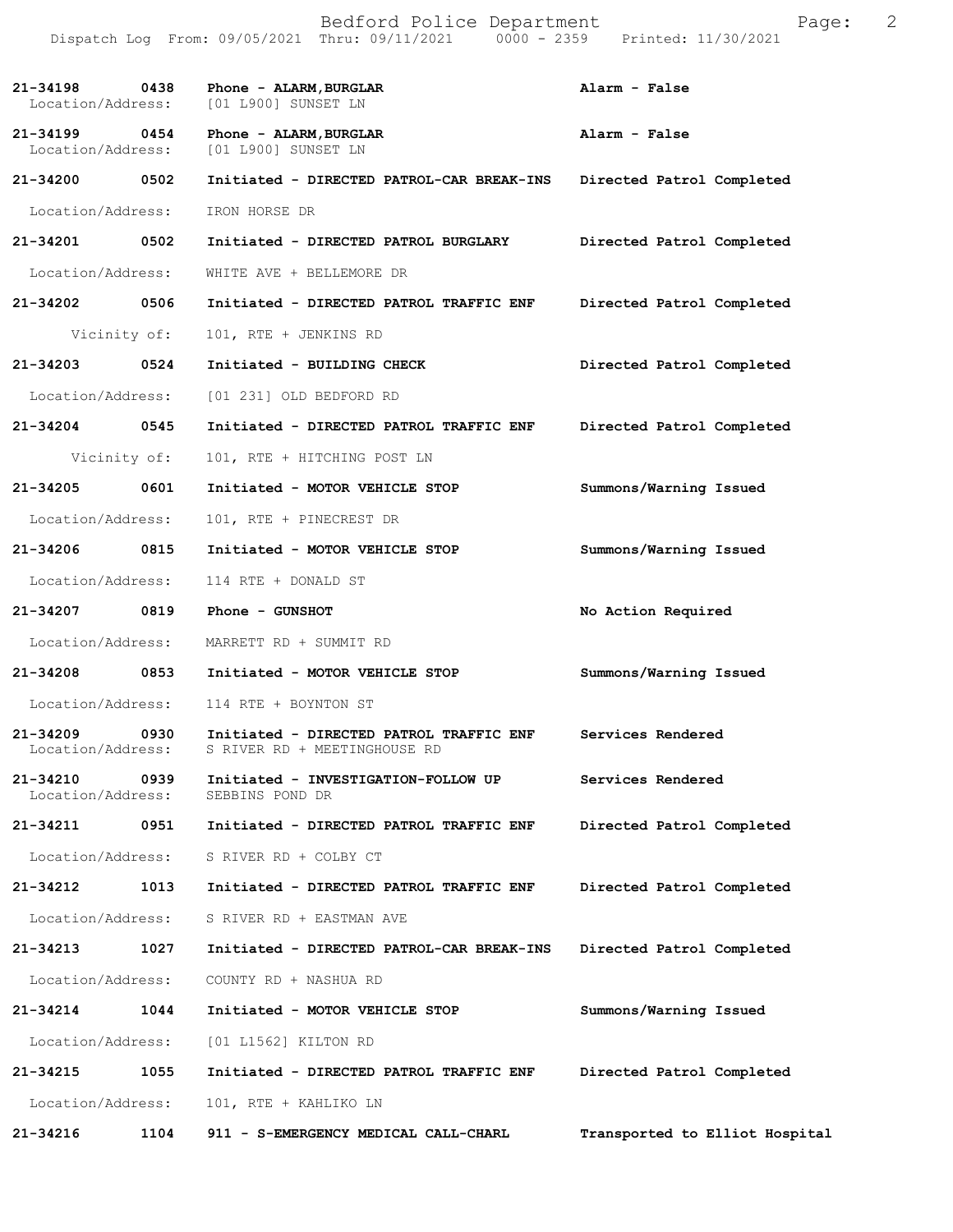| Call # | Time | Call Reason / Action | Disposition |
| --- | --- | --- | --- |
| 21-34198 | 0438 | Phone - ALARM,BURGLAR | Alarm - False |
| Location/Address: | | [01 L900] SUNSET LN | |
| 21-34199 | 0454 | Phone - ALARM,BURGLAR | Alarm - False |
| Location/Address: | | [01 L900] SUNSET LN | |
| 21-34200 | 0502 | Initiated - DIRECTED PATROL-CAR BREAK-INS | Directed Patrol Completed |
| Location/Address: | | IRON HORSE DR | |
| 21-34201 | 0502 | Initiated - DIRECTED PATROL BURGLARY | Directed Patrol Completed |
| Location/Address: | | WHITE AVE + BELLEMORE DR | |
| 21-34202 | 0506 | Initiated - DIRECTED PATROL TRAFFIC ENF | Directed Patrol Completed |
| Vicinity of: | | 101, RTE + JENKINS RD | |
| 21-34203 | 0524 | Initiated - BUILDING CHECK | Directed Patrol Completed |
| Location/Address: | | [01 231] OLD BEDFORD RD | |
| 21-34204 | 0545 | Initiated - DIRECTED PATROL TRAFFIC ENF | Directed Patrol Completed |
| Vicinity of: | | 101, RTE + HITCHING POST LN | |
| 21-34205 | 0601 | Initiated - MOTOR VEHICLE STOP | Summons/Warning Issued |
| Location/Address: | | 101, RTE + PINECREST DR | |
| 21-34206 | 0815 | Initiated - MOTOR VEHICLE STOP | Summons/Warning Issued |
| Location/Address: | | 114 RTE + DONALD ST | |
| 21-34207 | 0819 | Phone - GUNSHOT | No Action Required |
| Location/Address: | | MARRETT RD + SUMMIT RD | |
| 21-34208 | 0853 | Initiated - MOTOR VEHICLE STOP | Summons/Warning Issued |
| Location/Address: | | 114 RTE + BOYNTON ST | |
| 21-34209 | 0930 | Initiated - DIRECTED PATROL TRAFFIC ENF | Services Rendered |
| Location/Address: | | S RIVER RD + MEETINGHOUSE RD | |
| 21-34210 | 0939 | Initiated - INVESTIGATION-FOLLOW UP | Services Rendered |
| Location/Address: | | SEBBINS POND DR | |
| 21-34211 | 0951 | Initiated - DIRECTED PATROL TRAFFIC ENF | Directed Patrol Completed |
| Location/Address: | | S RIVER RD + COLBY CT | |
| 21-34212 | 1013 | Initiated - DIRECTED PATROL TRAFFIC ENF | Directed Patrol Completed |
| Location/Address: | | S RIVER RD + EASTMAN AVE | |
| 21-34213 | 1027 | Initiated - DIRECTED PATROL-CAR BREAK-INS | Directed Patrol Completed |
| Location/Address: | | COUNTY RD + NASHUA RD | |
| 21-34214 | 1044 | Initiated - MOTOR VEHICLE STOP | Summons/Warning Issued |
| Location/Address: | | [01 L1562] KILTON RD | |
| 21-34215 | 1055 | Initiated - DIRECTED PATROL TRAFFIC ENF | Directed Patrol Completed |
| Location/Address: | | 101, RTE + KAHLIKO LN | |
| 21-34216 | 1104 | 911 - S-EMERGENCY MEDICAL CALL-CHARL | Transported to Elliot Hospital |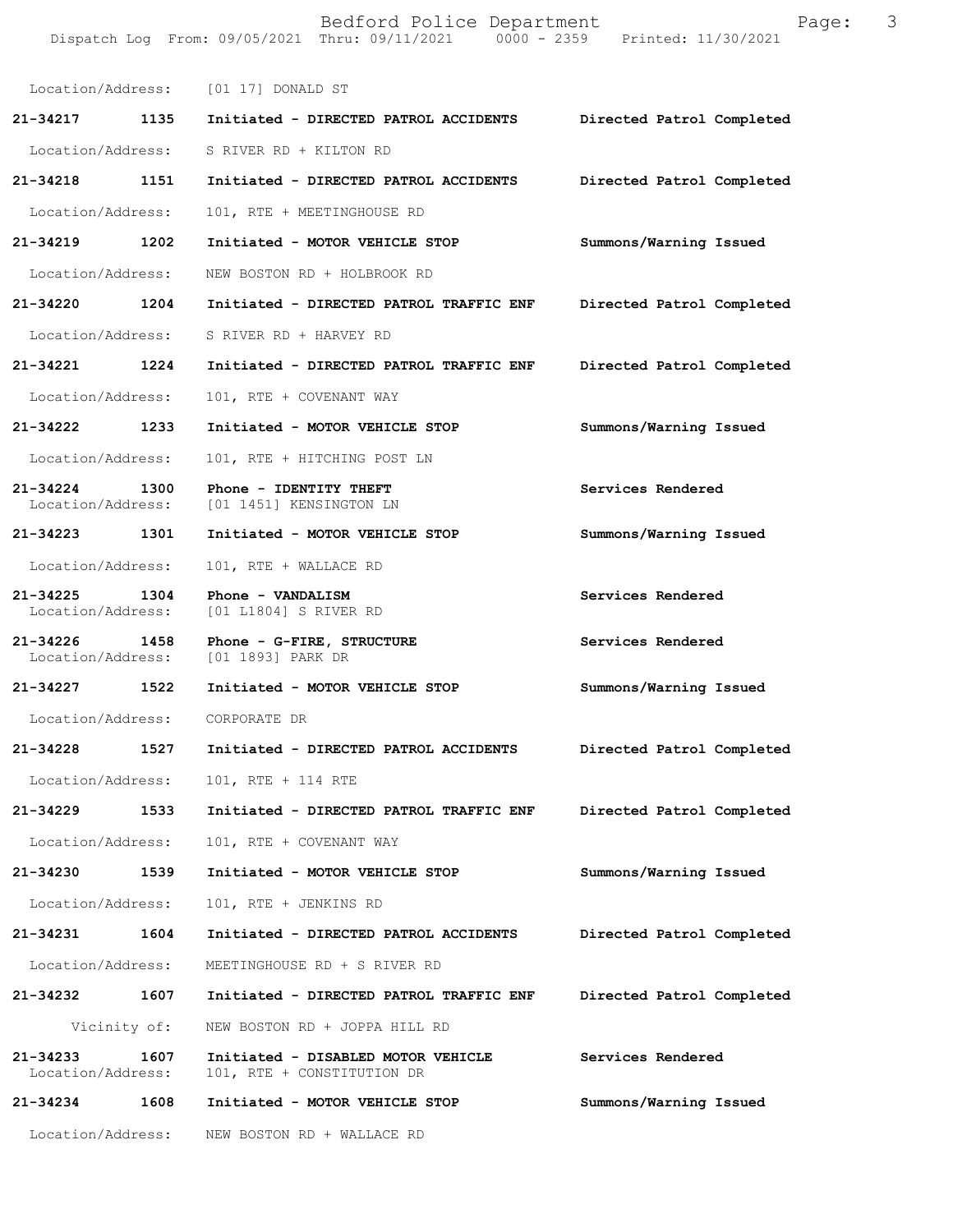Location/Address: [01 17] DONALD ST

| Call # | Time | Call Reason | Action |
|---|---|---|---|
| **21-34217** | **1135** | **Initiated - DIRECTED PATROL ACCIDENTS** | **Directed Patrol Completed** |
| Location/Address: | | S RIVER RD + KILTON RD | |
| **21-34218** | **1151** | **Initiated - DIRECTED PATROL ACCIDENTS** | **Directed Patrol Completed** |
| Location/Address: | | 101, RTE + MEETINGHOUSE RD | |
| **21-34219** | **1202** | **Initiated - MOTOR VEHICLE STOP** | **Summons/Warning Issued** |
| Location/Address: | | NEW BOSTON RD + HOLBROOK RD | |
| **21-34220** | **1204** | **Initiated - DIRECTED PATROL TRAFFIC ENF** | **Directed Patrol Completed** |
| Location/Address: | | S RIVER RD + HARVEY RD | |
| **21-34221** | **1224** | **Initiated - DIRECTED PATROL TRAFFIC ENF** | **Directed Patrol Completed** |
| Location/Address: | | 101, RTE + COVENANT WAY | |
| **21-34222** | **1233** | **Initiated - MOTOR VEHICLE STOP** | **Summons/Warning Issued** |
| Location/Address: | | 101, RTE + HITCHING POST LN | |
| **21-34224** | **1300** | **Phone - IDENTITY THEFT** | **Services Rendered** |
| Location/Address: | | [01 1451] KENSINGTON LN | |
| **21-34223** | **1301** | **Initiated - MOTOR VEHICLE STOP** | **Summons/Warning Issued** |
| Location/Address: | | 101, RTE + WALLACE RD | |
| **21-34225** | **1304** | **Phone - VANDALISM** | **Services Rendered** |
| Location/Address: | | [01 L1804] S RIVER RD | |
| **21-34226** | **1458** | **Phone - G-FIRE, STRUCTURE** | **Services Rendered** |
| Location/Address: | | [01 1893] PARK DR | |
| **21-34227** | **1522** | **Initiated - MOTOR VEHICLE STOP** | **Summons/Warning Issued** |
| Location/Address: | | CORPORATE DR | |
| **21-34228** | **1527** | **Initiated - DIRECTED PATROL ACCIDENTS** | **Directed Patrol Completed** |
| Location/Address: | | 101, RTE + 114 RTE | |
| **21-34229** | **1533** | **Initiated - DIRECTED PATROL TRAFFIC ENF** | **Directed Patrol Completed** |
| Location/Address: | | 101, RTE + COVENANT WAY | |
| **21-34230** | **1539** | **Initiated - MOTOR VEHICLE STOP** | **Summons/Warning Issued** |
| Location/Address: | | 101, RTE + JENKINS RD | |
| **21-34231** | **1604** | **Initiated - DIRECTED PATROL ACCIDENTS** | **Directed Patrol Completed** |
| Location/Address: | | MEETINGHOUSE RD + S RIVER RD | |
| **21-34232** | **1607** | **Initiated - DIRECTED PATROL TRAFFIC ENF** | **Directed Patrol Completed** |
| Vicinity of: | | NEW BOSTON RD + JOPPA HILL RD | |
| **21-34233** | **1607** | **Initiated - DISABLED MOTOR VEHICLE** | **Services Rendered** |
| Location/Address: | | 101, RTE + CONSTITUTION DR | |
| **21-34234** | **1608** | **Initiated - MOTOR VEHICLE STOP** | **Summons/Warning Issued** |
| Location/Address: | | NEW BOSTON RD + WALLACE RD | |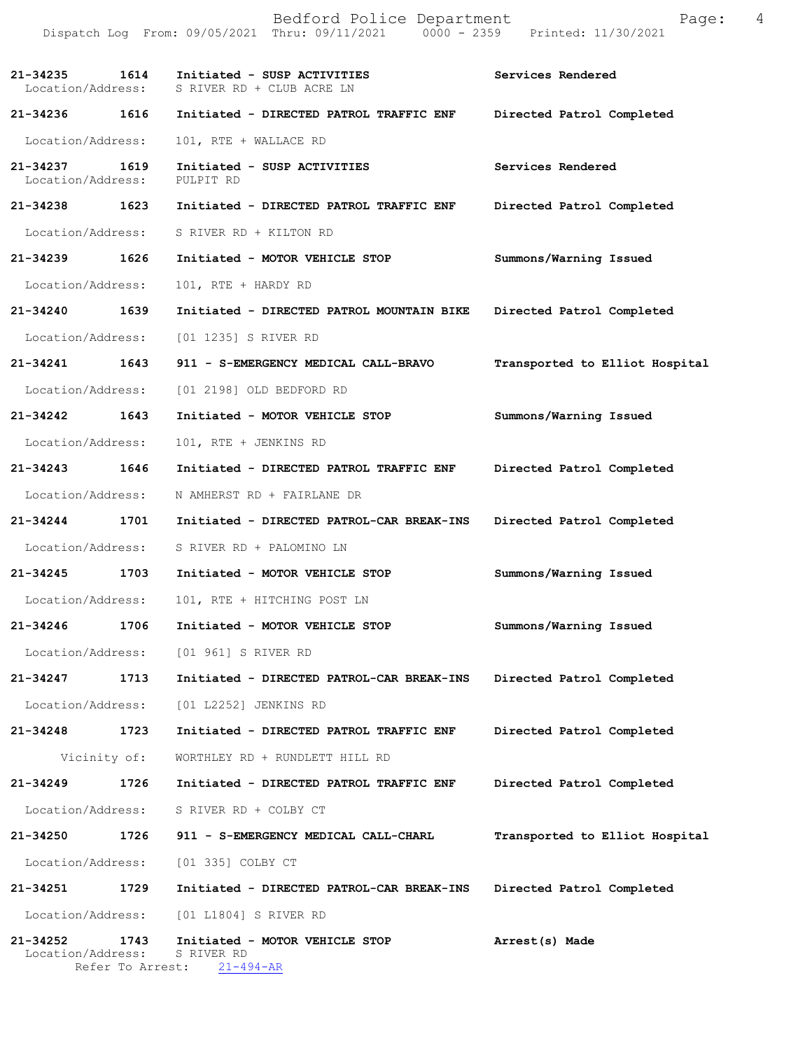**21-34235 1614 Initiated - SUSP ACTIVITIES** — **Services Rendered**
Location/Address: S RIVER RD + CLUB ACRE LN

**21-34236 1616 Initiated - DIRECTED PATROL TRAFFIC ENF** — **Directed Patrol Completed**
Location/Address: 101, RTE + WALLACE RD

**21-34237 1619 Initiated - SUSP ACTIVITIES** — **Services Rendered**
Location/Address: PULPIT RD

**21-34238 1623 Initiated - DIRECTED PATROL TRAFFIC ENF** — **Directed Patrol Completed**
Location/Address: S RIVER RD + KILTON RD

**21-34239 1626 Initiated - MOTOR VEHICLE STOP** — **Summons/Warning Issued**
Location/Address: 101, RTE + HARDY RD

**21-34240 1639 Initiated - DIRECTED PATROL MOUNTAIN BIKE** — **Directed Patrol Completed**
Location/Address: [01 1235] S RIVER RD

**21-34241 1643 911 - S-EMERGENCY MEDICAL CALL-BRAVO** — **Transported to Elliot Hospital**
Location/Address: [01 2198] OLD BEDFORD RD

**21-34242 1643 Initiated - MOTOR VEHICLE STOP** — **Summons/Warning Issued**
Location/Address: 101, RTE + JENKINS RD

**21-34243 1646 Initiated - DIRECTED PATROL TRAFFIC ENF** — **Directed Patrol Completed**
Location/Address: N AMHERST RD + FAIRLANE DR

**21-34244 1701 Initiated - DIRECTED PATROL-CAR BREAK-INS** — **Directed Patrol Completed**
Location/Address: S RIVER RD + PALOMINO LN

**21-34245 1703 Initiated - MOTOR VEHICLE STOP** — **Summons/Warning Issued**
Location/Address: 101, RTE + HITCHING POST LN

**21-34246 1706 Initiated - MOTOR VEHICLE STOP** — **Summons/Warning Issued**
Location/Address: [01 961] S RIVER RD

**21-34247 1713 Initiated - DIRECTED PATROL-CAR BREAK-INS** — **Directed Patrol Completed**
Location/Address: [01 L2252] JENKINS RD

**21-34248 1723 Initiated - DIRECTED PATROL TRAFFIC ENF** — **Directed Patrol Completed**
Vicinity of: WORTHLEY RD + RUNDLETT HILL RD

**21-34249 1726 Initiated - DIRECTED PATROL TRAFFIC ENF** — **Directed Patrol Completed**
Location/Address: S RIVER RD + COLBY CT

**21-34250 1726 911 - S-EMERGENCY MEDICAL CALL-CHARL** — **Transported to Elliot Hospital**
Location/Address: [01 335] COLBY CT

**21-34251 1729 Initiated - DIRECTED PATROL-CAR BREAK-INS** — **Directed Patrol Completed**
Location/Address: [01 L1804] S RIVER RD

**21-34252 1743 Initiated - MOTOR VEHICLE STOP** — **Arrest(s) Made**
Location/Address: S RIVER RD
Refer To Arrest: 21-494-AR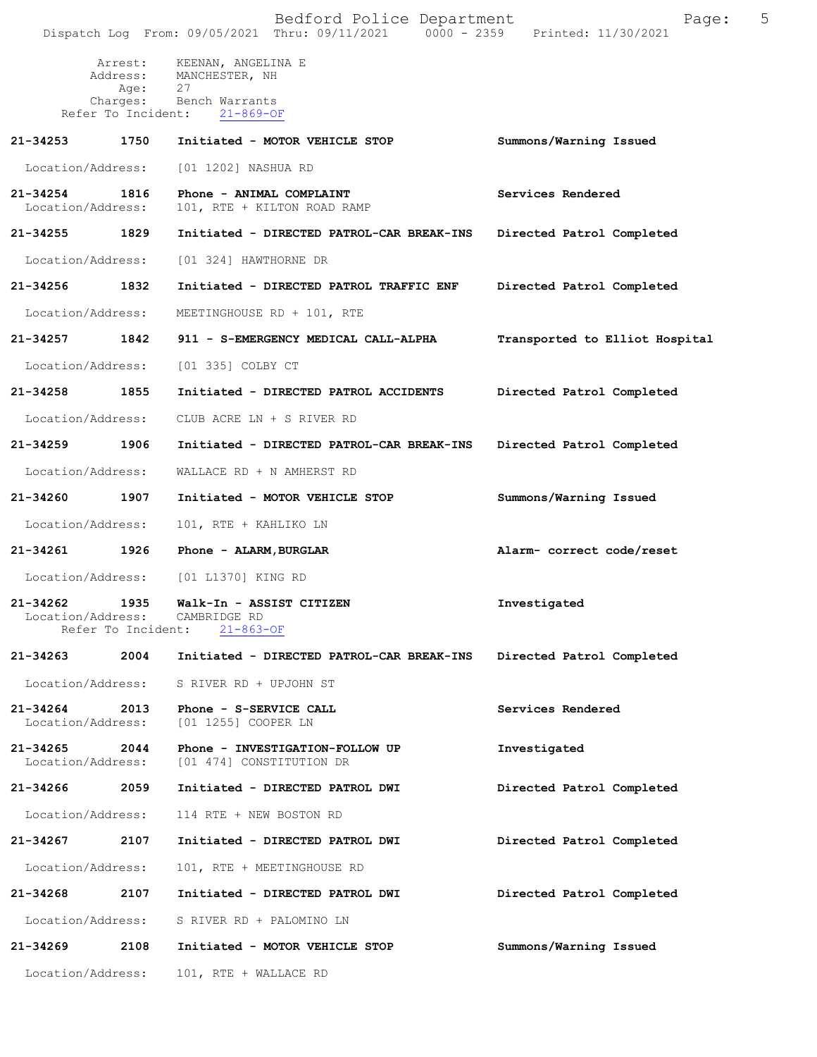Arrest: KEENAN, ANGELINA E
Address: MANCHESTER, NH
Age: 27
Charges: Bench Warrants
Refer To Incident: 21-869-OF

**21-34253 1750 Initiated - MOTOR VEHICLE STOP** — **Summons/Warning Issued**
Location/Address: [01 1202] NASHUA RD

**21-34254 1816 Phone - ANIMAL COMPLAINT** — **Services Rendered**
Location/Address: 101, RTE + KILTON ROAD RAMP

**21-34255 1829 Initiated - DIRECTED PATROL-CAR BREAK-INS** — **Directed Patrol Completed**
Location/Address: [01 324] HAWTHORNE DR

**21-34256 1832 Initiated - DIRECTED PATROL TRAFFIC ENF** — **Directed Patrol Completed**
Location/Address: MEETINGHOUSE RD + 101, RTE

**21-34257 1842 911 - S-EMERGENCY MEDICAL CALL-ALPHA** — **Transported to Elliot Hospital**
Location/Address: [01 335] COLBY CT

**21-34258 1855 Initiated - DIRECTED PATROL ACCIDENTS** — **Directed Patrol Completed**
Location/Address: CLUB ACRE LN + S RIVER RD

**21-34259 1906 Initiated - DIRECTED PATROL-CAR BREAK-INS** — **Directed Patrol Completed**
Location/Address: WALLACE RD + N AMHERST RD

**21-34260 1907 Initiated - MOTOR VEHICLE STOP** — **Summons/Warning Issued**
Location/Address: 101, RTE + KAHLIKO LN

**21-34261 1926 Phone - ALARM,BURGLAR** — **Alarm- correct code/reset**
Location/Address: [01 L1370] KING RD

**21-34262 1935 Walk-In - ASSIST CITIZEN** — **Investigated**
Location/Address: CAMBRIDGE RD
Refer To Incident: 21-863-OF

**21-34263 2004 Initiated - DIRECTED PATROL-CAR BREAK-INS** — **Directed Patrol Completed**
Location/Address: S RIVER RD + UPJOHN ST

**21-34264 2013 Phone - S-SERVICE CALL** — **Services Rendered**
Location/Address: [01 1255] COOPER LN

**21-34265 2044 Phone - INVESTIGATION-FOLLOW UP** — **Investigated**
Location/Address: [01 474] CONSTITUTION DR

**21-34266 2059 Initiated - DIRECTED PATROL DWI** — **Directed Patrol Completed**
Location/Address: 114 RTE + NEW BOSTON RD

**21-34267 2107 Initiated - DIRECTED PATROL DWI** — **Directed Patrol Completed**
Location/Address: 101, RTE + MEETINGHOUSE RD

**21-34268 2107 Initiated - DIRECTED PATROL DWI** — **Directed Patrol Completed**
Location/Address: S RIVER RD + PALOMINO LN

**21-34269 2108 Initiated - MOTOR VEHICLE STOP** — **Summons/Warning Issued**
Location/Address: 101, RTE + WALLACE RD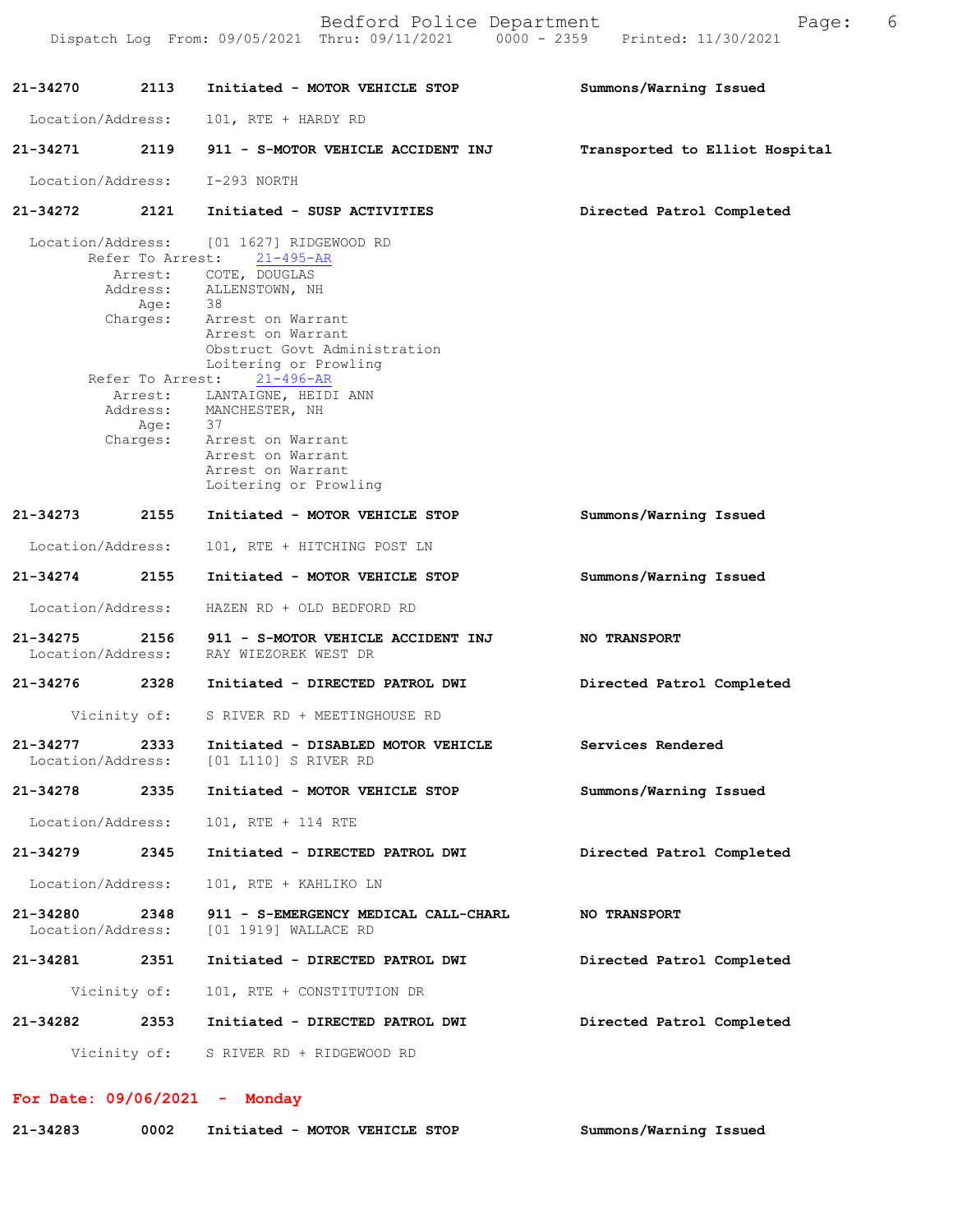**21-34270** 2113 **Initiated - MOTOR VEHICLE STOP** **Summons/Warning Issued**

Location/Address: 101, RTE + HARDY RD

**21-34271** 2119 **911 - S-MOTOR VEHICLE ACCIDENT INJ** **Transported to Elliot Hospital**

Location/Address: I-293 NORTH

**21-34272** 2121 **Initiated - SUSP ACTIVITIES** **Directed Patrol Completed**

Location/Address: [01 1627] RIDGEWOOD RD
Refer To Arrest: 21-495-AR
Arrest: COTE, DOUGLAS
Address: ALLENSTOWN, NH
Age: 38
Charges: Arrest on Warrant
Arrest on Warrant
Obstruct Govt Administration
Loitering or Prowling
Refer To Arrest: 21-496-AR
Arrest: LANTAIGNE, HEIDI ANN
Address: MANCHESTER, NH
Age: 37
Charges: Arrest on Warrant
Arrest on Warrant
Arrest on Warrant
Loitering or Prowling

**21-34273** 2155 **Initiated - MOTOR VEHICLE STOP** **Summons/Warning Issued**

Location/Address: 101, RTE + HITCHING POST LN

**21-34274** 2155 **Initiated - MOTOR VEHICLE STOP** **Summons/Warning Issued**

Location/Address: HAZEN RD + OLD BEDFORD RD

**21-34275** 2156 **911 - S-MOTOR VEHICLE ACCIDENT INJ** **NO TRANSPORT**
Location/Address: RAY WIEZOREK WEST DR

**21-34276** 2328 **Initiated - DIRECTED PATROL DWI** **Directed Patrol Completed**

Vicinity of: S RIVER RD + MEETINGHOUSE RD

**21-34277** 2333 **Initiated - DISABLED MOTOR VEHICLE** **Services Rendered**
Location/Address: [01 L110] S RIVER RD

**21-34278** 2335 **Initiated - MOTOR VEHICLE STOP** **Summons/Warning Issued**

Location/Address: 101, RTE + 114 RTE

**21-34279** 2345 **Initiated - DIRECTED PATROL DWI** **Directed Patrol Completed**

Location/Address: 101, RTE + KAHLIKO LN

**21-34280** 2348 **911 - S-EMERGENCY MEDICAL CALL-CHARL** **NO TRANSPORT**
Location/Address: [01 1919] WALLACE RD

**21-34281** 2351 **Initiated - DIRECTED PATROL DWI** **Directed Patrol Completed**

Vicinity of: 101, RTE + CONSTITUTION DR

**21-34282** 2353 **Initiated - DIRECTED PATROL DWI** **Directed Patrol Completed**

Vicinity of: S RIVER RD + RIDGEWOOD RD

## For Date: 09/06/2021 - Monday

**21-34283** 0002 **Initiated - MOTOR VEHICLE STOP** **Summons/Warning Issued**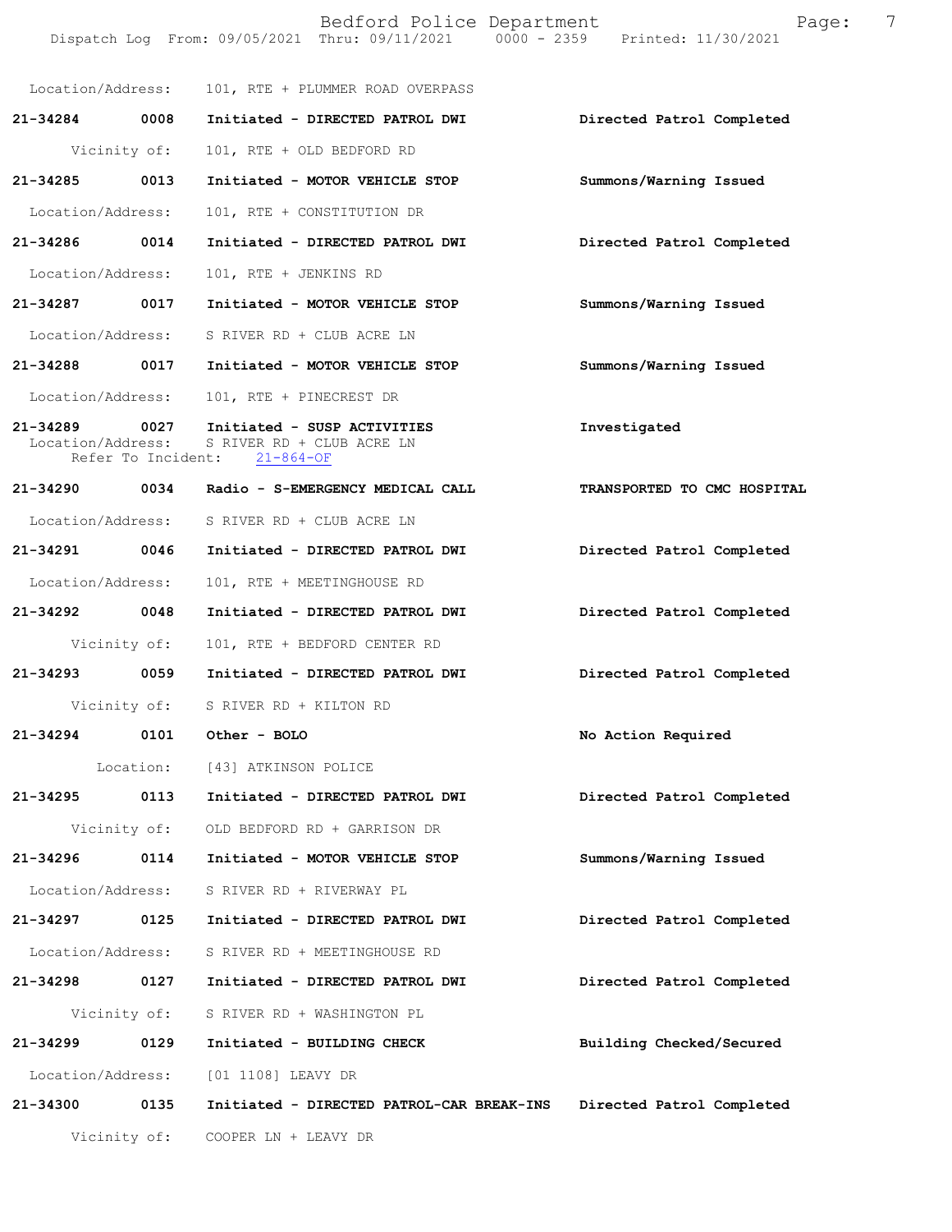Location/Address: 101, RTE + PLUMMER ROAD OVERPASS

**21-34284** **0008** **Initiated - DIRECTED PATROL DWI** **Directed Patrol Completed**

Vicinity of: 101, RTE + OLD BEDFORD RD

**21-34285** **0013** **Initiated - MOTOR VEHICLE STOP** **Summons/Warning Issued**

Location/Address: 101, RTE + CONSTITUTION DR

**21-34286** **0014** **Initiated - DIRECTED PATROL DWI** **Directed Patrol Completed**

Location/Address: 101, RTE + JENKINS RD

**21-34287** **0017** **Initiated - MOTOR VEHICLE STOP** **Summons/Warning Issued**

Location/Address: S RIVER RD + CLUB ACRE LN

**21-34288** **0017** **Initiated - MOTOR VEHICLE STOP** **Summons/Warning Issued**

Location/Address: 101, RTE + PINECREST DR

**21-34289** **0027** **Initiated - SUSP ACTIVITIES** **Investigated**
Location/Address: S RIVER RD + CLUB ACRE LN
Refer To Incident: 21-864-OF

**21-34290** **0034** **Radio - S-EMERGENCY MEDICAL CALL** **TRANSPORTED TO CMC HOSPITAL**

Location/Address: S RIVER RD + CLUB ACRE LN

**21-34291** **0046** **Initiated - DIRECTED PATROL DWI** **Directed Patrol Completed**

Location/Address: 101, RTE + MEETINGHOUSE RD

**21-34292** **0048** **Initiated - DIRECTED PATROL DWI** **Directed Patrol Completed**

Vicinity of: 101, RTE + BEDFORD CENTER RD

**21-34293** **0059** **Initiated - DIRECTED PATROL DWI** **Directed Patrol Completed**

Vicinity of: S RIVER RD + KILTON RD

**21-34294** **0101** **Other - BOLO** **No Action Required**

Location: [43] ATKINSON POLICE

**21-34295** **0113** **Initiated - DIRECTED PATROL DWI** **Directed Patrol Completed**

Vicinity of: OLD BEDFORD RD + GARRISON DR

**21-34296** **0114** **Initiated - MOTOR VEHICLE STOP** **Summons/Warning Issued**

Location/Address: S RIVER RD + RIVERWAY PL

**21-34297** **0125** **Initiated - DIRECTED PATROL DWI** **Directed Patrol Completed**

Location/Address: S RIVER RD + MEETINGHOUSE RD

**21-34298** **0127** **Initiated - DIRECTED PATROL DWI** **Directed Patrol Completed**

Vicinity of: S RIVER RD + WASHINGTON PL

**21-34299** **0129** **Initiated - BUILDING CHECK** **Building Checked/Secured**

Location/Address: [01 1108] LEAVY DR

**21-34300** **0135** **Initiated - DIRECTED PATROL-CAR BREAK-INS** **Directed Patrol Completed**

Vicinity of: COOPER LN + LEAVY DR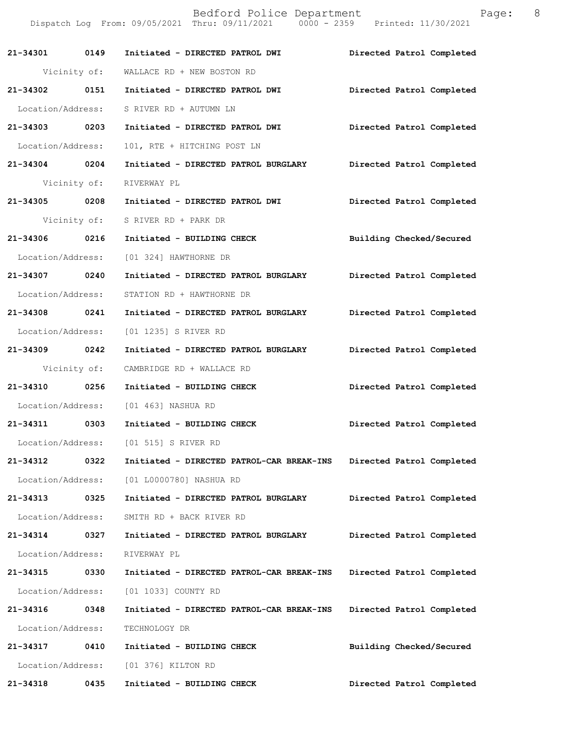21-34301 0149 Initiated - DIRECTED PATROL DWI Directed Patrol Completed
Vicinity of: WALLACE RD + NEW BOSTON RD

21-34302 0151 Initiated - DIRECTED PATROL DWI Directed Patrol Completed
Location/Address: S RIVER RD + AUTUMN LN

21-34303 0203 Initiated - DIRECTED PATROL DWI Directed Patrol Completed
Location/Address: 101, RTE + HITCHING POST LN

21-34304 0204 Initiated - DIRECTED PATROL BURGLARY Directed Patrol Completed
Vicinity of: RIVERWAY PL

21-34305 0208 Initiated - DIRECTED PATROL DWI Directed Patrol Completed
Vicinity of: S RIVER RD + PARK DR

21-34306 0216 Initiated - BUILDING CHECK Building Checked/Secured
Location/Address: [01 324] HAWTHORNE DR

21-34307 0240 Initiated - DIRECTED PATROL BURGLARY Directed Patrol Completed
Location/Address: STATION RD + HAWTHORNE DR

21-34308 0241 Initiated - DIRECTED PATROL BURGLARY Directed Patrol Completed
Location/Address: [01 1235] S RIVER RD

21-34309 0242 Initiated - DIRECTED PATROL BURGLARY Directed Patrol Completed
Vicinity of: CAMBRIDGE RD + WALLACE RD

21-34310 0256 Initiated - BUILDING CHECK Directed Patrol Completed
Location/Address: [01 463] NASHUA RD

21-34311 0303 Initiated - BUILDING CHECK Directed Patrol Completed
Location/Address: [01 515] S RIVER RD

21-34312 0322 Initiated - DIRECTED PATROL-CAR BREAK-INS Directed Patrol Completed
Location/Address: [01 L0000780] NASHUA RD

21-34313 0325 Initiated - DIRECTED PATROL BURGLARY Directed Patrol Completed
Location/Address: SMITH RD + BACK RIVER RD

21-34314 0327 Initiated - DIRECTED PATROL BURGLARY Directed Patrol Completed
Location/Address: RIVERWAY PL

21-34315 0330 Initiated - DIRECTED PATROL-CAR BREAK-INS Directed Patrol Completed
Location/Address: [01 1033] COUNTY RD

21-34316 0348 Initiated - DIRECTED PATROL-CAR BREAK-INS Directed Patrol Completed
Location/Address: TECHNOLOGY DR

21-34317 0410 Initiated - BUILDING CHECK Building Checked/Secured
Location/Address: [01 376] KILTON RD

21-34318 0435 Initiated - BUILDING CHECK Directed Patrol Completed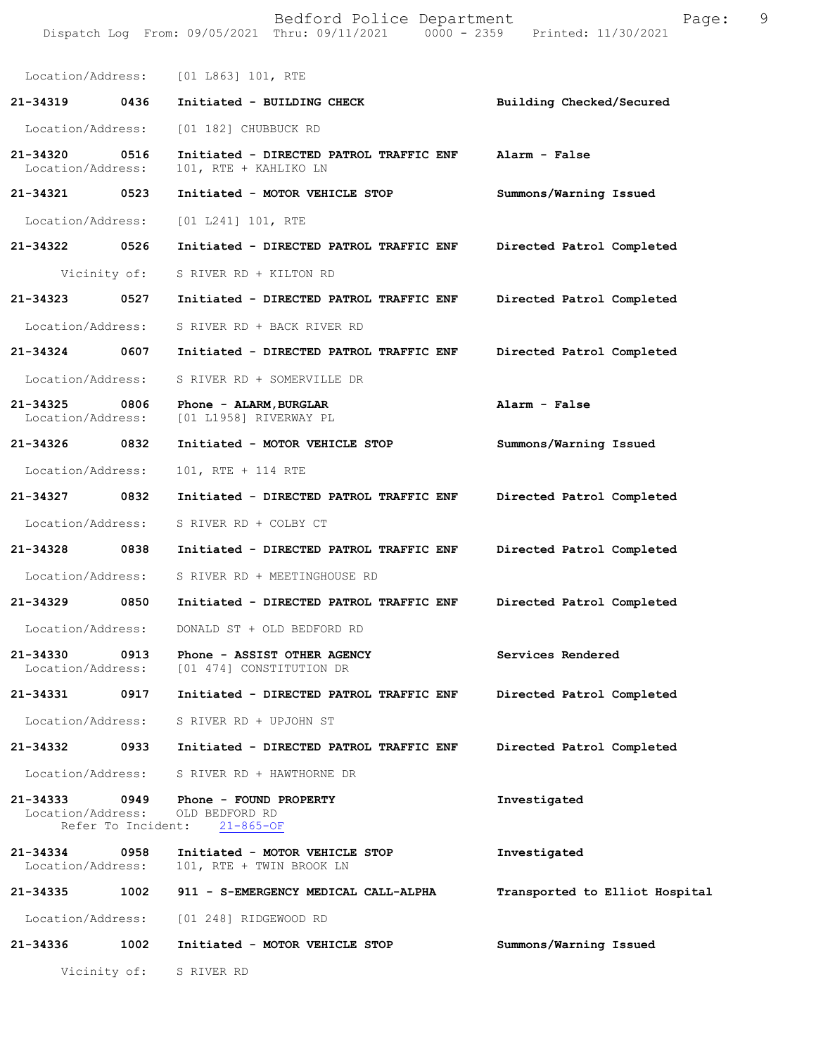Location/Address: [01 L863] 101, RTE

**21-34319 0436 Initiated - BUILDING CHECK** **Building Checked/Secured**
Location/Address: [01 182] CHUBBUCK RD

**21-34320 0516 Initiated - DIRECTED PATROL TRAFFIC ENF** **Alarm - False**
Location/Address: 101, RTE + KAHLIKO LN

**21-34321 0523 Initiated - MOTOR VEHICLE STOP** **Summons/Warning Issued**
Location/Address: [01 L241] 101, RTE

**21-34322 0526 Initiated - DIRECTED PATROL TRAFFIC ENF** **Directed Patrol Completed**
Vicinity of: S RIVER RD + KILTON RD

**21-34323 0527 Initiated - DIRECTED PATROL TRAFFIC ENF** **Directed Patrol Completed**
Location/Address: S RIVER RD + BACK RIVER RD

**21-34324 0607 Initiated - DIRECTED PATROL TRAFFIC ENF** **Directed Patrol Completed**
Location/Address: S RIVER RD + SOMERVILLE DR

**21-34325 0806 Phone - ALARM,BURGLAR** **Alarm - False**
Location/Address: [01 L1958] RIVERWAY PL

**21-34326 0832 Initiated - MOTOR VEHICLE STOP** **Summons/Warning Issued**
Location/Address: 101, RTE + 114 RTE

**21-34327 0832 Initiated - DIRECTED PATROL TRAFFIC ENF** **Directed Patrol Completed**
Location/Address: S RIVER RD + COLBY CT

**21-34328 0838 Initiated - DIRECTED PATROL TRAFFIC ENF** **Directed Patrol Completed**
Location/Address: S RIVER RD + MEETINGHOUSE RD

**21-34329 0850 Initiated - DIRECTED PATROL TRAFFIC ENF** **Directed Patrol Completed**
Location/Address: DONALD ST + OLD BEDFORD RD

**21-34330 0913 Phone - ASSIST OTHER AGENCY** **Services Rendered**
Location/Address: [01 474] CONSTITUTION DR

**21-34331 0917 Initiated - DIRECTED PATROL TRAFFIC ENF** **Directed Patrol Completed**
Location/Address: S RIVER RD + UPJOHN ST

**21-34332 0933 Initiated - DIRECTED PATROL TRAFFIC ENF** **Directed Patrol Completed**
Location/Address: S RIVER RD + HAWTHORNE DR

**21-34333 0949 Phone - FOUND PROPERTY** **Investigated**
Location/Address: OLD BEDFORD RD
Refer To Incident: 21-865-OF

**21-34334 0958 Initiated - MOTOR VEHICLE STOP** **Investigated**
Location/Address: 101, RTE + TWIN BROOK LN

**21-34335 1002 911 - S-EMERGENCY MEDICAL CALL-ALPHA** **Transported to Elliot Hospital**
Location/Address: [01 248] RIDGEWOOD RD

**21-34336 1002 Initiated - MOTOR VEHICLE STOP** **Summons/Warning Issued**
Vicinity of: S RIVER RD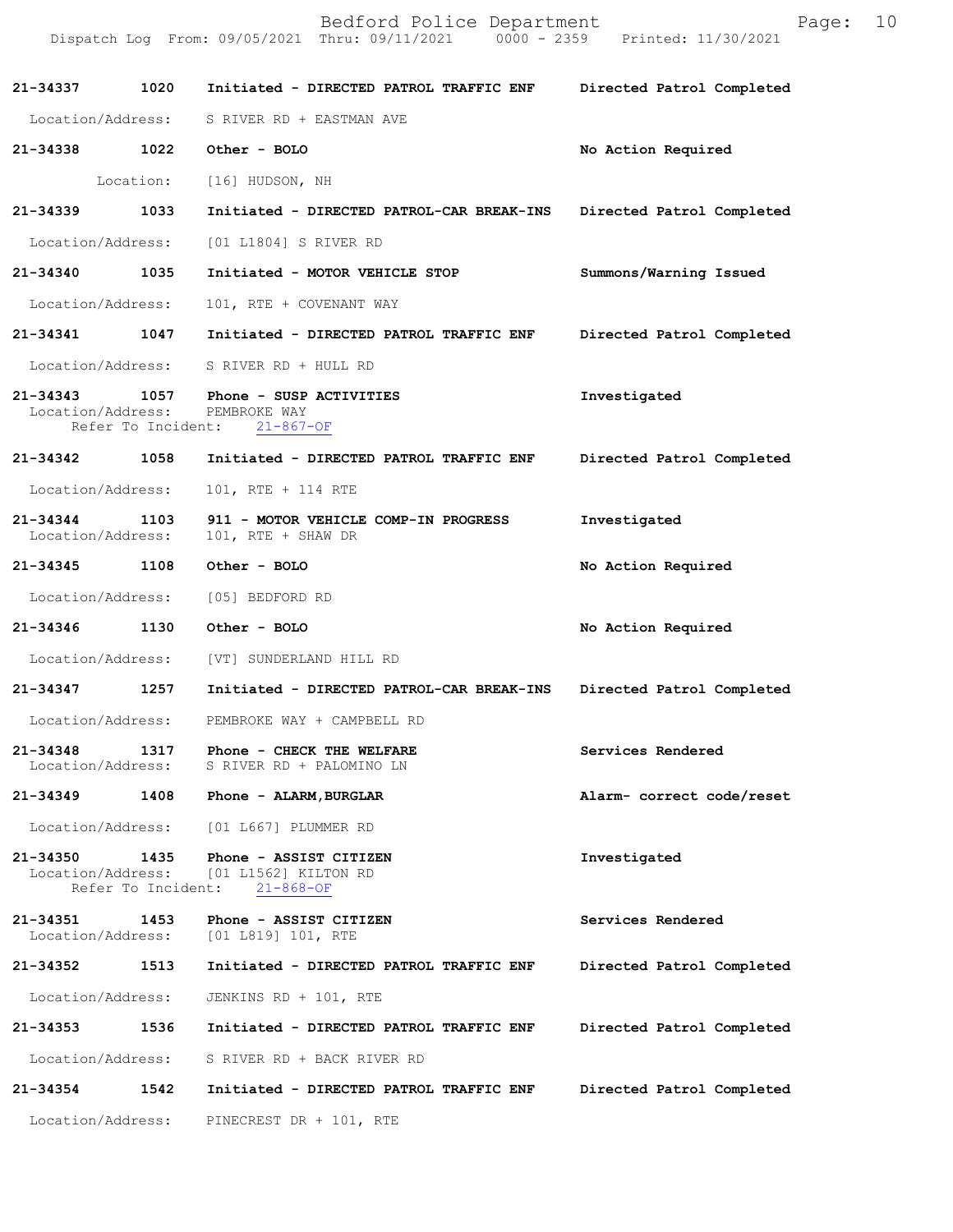**21-34337 1020 Initiated - DIRECTED PATROL TRAFFIC ENF — Directed Patrol Completed**

Location/Address: S RIVER RD + EASTMAN AVE

**21-34338 1022 Other - BOLO — No Action Required**

Location: [16] HUDSON, NH

**21-34339 1033 Initiated - DIRECTED PATROL-CAR BREAK-INS — Directed Patrol Completed**

Location/Address: [01 L1804] S RIVER RD

**21-34340 1035 Initiated - MOTOR VEHICLE STOP — Summons/Warning Issued**

Location/Address: 101, RTE + COVENANT WAY

**21-34341 1047 Initiated - DIRECTED PATROL TRAFFIC ENF — Directed Patrol Completed**

Location/Address: S RIVER RD + HULL RD

**21-34343 1057 Phone - SUSP ACTIVITIES — Investigated**

Location/Address: PEMBROKE WAY
Refer To Incident: 21-867-OF

**21-34342 1058 Initiated - DIRECTED PATROL TRAFFIC ENF — Directed Patrol Completed**

Location/Address: 101, RTE + 114 RTE

**21-34344 1103 911 - MOTOR VEHICLE COMP-IN PROGRESS — Investigated**

Location/Address: 101, RTE + SHAW DR

**21-34345 1108 Other - BOLO — No Action Required**

Location/Address: [05] BEDFORD RD

**21-34346 1130 Other - BOLO — No Action Required**

Location/Address: [VT] SUNDERLAND HILL RD

**21-34347 1257 Initiated - DIRECTED PATROL-CAR BREAK-INS — Directed Patrol Completed**

Location/Address: PEMBROKE WAY + CAMPBELL RD

**21-34348 1317 Phone - CHECK THE WELFARE — Services Rendered**

Location/Address: S RIVER RD + PALOMINO LN

**21-34349 1408 Phone - ALARM,BURGLAR — Alarm- correct code/reset**

Location/Address: [01 L667] PLUMMER RD

**21-34350 1435 Phone - ASSIST CITIZEN — Investigated**

Location/Address: [01 L1562] KILTON RD
Refer To Incident: 21-868-OF

**21-34351 1453 Phone - ASSIST CITIZEN — Services Rendered**

Location/Address: [01 L819] 101, RTE

**21-34352 1513 Initiated - DIRECTED PATROL TRAFFIC ENF — Directed Patrol Completed**

Location/Address: JENKINS RD + 101, RTE

**21-34353 1536 Initiated - DIRECTED PATROL TRAFFIC ENF — Directed Patrol Completed**

Location/Address: S RIVER RD + BACK RIVER RD

**21-34354 1542 Initiated - DIRECTED PATROL TRAFFIC ENF — Directed Patrol Completed**

Location/Address: PINECREST DR + 101, RTE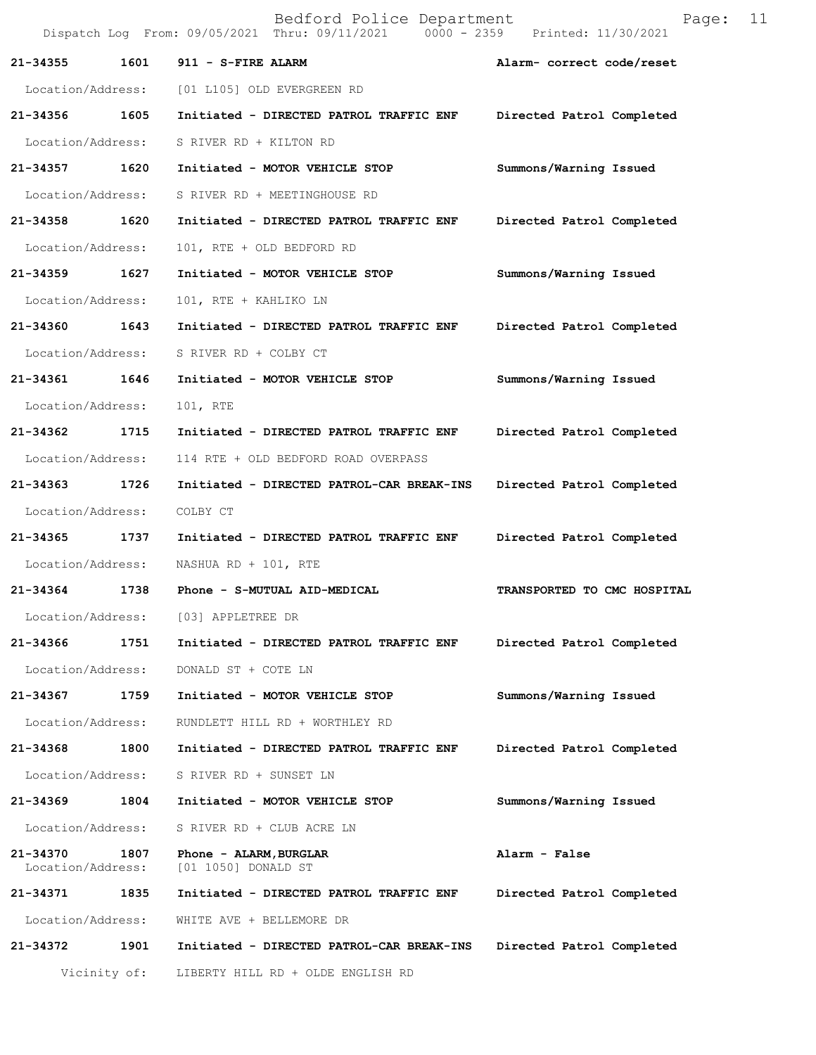| Call # | Time | Call Reason / Action | Disposition |
| --- | --- | --- | --- |
| 21-34355 | 1601 | 911 - S-FIRE ALARM | Alarm- correct code/reset |
| Location/Address: | | [01 L105] OLD EVERGREEN RD | |
| 21-34356 | 1605 | Initiated - DIRECTED PATROL TRAFFIC ENF | Directed Patrol Completed |
| Location/Address: | | S RIVER RD + KILTON RD | |
| 21-34357 | 1620 | Initiated - MOTOR VEHICLE STOP | Summons/Warning Issued |
| Location/Address: | | S RIVER RD + MEETINGHOUSE RD | |
| 21-34358 | 1620 | Initiated - DIRECTED PATROL TRAFFIC ENF | Directed Patrol Completed |
| Location/Address: | | 101, RTE + OLD BEDFORD RD | |
| 21-34359 | 1627 | Initiated - MOTOR VEHICLE STOP | Summons/Warning Issued |
| Location/Address: | | 101, RTE + KAHLIKO LN | |
| 21-34360 | 1643 | Initiated - DIRECTED PATROL TRAFFIC ENF | Directed Patrol Completed |
| Location/Address: | | S RIVER RD + COLBY CT | |
| 21-34361 | 1646 | Initiated - MOTOR VEHICLE STOP | Summons/Warning Issued |
| Location/Address: | | 101, RTE | |
| 21-34362 | 1715 | Initiated - DIRECTED PATROL TRAFFIC ENF | Directed Patrol Completed |
| Location/Address: | | 114 RTE + OLD BEDFORD ROAD OVERPASS | |
| 21-34363 | 1726 | Initiated - DIRECTED PATROL-CAR BREAK-INS | Directed Patrol Completed |
| Location/Address: | | COLBY CT | |
| 21-34365 | 1737 | Initiated - DIRECTED PATROL TRAFFIC ENF | Directed Patrol Completed |
| Location/Address: | | NASHUA RD + 101, RTE | |
| 21-34364 | 1738 | Phone - S-MUTUAL AID-MEDICAL | TRANSPORTED TO CMC HOSPITAL |
| Location/Address: | | [03] APPLETREE DR | |
| 21-34366 | 1751 | Initiated - DIRECTED PATROL TRAFFIC ENF | Directed Patrol Completed |
| Location/Address: | | DONALD ST + COTE LN | |
| 21-34367 | 1759 | Initiated - MOTOR VEHICLE STOP | Summons/Warning Issued |
| Location/Address: | | RUNDLETT HILL RD + WORTHLEY RD | |
| 21-34368 | 1800 | Initiated - DIRECTED PATROL TRAFFIC ENF | Directed Patrol Completed |
| Location/Address: | | S RIVER RD + SUNSET LN | |
| 21-34369 | 1804 | Initiated - MOTOR VEHICLE STOP | Summons/Warning Issued |
| Location/Address: | | S RIVER RD + CLUB ACRE LN | |
| 21-34370 | 1807 | Phone - ALARM,BURGLAR | Alarm - False |
| Location/Address: | | [01 1050] DONALD ST | |
| 21-34371 | 1835 | Initiated - DIRECTED PATROL TRAFFIC ENF | Directed Patrol Completed |
| Location/Address: | | WHITE AVE + BELLEMORE DR | |
| 21-34372 | 1901 | Initiated - DIRECTED PATROL-CAR BREAK-INS | Directed Patrol Completed |
| Vicinity of: | | LIBERTY HILL RD + OLDE ENGLISH RD | |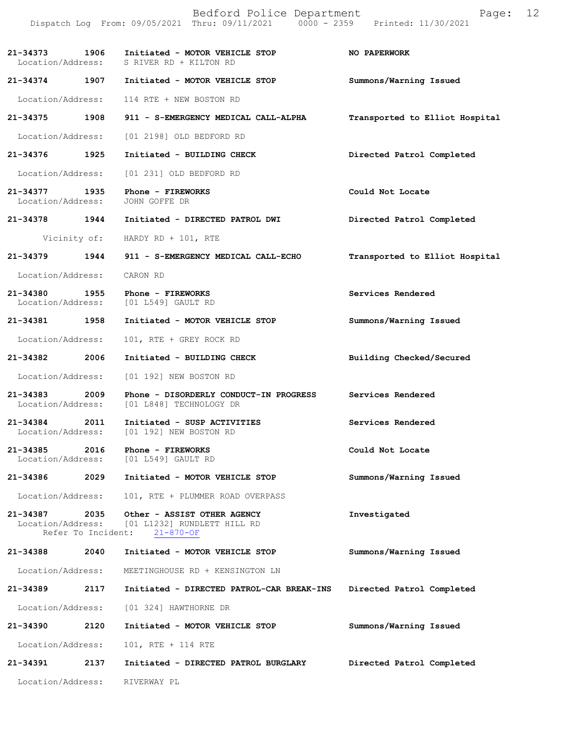**21-34373** 1906 Initiated - MOTOR VEHICLE STOP — NO PAPERWORK
Location/Address: S RIVER RD + KILTON RD

**21-34374** 1907 Initiated - MOTOR VEHICLE STOP — Summons/Warning Issued
Location/Address: 114 RTE + NEW BOSTON RD

**21-34375** 1908 911 - S-EMERGENCY MEDICAL CALL-ALPHA — Transported to Elliot Hospital
Location/Address: [01 2198] OLD BEDFORD RD

**21-34376** 1925 Initiated - BUILDING CHECK — Directed Patrol Completed
Location/Address: [01 231] OLD BEDFORD RD

**21-34377** 1935 Phone - FIREWORKS — Could Not Locate
Location/Address: JOHN GOFFE DR

**21-34378** 1944 Initiated - DIRECTED PATROL DWI — Directed Patrol Completed
Vicinity of: HARDY RD + 101, RTE

**21-34379** 1944 911 - S-EMERGENCY MEDICAL CALL-ECHO — Transported to Elliot Hospital
Location/Address: CARON RD

**21-34380** 1955 Phone - FIREWORKS — Services Rendered
Location/Address: [01 L549] GAULT RD

**21-34381** 1958 Initiated - MOTOR VEHICLE STOP — Summons/Warning Issued
Location/Address: 101, RTE + GREY ROCK RD

**21-34382** 2006 Initiated - BUILDING CHECK — Building Checked/Secured
Location/Address: [01 192] NEW BOSTON RD

**21-34383** 2009 Phone - DISORDERLY CONDUCT-IN PROGRESS — Services Rendered
Location/Address: [01 L848] TECHNOLOGY DR

**21-34384** 2011 Initiated - SUSP ACTIVITIES — Services Rendered
Location/Address: [01 192] NEW BOSTON RD

**21-34385** 2016 Phone - FIREWORKS — Could Not Locate
Location/Address: [01 L549] GAULT RD

**21-34386** 2029 Initiated - MOTOR VEHICLE STOP — Summons/Warning Issued
Location/Address: 101, RTE + PLUMMER ROAD OVERPASS

**21-34387** 2035 Other - ASSIST OTHER AGENCY — Investigated
Location/Address: [01 L1232] RUNDLETT HILL RD
Refer To Incident: 21-870-OF

**21-34388** 2040 Initiated - MOTOR VEHICLE STOP — Summons/Warning Issued
Location/Address: MEETINGHOUSE RD + KENSINGTON LN

**21-34389** 2117 Initiated - DIRECTED PATROL-CAR BREAK-INS — Directed Patrol Completed
Location/Address: [01 324] HAWTHORNE DR

**21-34390** 2120 Initiated - MOTOR VEHICLE STOP — Summons/Warning Issued
Location/Address: 101, RTE + 114 RTE

**21-34391** 2137 Initiated - DIRECTED PATROL BURGLARY — Directed Patrol Completed
Location/Address: RIVERWAY PL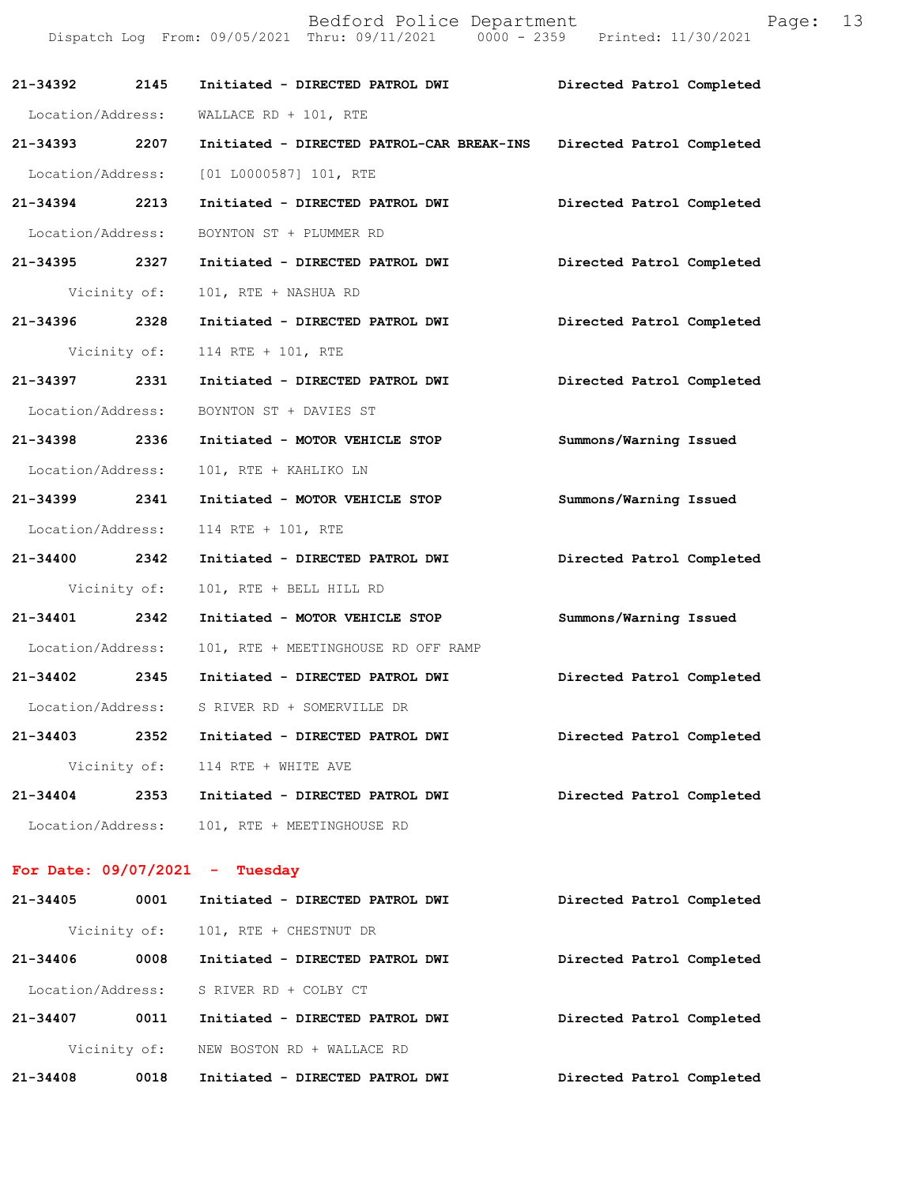**21-34392** **2145** **Initiated - DIRECTED PATROL DWI** **Directed Patrol Completed**

Location/Address: WALLACE RD + 101, RTE

**21-34393** **2207** **Initiated - DIRECTED PATROL-CAR BREAK-INS** **Directed Patrol Completed**

Location/Address: [01 L0000587] 101, RTE

**21-34394** **2213** **Initiated - DIRECTED PATROL DWI** **Directed Patrol Completed**

Location/Address: BOYNTON ST + PLUMMER RD

**21-34395** **2327** **Initiated - DIRECTED PATROL DWI** **Directed Patrol Completed**

Vicinity of: 101, RTE + NASHUA RD

**21-34396** **2328** **Initiated - DIRECTED PATROL DWI** **Directed Patrol Completed**

Vicinity of: 114 RTE + 101, RTE

**21-34397** **2331** **Initiated - DIRECTED PATROL DWI** **Directed Patrol Completed**

Location/Address: BOYNTON ST + DAVIES ST

**21-34398** **2336** **Initiated - MOTOR VEHICLE STOP** **Summons/Warning Issued**

Location/Address: 101, RTE + KAHLIKO LN

**21-34399** **2341** **Initiated - MOTOR VEHICLE STOP** **Summons/Warning Issued**

Location/Address: 114 RTE + 101, RTE

**21-34400** **2342** **Initiated - DIRECTED PATROL DWI** **Directed Patrol Completed**

Vicinity of: 101, RTE + BELL HILL RD

**21-34401** **2342** **Initiated - MOTOR VEHICLE STOP** **Summons/Warning Issued**

Location/Address: 101, RTE + MEETINGHOUSE RD OFF RAMP

**21-34402** **2345** **Initiated - DIRECTED PATROL DWI** **Directed Patrol Completed**

Location/Address: S RIVER RD + SOMERVILLE DR

**21-34403** **2352** **Initiated - DIRECTED PATROL DWI** **Directed Patrol Completed**

Vicinity of: 114 RTE + WHITE AVE

**21-34404** **2353** **Initiated - DIRECTED PATROL DWI** **Directed Patrol Completed**

Location/Address: 101, RTE + MEETINGHOUSE RD

## For Date: 09/07/2021 - Tuesday

**21-34405** **0001** **Initiated - DIRECTED PATROL DWI** **Directed Patrol Completed**

Vicinity of: 101, RTE + CHESTNUT DR

**21-34406** **0008** **Initiated - DIRECTED PATROL DWI** **Directed Patrol Completed**

Location/Address: S RIVER RD + COLBY CT

**21-34407** **0011** **Initiated - DIRECTED PATROL DWI** **Directed Patrol Completed**

Vicinity of: NEW BOSTON RD + WALLACE RD

**21-34408** **0018** **Initiated - DIRECTED PATROL DWI** **Directed Patrol Completed**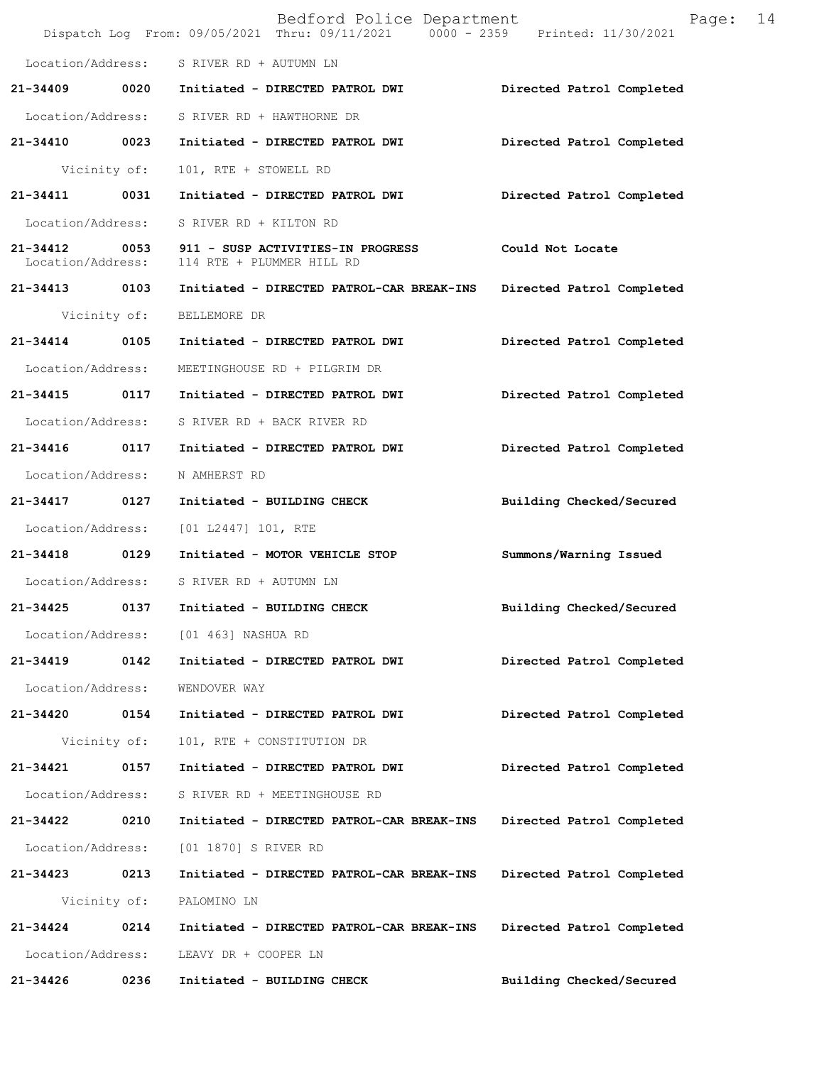Location/Address: S RIVER RD + AUTUMN LN

**21-34409 0020 Initiated - DIRECTED PATROL DWI** Directed Patrol Completed

Location/Address: S RIVER RD + HAWTHORNE DR

**21-34410 0023 Initiated - DIRECTED PATROL DWI** Directed Patrol Completed

Vicinity of: 101, RTE + STOWELL RD

**21-34411 0031 Initiated - DIRECTED PATROL DWI** Directed Patrol Completed

Location/Address: S RIVER RD + KILTON RD

**21-34412 0053 911 - SUSP ACTIVITIES-IN PROGRESS** Could Not Locate

Location/Address: 114 RTE + PLUMMER HILL RD

**21-34413 0103 Initiated - DIRECTED PATROL-CAR BREAK-INS** Directed Patrol Completed

Vicinity of: BELLEMORE DR

**21-34414 0105 Initiated - DIRECTED PATROL DWI** Directed Patrol Completed

Location/Address: MEETINGHOUSE RD + PILGRIM DR

**21-34415 0117 Initiated - DIRECTED PATROL DWI** Directed Patrol Completed

Location/Address: S RIVER RD + BACK RIVER RD

**21-34416 0117 Initiated - DIRECTED PATROL DWI** Directed Patrol Completed

Location/Address: N AMHERST RD

**21-34417 0127 Initiated - BUILDING CHECK** Building Checked/Secured

Location/Address: [01 L2447] 101, RTE

**21-34418 0129 Initiated - MOTOR VEHICLE STOP** Summons/Warning Issued

Location/Address: S RIVER RD + AUTUMN LN

**21-34425 0137 Initiated - BUILDING CHECK** Building Checked/Secured

Location/Address: [01 463] NASHUA RD

**21-34419 0142 Initiated - DIRECTED PATROL DWI** Directed Patrol Completed

Location/Address: WENDOVER WAY

**21-34420 0154 Initiated - DIRECTED PATROL DWI** Directed Patrol Completed

Vicinity of: 101, RTE + CONSTITUTION DR

**21-34421 0157 Initiated - DIRECTED PATROL DWI** Directed Patrol Completed

Location/Address: S RIVER RD + MEETINGHOUSE RD

**21-34422 0210 Initiated - DIRECTED PATROL-CAR BREAK-INS** Directed Patrol Completed

Location/Address: [01 1870] S RIVER RD

**21-34423 0213 Initiated - DIRECTED PATROL-CAR BREAK-INS** Directed Patrol Completed

Vicinity of: PALOMINO LN

**21-34424 0214 Initiated - DIRECTED PATROL-CAR BREAK-INS** Directed Patrol Completed

Location/Address: LEAVY DR + COOPER LN

**21-34426 0236 Initiated - BUILDING CHECK** Building Checked/Secured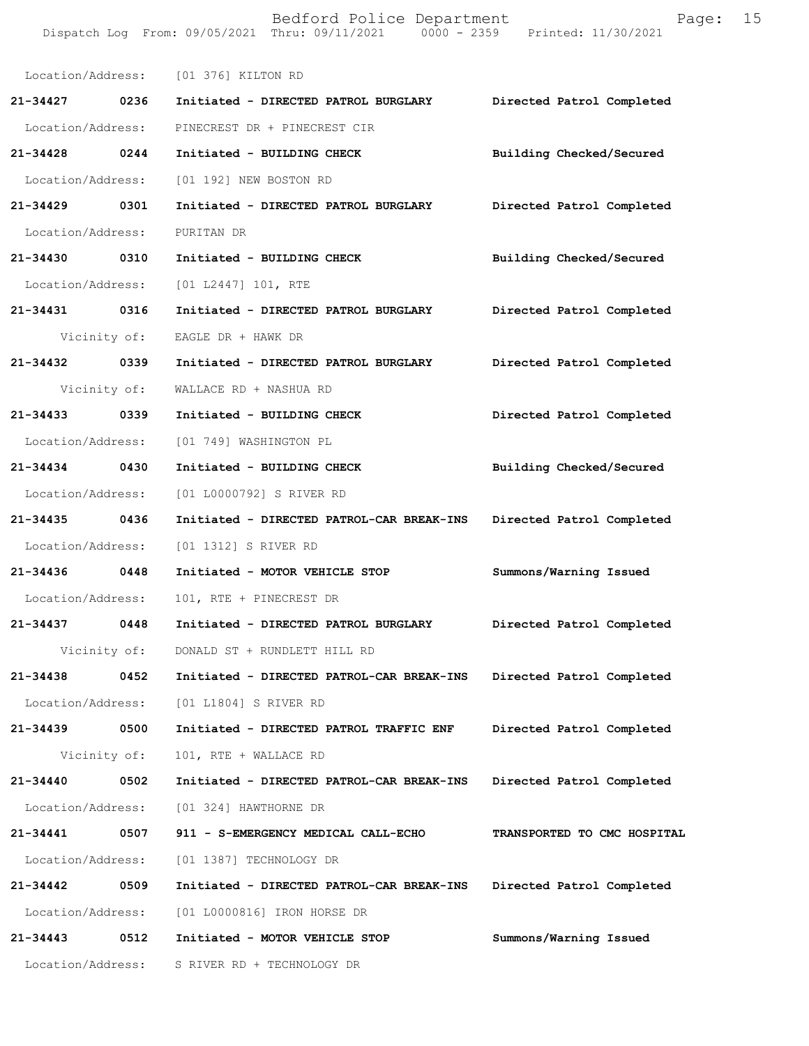Location/Address: [01 376] KILTON RD

**21-34427 0236 Initiated - DIRECTED PATROL BURGLARY Directed Patrol Completed**

Location/Address: PINECREST DR + PINECREST CIR

**21-34428 0244 Initiated - BUILDING CHECK Building Checked/Secured**

Location/Address: [01 192] NEW BOSTON RD

**21-34429 0301 Initiated - DIRECTED PATROL BURGLARY Directed Patrol Completed**

Location/Address: PURITAN DR

**21-34430 0310 Initiated - BUILDING CHECK Building Checked/Secured**

Location/Address: [01 L2447] 101, RTE

**21-34431 0316 Initiated - DIRECTED PATROL BURGLARY Directed Patrol Completed**

Vicinity of: EAGLE DR + HAWK DR

**21-34432 0339 Initiated - DIRECTED PATROL BURGLARY Directed Patrol Completed**

Vicinity of: WALLACE RD + NASHUA RD

**21-34433 0339 Initiated - BUILDING CHECK Directed Patrol Completed**

Location/Address: [01 749] WASHINGTON PL

**21-34434 0430 Initiated - BUILDING CHECK Building Checked/Secured**

Location/Address: [01 L0000792] S RIVER RD

**21-34435 0436 Initiated - DIRECTED PATROL-CAR BREAK-INS Directed Patrol Completed**

Location/Address: [01 1312] S RIVER RD

**21-34436 0448 Initiated - MOTOR VEHICLE STOP Summons/Warning Issued**

Location/Address: 101, RTE + PINECREST DR

**21-34437 0448 Initiated - DIRECTED PATROL BURGLARY Directed Patrol Completed**

Vicinity of: DONALD ST + RUNDLETT HILL RD

**21-34438 0452 Initiated - DIRECTED PATROL-CAR BREAK-INS Directed Patrol Completed**

Location/Address: [01 L1804] S RIVER RD

**21-34439 0500 Initiated - DIRECTED PATROL TRAFFIC ENF Directed Patrol Completed**

Vicinity of: 101, RTE + WALLACE RD

**21-34440 0502 Initiated - DIRECTED PATROL-CAR BREAK-INS Directed Patrol Completed**

Location/Address: [01 324] HAWTHORNE DR

**21-34441 0507 911 - S-EMERGENCY MEDICAL CALL-ECHO TRANSPORTED TO CMC HOSPITAL**

Location/Address: [01 1387] TECHNOLOGY DR

**21-34442 0509 Initiated - DIRECTED PATROL-CAR BREAK-INS Directed Patrol Completed**

Location/Address: [01 L0000816] IRON HORSE DR

**21-34443 0512 Initiated - MOTOR VEHICLE STOP Summons/Warning Issued**

Location/Address: S RIVER RD + TECHNOLOGY DR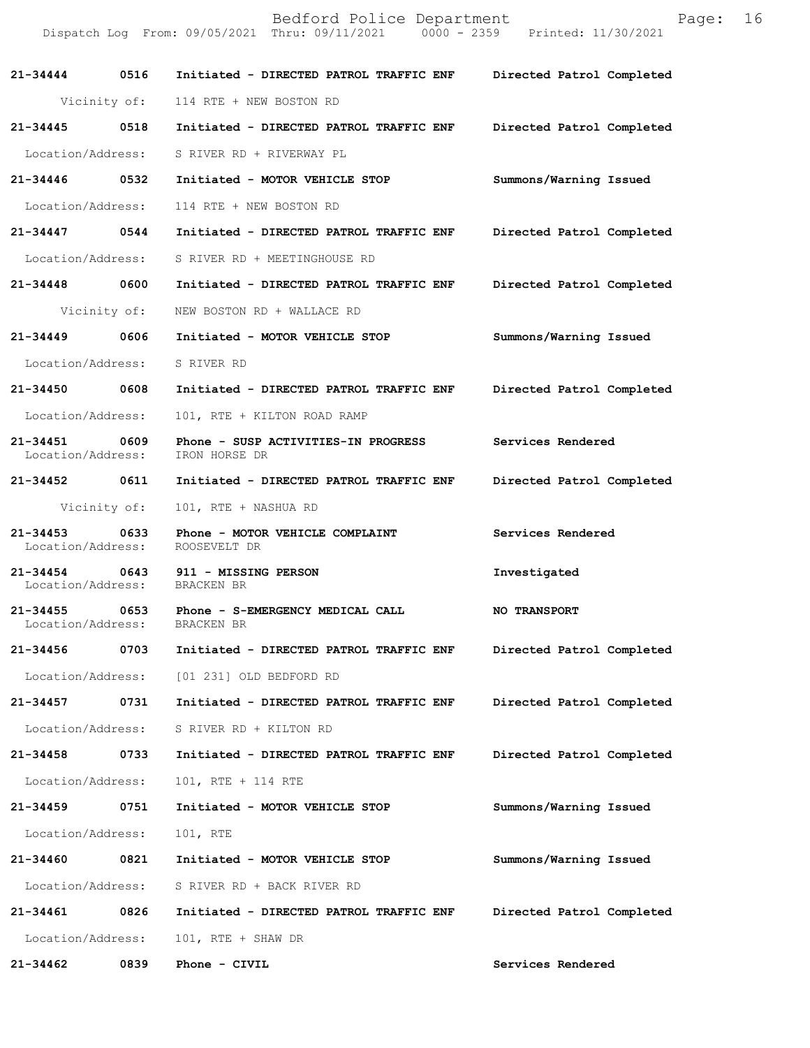| Call Number | Time | Call Reason | Action |
| --- | --- | --- | --- |
| **21-34444** | **0516** | **Initiated - DIRECTED PATROL TRAFFIC ENF** | **Directed Patrol Completed** |
| Vicinity of: | | 114 RTE + NEW BOSTON RD | |
| **21-34445** | **0518** | **Initiated - DIRECTED PATROL TRAFFIC ENF** | **Directed Patrol Completed** |
| Location/Address: | | S RIVER RD + RIVERWAY PL | |
| **21-34446** | **0532** | **Initiated - MOTOR VEHICLE STOP** | **Summons/Warning Issued** |
| Location/Address: | | 114 RTE + NEW BOSTON RD | |
| **21-34447** | **0544** | **Initiated - DIRECTED PATROL TRAFFIC ENF** | **Directed Patrol Completed** |
| Location/Address: | | S RIVER RD + MEETINGHOUSE RD | |
| **21-34448** | **0600** | **Initiated - DIRECTED PATROL TRAFFIC ENF** | **Directed Patrol Completed** |
| Vicinity of: | | NEW BOSTON RD + WALLACE RD | |
| **21-34449** | **0606** | **Initiated - MOTOR VEHICLE STOP** | **Summons/Warning Issued** |
| Location/Address: | | S RIVER RD | |
| **21-34450** | **0608** | **Initiated - DIRECTED PATROL TRAFFIC ENF** | **Directed Patrol Completed** |
| Location/Address: | | 101, RTE + KILTON ROAD RAMP | |
| **21-34451** | **0609** | **Phone - SUSP ACTIVITIES-IN PROGRESS** | **Services Rendered** |
| Location/Address: | | IRON HORSE DR | |
| **21-34452** | **0611** | **Initiated - DIRECTED PATROL TRAFFIC ENF** | **Directed Patrol Completed** |
| Vicinity of: | | 101, RTE + NASHUA RD | |
| **21-34453** | **0633** | **Phone - MOTOR VEHICLE COMPLAINT** | **Services Rendered** |
| Location/Address: | | ROOSEVELT DR | |
| **21-34454** | **0643** | **911 - MISSING PERSON** | **Investigated** |
| Location/Address: | | BRACKEN BR | |
| **21-34455** | **0653** | **Phone - S-EMERGENCY MEDICAL CALL** | **NO TRANSPORT** |
| Location/Address: | | BRACKEN BR | |
| **21-34456** | **0703** | **Initiated - DIRECTED PATROL TRAFFIC ENF** | **Directed Patrol Completed** |
| Location/Address: | | [01 231] OLD BEDFORD RD | |
| **21-34457** | **0731** | **Initiated - DIRECTED PATROL TRAFFIC ENF** | **Directed Patrol Completed** |
| Location/Address: | | S RIVER RD + KILTON RD | |
| **21-34458** | **0733** | **Initiated - DIRECTED PATROL TRAFFIC ENF** | **Directed Patrol Completed** |
| Location/Address: | | 101, RTE + 114 RTE | |
| **21-34459** | **0751** | **Initiated - MOTOR VEHICLE STOP** | **Summons/Warning Issued** |
| Location/Address: | | 101, RTE | |
| **21-34460** | **0821** | **Initiated - MOTOR VEHICLE STOP** | **Summons/Warning Issued** |
| Location/Address: | | S RIVER RD + BACK RIVER RD | |
| **21-34461** | **0826** | **Initiated - DIRECTED PATROL TRAFFIC ENF** | **Directed Patrol Completed** |
| Location/Address: | | 101, RTE + SHAW DR | |
| **21-34462** | **0839** | **Phone - CIVIL** | **Services Rendered** |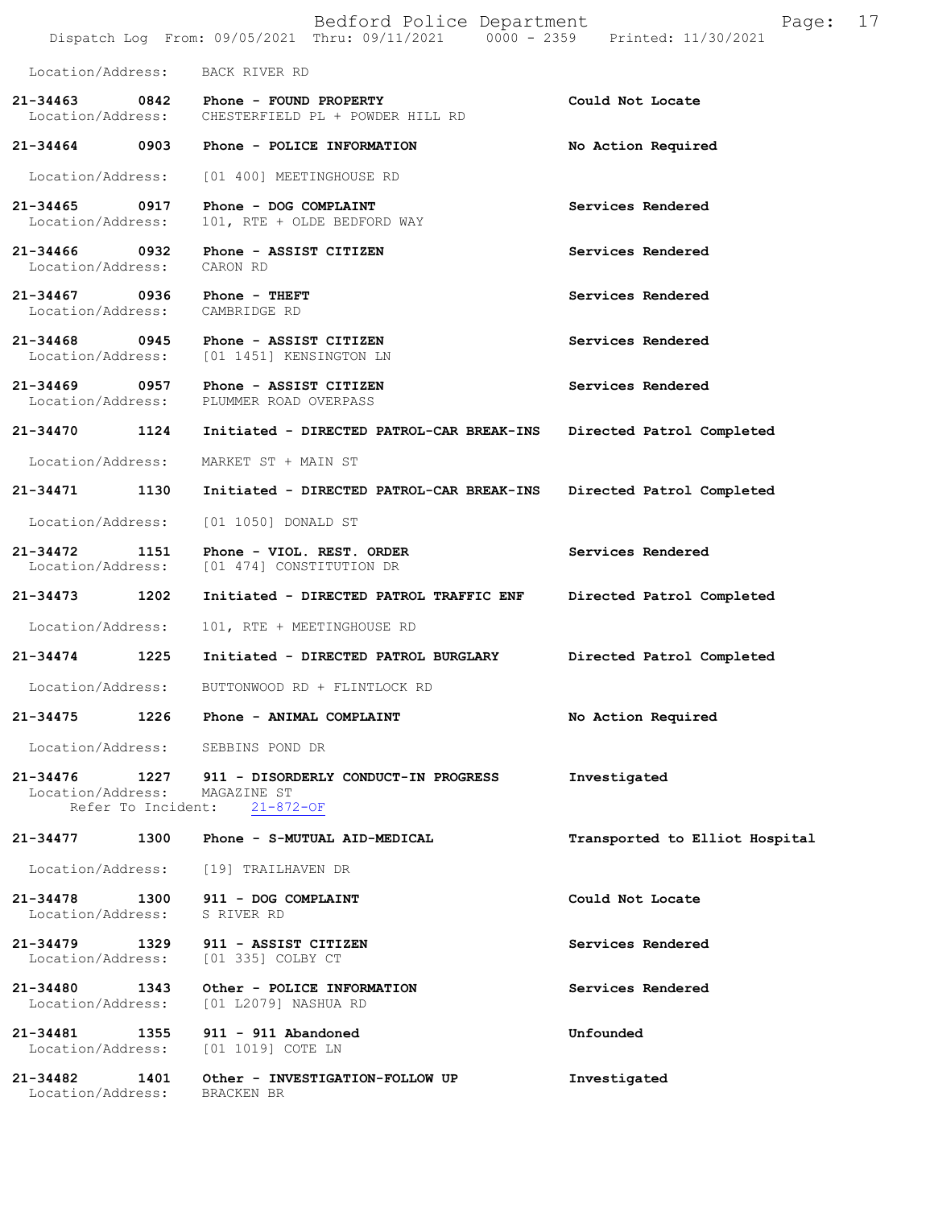Location/Address: BACK RIVER RD

**21-34463 0842 Phone - FOUND PROPERTY** — Could Not Locate
Location/Address: CHESTERFIELD PL + POWDER HILL RD

**21-34464 0903 Phone - POLICE INFORMATION** — No Action Required
Location/Address: [01 400] MEETINGHOUSE RD

**21-34465 0917 Phone - DOG COMPLAINT** — Services Rendered
Location/Address: 101, RTE + OLDE BEDFORD WAY

**21-34466 0932 Phone - ASSIST CITIZEN** — Services Rendered
Location/Address: CARON RD

**21-34467 0936 Phone - THEFT** — Services Rendered
Location/Address: CAMBRIDGE RD

**21-34468 0945 Phone - ASSIST CITIZEN** — Services Rendered
Location/Address: [01 1451] KENSINGTON LN

**21-34469 0957 Phone - ASSIST CITIZEN** — Services Rendered
Location/Address: PLUMMER ROAD OVERPASS

**21-34470 1124 Initiated - DIRECTED PATROL-CAR BREAK-INS** — Directed Patrol Completed
Location/Address: MARKET ST + MAIN ST

**21-34471 1130 Initiated - DIRECTED PATROL-CAR BREAK-INS** — Directed Patrol Completed
Location/Address: [01 1050] DONALD ST

**21-34472 1151 Phone - VIOL. REST. ORDER** — Services Rendered
Location/Address: [01 474] CONSTITUTION DR

**21-34473 1202 Initiated - DIRECTED PATROL TRAFFIC ENF** — Directed Patrol Completed
Location/Address: 101, RTE + MEETINGHOUSE RD

**21-34474 1225 Initiated - DIRECTED PATROL BURGLARY** — Directed Patrol Completed
Location/Address: BUTTONWOOD RD + FLINTLOCK RD

**21-34475 1226 Phone - ANIMAL COMPLAINT** — No Action Required
Location/Address: SEBBINS POND DR

**21-34476 1227 911 - DISORDERLY CONDUCT-IN PROGRESS** — Investigated
Location/Address: MAGAZINE ST
Refer To Incident: 21-872-OF

**21-34477 1300 Phone - S-MUTUAL AID-MEDICAL** — Transported to Elliot Hospital
Location/Address: [19] TRAILHAVEN DR

**21-34478 1300 911 - DOG COMPLAINT** — Could Not Locate
Location/Address: S RIVER RD

**21-34479 1329 911 - ASSIST CITIZEN** — Services Rendered
Location/Address: [01 335] COLBY CT

**21-34480 1343 Other - POLICE INFORMATION** — Services Rendered
Location/Address: [01 L2079] NASHUA RD

**21-34481 1355 911 - 911 Abandoned** — Unfounded
Location/Address: [01 1019] COTE LN

**21-34482 1401 Other - INVESTIGATION-FOLLOW UP** — Investigated
Location/Address: BRACKEN BR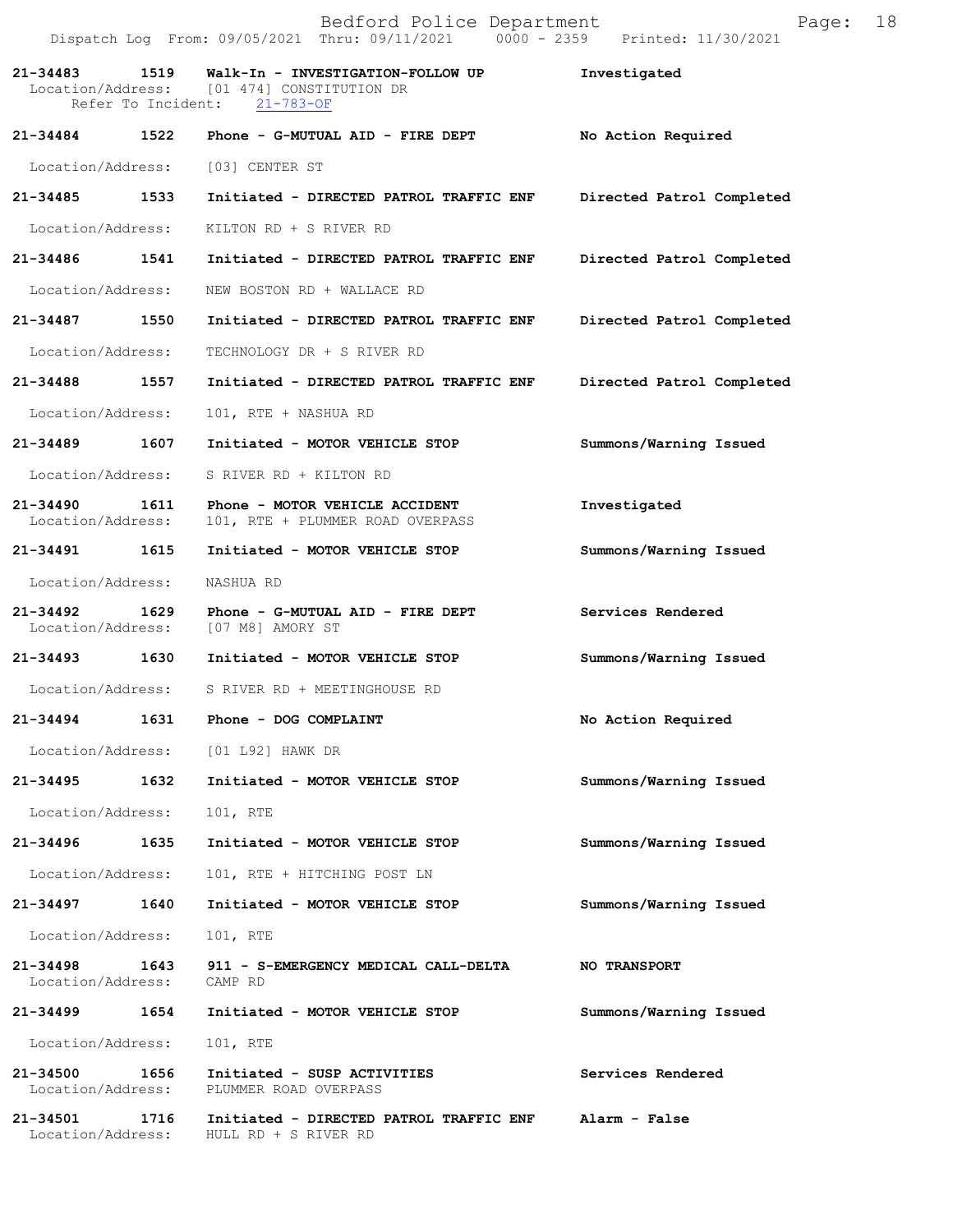**21-34483 1519 Walk-In - INVESTIGATION-FOLLOW UP** **Investigated**
Location/Address: [01 474] CONSTITUTION DR
Refer To Incident: 21-783-OF

**21-34484 1522 Phone - G-MUTUAL AID - FIRE DEPT** **No Action Required**
Location/Address: [03] CENTER ST

**21-34485 1533 Initiated - DIRECTED PATROL TRAFFIC ENF** **Directed Patrol Completed**
Location/Address: KILTON RD + S RIVER RD

**21-34486 1541 Initiated - DIRECTED PATROL TRAFFIC ENF** **Directed Patrol Completed**
Location/Address: NEW BOSTON RD + WALLACE RD

**21-34487 1550 Initiated - DIRECTED PATROL TRAFFIC ENF** **Directed Patrol Completed**
Location/Address: TECHNOLOGY DR + S RIVER RD

**21-34488 1557 Initiated - DIRECTED PATROL TRAFFIC ENF** **Directed Patrol Completed**
Location/Address: 101, RTE + NASHUA RD

**21-34489 1607 Initiated - MOTOR VEHICLE STOP** **Summons/Warning Issued**
Location/Address: S RIVER RD + KILTON RD

**21-34490 1611 Phone - MOTOR VEHICLE ACCIDENT** **Investigated**
Location/Address: 101, RTE + PLUMMER ROAD OVERPASS

**21-34491 1615 Initiated - MOTOR VEHICLE STOP** **Summons/Warning Issued**
Location/Address: NASHUA RD

**21-34492 1629 Phone - G-MUTUAL AID - FIRE DEPT** **Services Rendered**
Location/Address: [07 M8] AMORY ST

**21-34493 1630 Initiated - MOTOR VEHICLE STOP** **Summons/Warning Issued**
Location/Address: S RIVER RD + MEETINGHOUSE RD

**21-34494 1631 Phone - DOG COMPLAINT** **No Action Required**
Location/Address: [01 L92] HAWK DR

**21-34495 1632 Initiated - MOTOR VEHICLE STOP** **Summons/Warning Issued**
Location/Address: 101, RTE

**21-34496 1635 Initiated - MOTOR VEHICLE STOP** **Summons/Warning Issued**
Location/Address: 101, RTE + HITCHING POST LN

**21-34497 1640 Initiated - MOTOR VEHICLE STOP** **Summons/Warning Issued**
Location/Address: 101, RTE

**21-34498 1643 911 - S-EMERGENCY MEDICAL CALL-DELTA** **NO TRANSPORT**
Location/Address: CAMP RD

**21-34499 1654 Initiated - MOTOR VEHICLE STOP** **Summons/Warning Issued**
Location/Address: 101, RTE

**21-34500 1656 Initiated - SUSP ACTIVITIES** **Services Rendered**
Location/Address: PLUMMER ROAD OVERPASS

**21-34501 1716 Initiated - DIRECTED PATROL TRAFFIC ENF** **Alarm - False**
Location/Address: HULL RD + S RIVER RD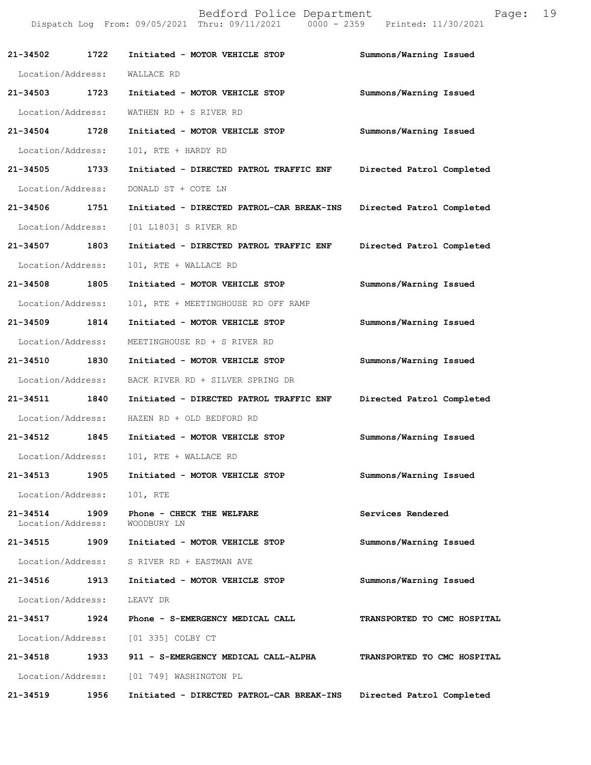Bedford Police Department

Dispatch Log From: 09/05/2021 Thru: 09/11/2021 0000 - 2359 Printed: 11/30/2021

**21-34502 1722 Initiated - MOTOR VEHICLE STOP Summons/Warning Issued**

Location/Address: WALLACE RD

**21-34503 1723 Initiated - MOTOR VEHICLE STOP Summons/Warning Issued**

Location/Address: WATHEN RD + S RIVER RD

**21-34504 1728 Initiated - MOTOR VEHICLE STOP Summons/Warning Issued**

Location/Address: 101, RTE + HARDY RD

**21-34505 1733 Initiated - DIRECTED PATROL TRAFFIC ENF Directed Patrol Completed**

Location/Address: DONALD ST + COTE LN

**21-34506 1751 Initiated - DIRECTED PATROL-CAR BREAK-INS Directed Patrol Completed**

Location/Address: [01 L1803] S RIVER RD

**21-34507 1803 Initiated - DIRECTED PATROL TRAFFIC ENF Directed Patrol Completed**

Location/Address: 101, RTE + WALLACE RD

**21-34508 1805 Initiated - MOTOR VEHICLE STOP Summons/Warning Issued**

Location/Address: 101, RTE + MEETINGHOUSE RD OFF RAMP

**21-34509 1814 Initiated - MOTOR VEHICLE STOP Summons/Warning Issued**

Location/Address: MEETINGHOUSE RD + S RIVER RD

**21-34510 1830 Initiated - MOTOR VEHICLE STOP Summons/Warning Issued**

Location/Address: BACK RIVER RD + SILVER SPRING DR

**21-34511 1840 Initiated - DIRECTED PATROL TRAFFIC ENF Directed Patrol Completed**

Location/Address: HAZEN RD + OLD BEDFORD RD

**21-34512 1845 Initiated - MOTOR VEHICLE STOP Summons/Warning Issued**

Location/Address: 101, RTE + WALLACE RD

**21-34513 1905 Initiated - MOTOR VEHICLE STOP Summons/Warning Issued**

Location/Address: 101, RTE

**21-34514 1909 Phone - CHECK THE WELFARE Services Rendered**

Location/Address: WOODBURY LN

**21-34515 1909 Initiated - MOTOR VEHICLE STOP Summons/Warning Issued**

Location/Address: S RIVER RD + EASTMAN AVE

**21-34516 1913 Initiated - MOTOR VEHICLE STOP Summons/Warning Issued**

Location/Address: LEAVY DR

**21-34517 1924 Phone - S-EMERGENCY MEDICAL CALL TRANSPORTED TO CMC HOSPITAL**

Location/Address: [01 335] COLBY CT

**21-34518 1933 911 - S-EMERGENCY MEDICAL CALL-ALPHA TRANSPORTED TO CMC HOSPITAL**

Location/Address: [01 749] WASHINGTON PL

**21-34519 1956 Initiated - DIRECTED PATROL-CAR BREAK-INS Directed Patrol Completed**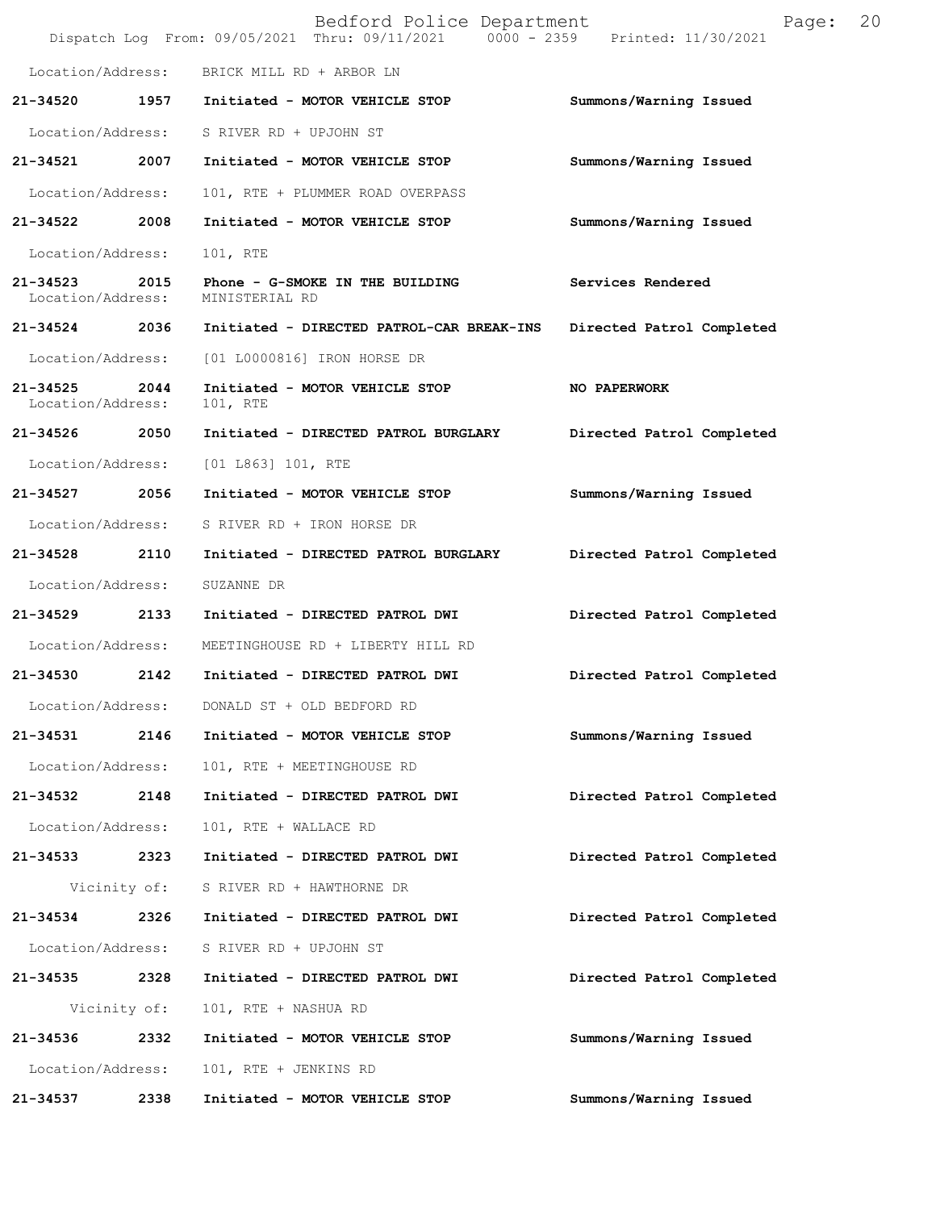Location/Address: BRICK MILL RD + ARBOR LN

**21-34520 1957 Initiated - MOTOR VEHICLE STOP Summons/Warning Issued**

Location/Address: S RIVER RD + UPJOHN ST

**21-34521 2007 Initiated - MOTOR VEHICLE STOP Summons/Warning Issued**

Location/Address: 101, RTE + PLUMMER ROAD OVERPASS

**21-34522 2008 Initiated - MOTOR VEHICLE STOP Summons/Warning Issued**

Location/Address: 101, RTE

**21-34523 2015 Phone - G-SMOKE IN THE BUILDING Services Rendered**
Location/Address: MINISTERIAL RD

**21-34524 2036 Initiated - DIRECTED PATROL-CAR BREAK-INS Directed Patrol Completed**

Location/Address: [01 L0000816] IRON HORSE DR

**21-34525 2044 Initiated - MOTOR VEHICLE STOP NO PAPERWORK**
Location/Address: 101, RTE

**21-34526 2050 Initiated - DIRECTED PATROL BURGLARY Directed Patrol Completed**

Location/Address: [01 L863] 101, RTE

**21-34527 2056 Initiated - MOTOR VEHICLE STOP Summons/Warning Issued**

Location/Address: S RIVER RD + IRON HORSE DR

**21-34528 2110 Initiated - DIRECTED PATROL BURGLARY Directed Patrol Completed**

Location/Address: SUZANNE DR

**21-34529 2133 Initiated - DIRECTED PATROL DWI Directed Patrol Completed**

Location/Address: MEETINGHOUSE RD + LIBERTY HILL RD

**21-34530 2142 Initiated - DIRECTED PATROL DWI Directed Patrol Completed**

Location/Address: DONALD ST + OLD BEDFORD RD

**21-34531 2146 Initiated - MOTOR VEHICLE STOP Summons/Warning Issued**

Location/Address: 101, RTE + MEETINGHOUSE RD

**21-34532 2148 Initiated - DIRECTED PATROL DWI Directed Patrol Completed**

Location/Address: 101, RTE + WALLACE RD

**21-34533 2323 Initiated - DIRECTED PATROL DWI Directed Patrol Completed**

Vicinity of: S RIVER RD + HAWTHORNE DR

**21-34534 2326 Initiated - DIRECTED PATROL DWI Directed Patrol Completed**

Location/Address: S RIVER RD + UPJOHN ST

**21-34535 2328 Initiated - DIRECTED PATROL DWI Directed Patrol Completed**

Vicinity of: 101, RTE + NASHUA RD

**21-34536 2332 Initiated - MOTOR VEHICLE STOP Summons/Warning Issued**

Location/Address: 101, RTE + JENKINS RD

**21-34537 2338 Initiated - MOTOR VEHICLE STOP Summons/Warning Issued**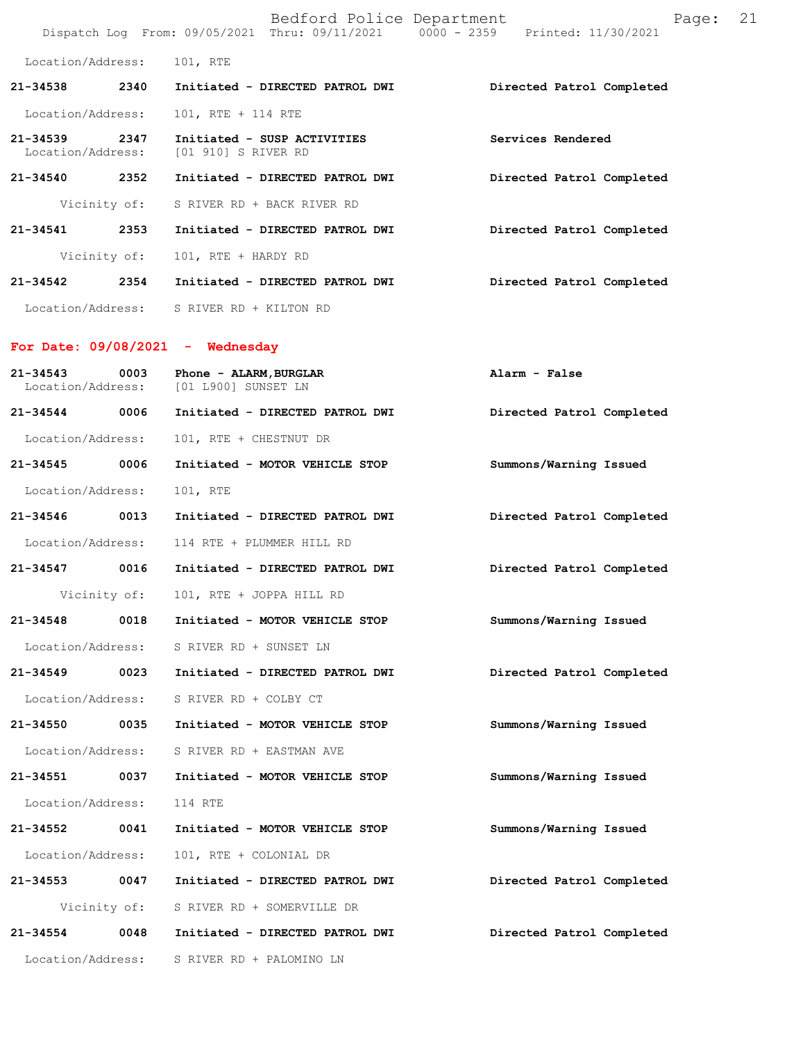Location/Address: 101, RTE

**21-34538** 2340 **Initiated - DIRECTED PATROL DWI** **Directed Patrol Completed**

Location/Address: 101, RTE + 114 RTE

**21-34539** 2347 **Initiated - SUSP ACTIVITIES** **Services Rendered**
Location/Address: [01 910] S RIVER RD

**21-34540** 2352 **Initiated - DIRECTED PATROL DWI** **Directed Patrol Completed**

Vicinity of: S RIVER RD + BACK RIVER RD

**21-34541** 2353 **Initiated - DIRECTED PATROL DWI** **Directed Patrol Completed**

Vicinity of: 101, RTE + HARDY RD

**21-34542** 2354 **Initiated - DIRECTED PATROL DWI** **Directed Patrol Completed**

Location/Address: S RIVER RD + KILTON RD

## For Date: 09/08/2021 - Wednesday

**21-34543** 0003 **Phone - ALARM,BURGLAR** **Alarm - False**
Location/Address: [01 L900] SUNSET LN

**21-34544** 0006 **Initiated - DIRECTED PATROL DWI** **Directed Patrol Completed**

Location/Address: 101, RTE + CHESTNUT DR

**21-34545** 0006 **Initiated - MOTOR VEHICLE STOP** **Summons/Warning Issued**

Location/Address: 101, RTE

**21-34546** 0013 **Initiated - DIRECTED PATROL DWI** **Directed Patrol Completed**

Location/Address: 114 RTE + PLUMMER HILL RD

**21-34547** 0016 **Initiated - DIRECTED PATROL DWI** **Directed Patrol Completed**

Vicinity of: 101, RTE + JOPPA HILL RD

**21-34548** 0018 **Initiated - MOTOR VEHICLE STOP** **Summons/Warning Issued**

Location/Address: S RIVER RD + SUNSET LN

**21-34549** 0023 **Initiated - DIRECTED PATROL DWI** **Directed Patrol Completed**

Location/Address: S RIVER RD + COLBY CT

**21-34550** 0035 **Initiated - MOTOR VEHICLE STOP** **Summons/Warning Issued**

Location/Address: S RIVER RD + EASTMAN AVE

**21-34551** 0037 **Initiated - MOTOR VEHICLE STOP** **Summons/Warning Issued**

Location/Address: 114 RTE

**21-34552** 0041 **Initiated - MOTOR VEHICLE STOP** **Summons/Warning Issued**

Location/Address: 101, RTE + COLONIAL DR

**21-34553** 0047 **Initiated - DIRECTED PATROL DWI** **Directed Patrol Completed**

Vicinity of: S RIVER RD + SOMERVILLE DR

**21-34554** 0048 **Initiated - DIRECTED PATROL DWI** **Directed Patrol Completed**

Location/Address: S RIVER RD + PALOMINO LN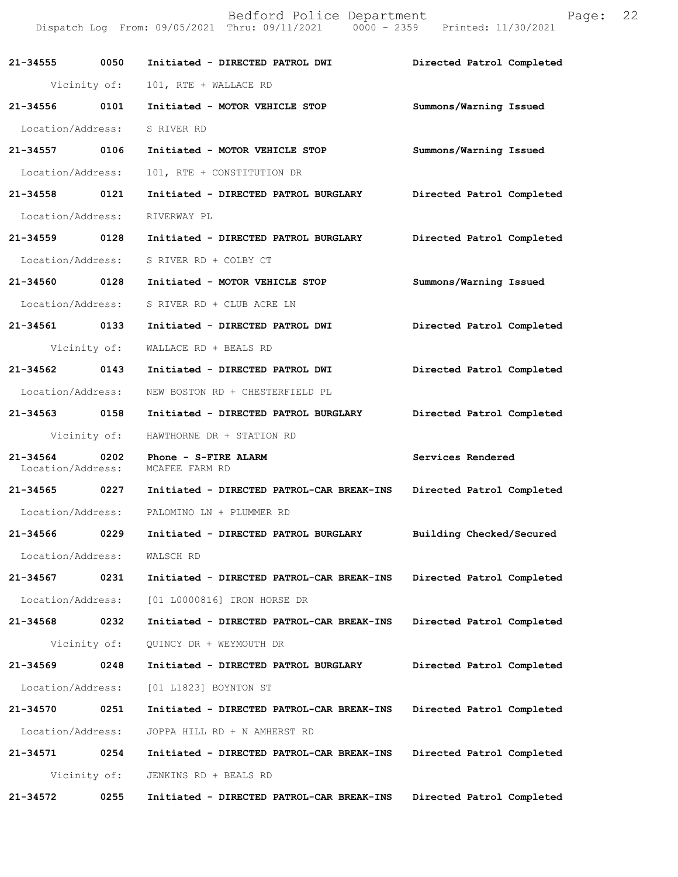| Call # | Time | Call Reason/Action | Disposition |
|---|---|---|---|
| 21-34555 | 0050 | Initiated - DIRECTED PATROL DWI | Directed Patrol Completed |
| Vicinity of: | | 101, RTE + WALLACE RD | |
| 21-34556 | 0101 | Initiated - MOTOR VEHICLE STOP | Summons/Warning Issued |
| Location/Address: | | S RIVER RD | |
| 21-34557 | 0106 | Initiated - MOTOR VEHICLE STOP | Summons/Warning Issued |
| Location/Address: | | 101, RTE + CONSTITUTION DR | |
| 21-34558 | 0121 | Initiated - DIRECTED PATROL BURGLARY | Directed Patrol Completed |
| Location/Address: | | RIVERWAY PL | |
| 21-34559 | 0128 | Initiated - DIRECTED PATROL BURGLARY | Directed Patrol Completed |
| Location/Address: | | S RIVER RD + COLBY CT | |
| 21-34560 | 0128 | Initiated - MOTOR VEHICLE STOP | Summons/Warning Issued |
| Location/Address: | | S RIVER RD + CLUB ACRE LN | |
| 21-34561 | 0133 | Initiated - DIRECTED PATROL DWI | Directed Patrol Completed |
| Vicinity of: | | WALLACE RD + BEALS RD | |
| 21-34562 | 0143 | Initiated - DIRECTED PATROL DWI | Directed Patrol Completed |
| Location/Address: | | NEW BOSTON RD + CHESTERFIELD PL | |
| 21-34563 | 0158 | Initiated - DIRECTED PATROL BURGLARY | Directed Patrol Completed |
| Vicinity of: | | HAWTHORNE DR + STATION RD | |
| 21-34564 | 0202 | Phone - S-FIRE ALARM | Services Rendered |
| Location/Address: | | MCAFEE FARM RD | |
| 21-34565 | 0227 | Initiated - DIRECTED PATROL-CAR BREAK-INS | Directed Patrol Completed |
| Location/Address: | | PALOMINO LN + PLUMMER RD | |
| 21-34566 | 0229 | Initiated - DIRECTED PATROL BURGLARY | Building Checked/Secured |
| Location/Address: | | WALSCH RD | |
| 21-34567 | 0231 | Initiated - DIRECTED PATROL-CAR BREAK-INS | Directed Patrol Completed |
| Location/Address: | | [01 L0000816] IRON HORSE DR | |
| 21-34568 | 0232 | Initiated - DIRECTED PATROL-CAR BREAK-INS | Directed Patrol Completed |
| Vicinity of: | | QUINCY DR + WEYMOUTH DR | |
| 21-34569 | 0248 | Initiated - DIRECTED PATROL BURGLARY | Directed Patrol Completed |
| Location/Address: | | [01 L1823] BOYNTON ST | |
| 21-34570 | 0251 | Initiated - DIRECTED PATROL-CAR BREAK-INS | Directed Patrol Completed |
| Location/Address: | | JOPPA HILL RD + N AMHERST RD | |
| 21-34571 | 0254 | Initiated - DIRECTED PATROL-CAR BREAK-INS | Directed Patrol Completed |
| Vicinity of: | | JENKINS RD + BEALS RD | |
| 21-34572 | 0255 | Initiated - DIRECTED PATROL-CAR BREAK-INS | Directed Patrol Completed |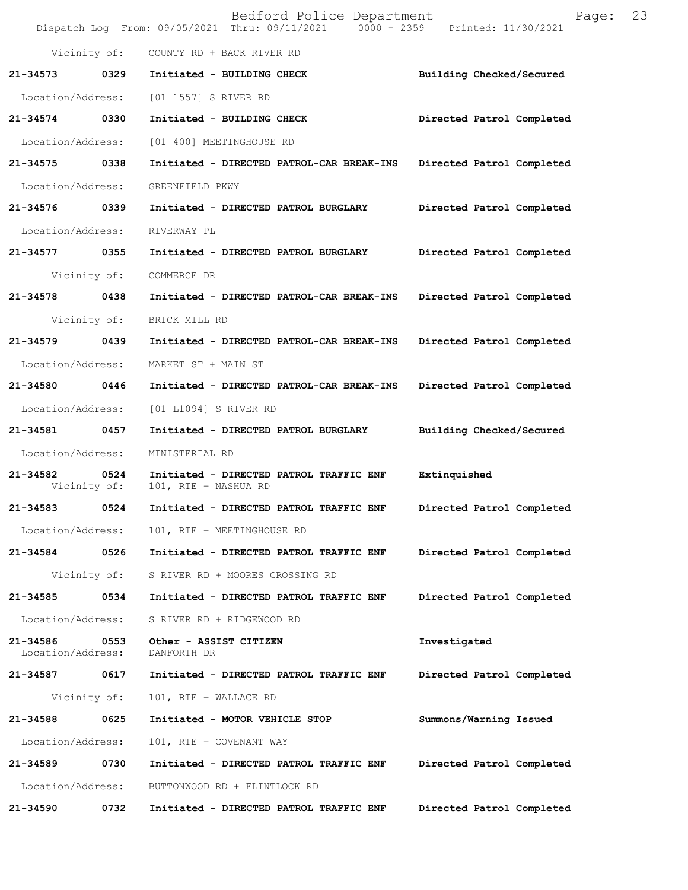Vicinity of: COUNTY RD + BACK RIVER RD

**21-34573 0329 Initiated - BUILDING CHECK** Building Checked/Secured

Location/Address: [01 1557] S RIVER RD

**21-34574 0330 Initiated - BUILDING CHECK** Directed Patrol Completed

Location/Address: [01 400] MEETINGHOUSE RD

**21-34575 0338 Initiated - DIRECTED PATROL-CAR BREAK-INS** Directed Patrol Completed

Location/Address: GREENFIELD PKWY

**21-34576 0339 Initiated - DIRECTED PATROL BURGLARY** Directed Patrol Completed

Location/Address: RIVERWAY PL

**21-34577 0355 Initiated - DIRECTED PATROL BURGLARY** Directed Patrol Completed

Vicinity of: COMMERCE DR

**21-34578 0438 Initiated - DIRECTED PATROL-CAR BREAK-INS** Directed Patrol Completed

Vicinity of: BRICK MILL RD

**21-34579 0439 Initiated - DIRECTED PATROL-CAR BREAK-INS** Directed Patrol Completed

Location/Address: MARKET ST + MAIN ST

**21-34580 0446 Initiated - DIRECTED PATROL-CAR BREAK-INS** Directed Patrol Completed

Location/Address: [01 L1094] S RIVER RD

**21-34581 0457 Initiated - DIRECTED PATROL BURGLARY** Building Checked/Secured

Location/Address: MINISTERIAL RD

**21-34582 0524 Initiated - DIRECTED PATROL TRAFFIC ENF** Extinquished
Vicinity of: 101, RTE + NASHUA RD

**21-34583 0524 Initiated - DIRECTED PATROL TRAFFIC ENF** Directed Patrol Completed

Location/Address: 101, RTE + MEETINGHOUSE RD

**21-34584 0526 Initiated - DIRECTED PATROL TRAFFIC ENF** Directed Patrol Completed

Vicinity of: S RIVER RD + MOORES CROSSING RD

**21-34585 0534 Initiated - DIRECTED PATROL TRAFFIC ENF** Directed Patrol Completed

Location/Address: S RIVER RD + RIDGEWOOD RD

**21-34586 0553 Other - ASSIST CITIZEN** Investigated
Location/Address: DANFORTH DR

**21-34587 0617 Initiated - DIRECTED PATROL TRAFFIC ENF** Directed Patrol Completed

Vicinity of: 101, RTE + WALLACE RD

**21-34588 0625 Initiated - MOTOR VEHICLE STOP** Summons/Warning Issued

Location/Address: 101, RTE + COVENANT WAY

**21-34589 0730 Initiated - DIRECTED PATROL TRAFFIC ENF** Directed Patrol Completed

Location/Address: BUTTONWOOD RD + FLINTLOCK RD

**21-34590 0732 Initiated - DIRECTED PATROL TRAFFIC ENF** Directed Patrol Completed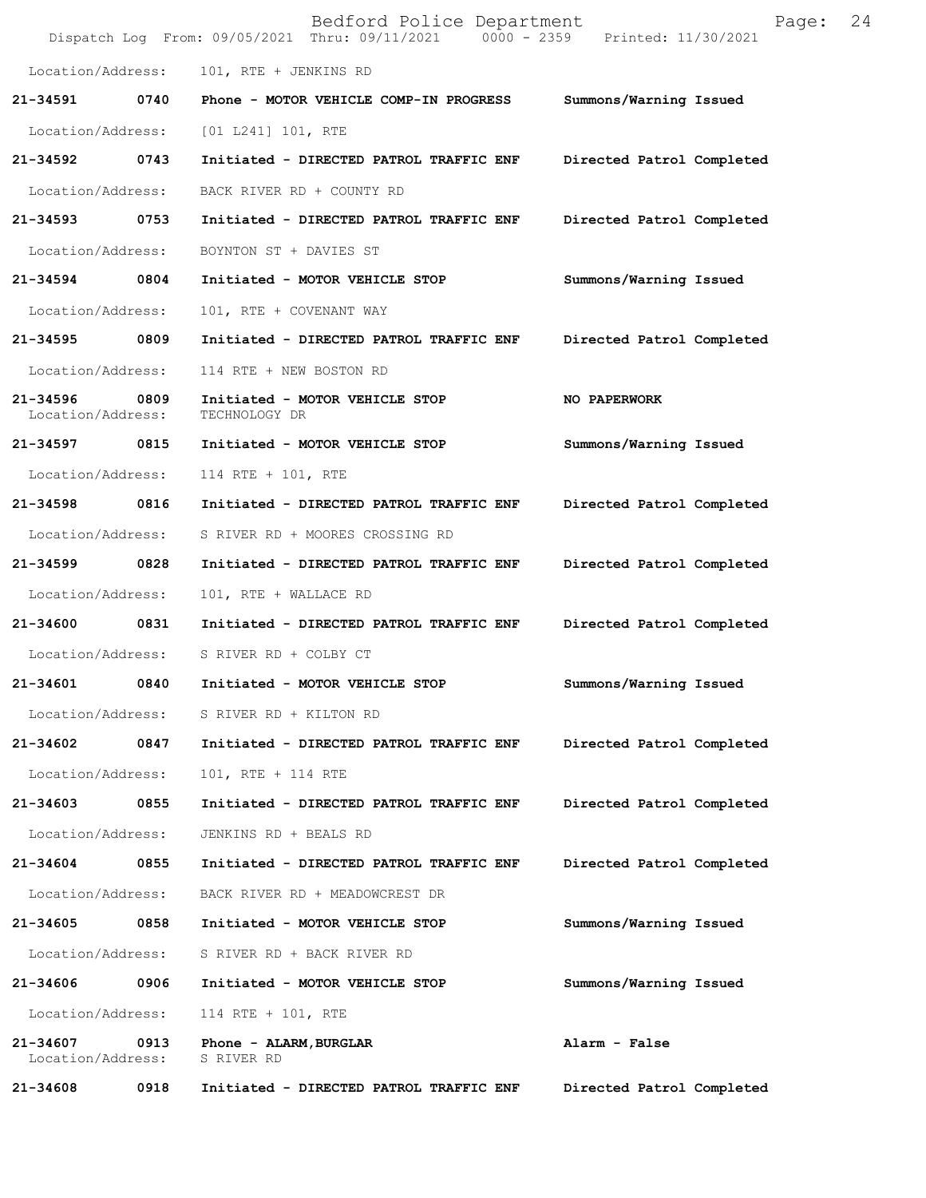Location/Address: 101, RTE + JENKINS RD

| | | | |
|---|---|---|---|
| **21-34591** | **0740** | **Phone - MOTOR VEHICLE COMP-IN PROGRESS** | **Summons/Warning Issued** |
| Location/Address: | | [01 L241] 101, RTE | |
| **21-34592** | **0743** | **Initiated - DIRECTED PATROL TRAFFIC ENF** | **Directed Patrol Completed** |
| Location/Address: | | BACK RIVER RD + COUNTY RD | |
| **21-34593** | **0753** | **Initiated - DIRECTED PATROL TRAFFIC ENF** | **Directed Patrol Completed** |
| Location/Address: | | BOYNTON ST + DAVIES ST | |
| **21-34594** | **0804** | **Initiated - MOTOR VEHICLE STOP** | **Summons/Warning Issued** |
| Location/Address: | | 101, RTE + COVENANT WAY | |
| **21-34595** | **0809** | **Initiated - DIRECTED PATROL TRAFFIC ENF** | **Directed Patrol Completed** |
| Location/Address: | | 114 RTE + NEW BOSTON RD | |
| **21-34596** | **0809** | **Initiated - MOTOR VEHICLE STOP** | **NO PAPERWORK** |
| Location/Address: | | TECHNOLOGY DR | |
| **21-34597** | **0815** | **Initiated - MOTOR VEHICLE STOP** | **Summons/Warning Issued** |
| Location/Address: | | 114 RTE + 101, RTE | |
| **21-34598** | **0816** | **Initiated - DIRECTED PATROL TRAFFIC ENF** | **Directed Patrol Completed** |
| Location/Address: | | S RIVER RD + MOORES CROSSING RD | |
| **21-34599** | **0828** | **Initiated - DIRECTED PATROL TRAFFIC ENF** | **Directed Patrol Completed** |
| Location/Address: | | 101, RTE + WALLACE RD | |
| **21-34600** | **0831** | **Initiated - DIRECTED PATROL TRAFFIC ENF** | **Directed Patrol Completed** |
| Location/Address: | | S RIVER RD + COLBY CT | |
| **21-34601** | **0840** | **Initiated - MOTOR VEHICLE STOP** | **Summons/Warning Issued** |
| Location/Address: | | S RIVER RD + KILTON RD | |
| **21-34602** | **0847** | **Initiated - DIRECTED PATROL TRAFFIC ENF** | **Directed Patrol Completed** |
| Location/Address: | | 101, RTE + 114 RTE | |
| **21-34603** | **0855** | **Initiated - DIRECTED PATROL TRAFFIC ENF** | **Directed Patrol Completed** |
| Location/Address: | | JENKINS RD + BEALS RD | |
| **21-34604** | **0855** | **Initiated - DIRECTED PATROL TRAFFIC ENF** | **Directed Patrol Completed** |
| Location/Address: | | BACK RIVER RD + MEADOWCREST DR | |
| **21-34605** | **0858** | **Initiated - MOTOR VEHICLE STOP** | **Summons/Warning Issued** |
| Location/Address: | | S RIVER RD + BACK RIVER RD | |
| **21-34606** | **0906** | **Initiated - MOTOR VEHICLE STOP** | **Summons/Warning Issued** |
| Location/Address: | | 114 RTE + 101, RTE | |
| **21-34607** | **0913** | **Phone - ALARM,BURGLAR** | **Alarm - False** |
| Location/Address: | | S RIVER RD | |
| **21-34608** | **0918** | **Initiated - DIRECTED PATROL TRAFFIC ENF** | **Directed Patrol Completed** |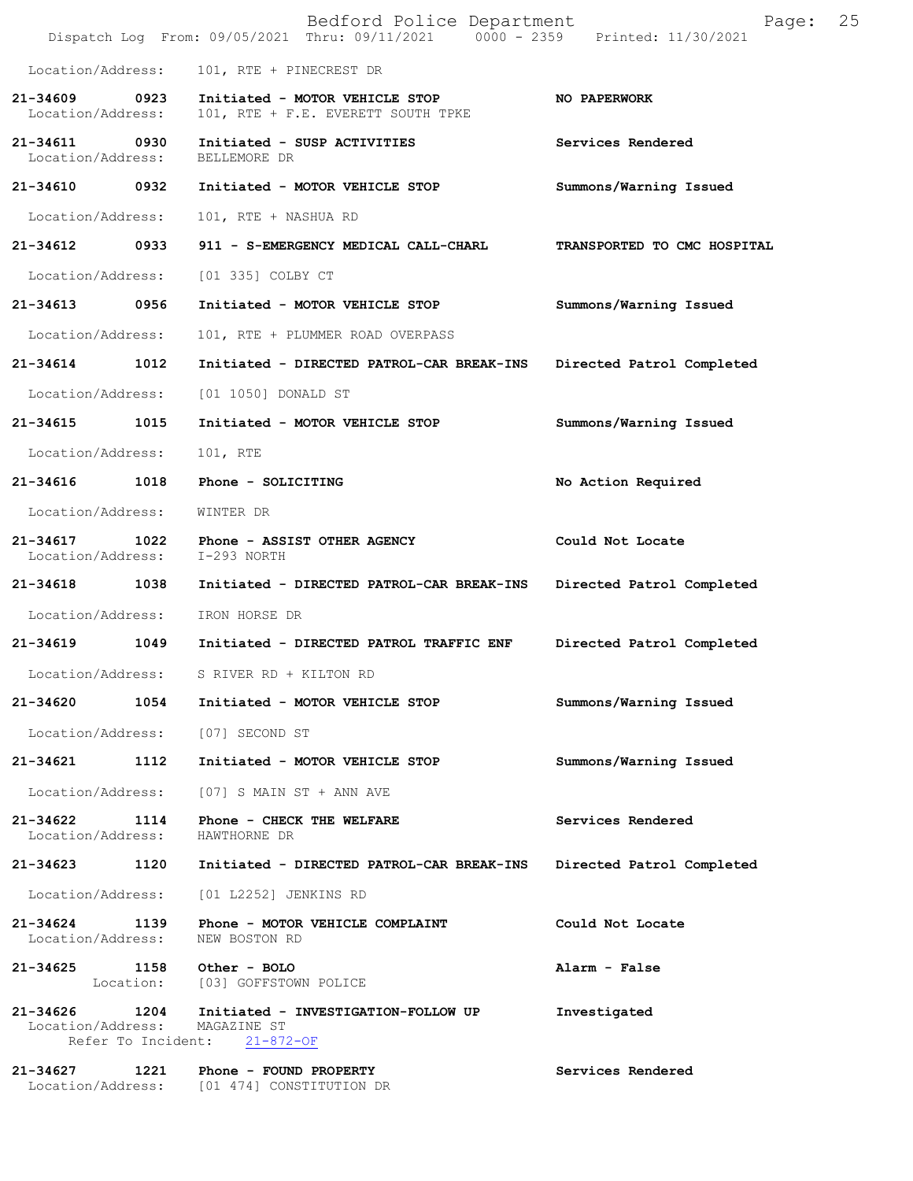Location/Address: 101, RTE + PINECREST DR

**21-34609 0923 Initiated - MOTOR VEHICLE STOP** — **NO PAPERWORK**
Location/Address: 101, RTE + F.E. EVERETT SOUTH TPKE

**21-34611 0930 Initiated - SUSP ACTIVITIES** — **Services Rendered**
Location/Address: BELLEMORE DR

**21-34610 0932 Initiated - MOTOR VEHICLE STOP** — **Summons/Warning Issued**
Location/Address: 101, RTE + NASHUA RD

**21-34612 0933 911 - S-EMERGENCY MEDICAL CALL-CHARL** — **TRANSPORTED TO CMC HOSPITAL**
Location/Address: [01 335] COLBY CT

**21-34613 0956 Initiated - MOTOR VEHICLE STOP** — **Summons/Warning Issued**
Location/Address: 101, RTE + PLUMMER ROAD OVERPASS

**21-34614 1012 Initiated - DIRECTED PATROL-CAR BREAK-INS** — **Directed Patrol Completed**
Location/Address: [01 1050] DONALD ST

**21-34615 1015 Initiated - MOTOR VEHICLE STOP** — **Summons/Warning Issued**
Location/Address: 101, RTE

**21-34616 1018 Phone - SOLICITING** — **No Action Required**
Location/Address: WINTER DR

**21-34617 1022 Phone - ASSIST OTHER AGENCY** — **Could Not Locate**
Location/Address: I-293 NORTH

**21-34618 1038 Initiated - DIRECTED PATROL-CAR BREAK-INS** — **Directed Patrol Completed**
Location/Address: IRON HORSE DR

**21-34619 1049 Initiated - DIRECTED PATROL TRAFFIC ENF** — **Directed Patrol Completed**
Location/Address: S RIVER RD + KILTON RD

**21-34620 1054 Initiated - MOTOR VEHICLE STOP** — **Summons/Warning Issued**
Location/Address: [07] SECOND ST

**21-34621 1112 Initiated - MOTOR VEHICLE STOP** — **Summons/Warning Issued**
Location/Address: [07] S MAIN ST + ANN AVE

**21-34622 1114 Phone - CHECK THE WELFARE** — **Services Rendered**
Location/Address: HAWTHORNE DR

**21-34623 1120 Initiated - DIRECTED PATROL-CAR BREAK-INS** — **Directed Patrol Completed**
Location/Address: [01 L2252] JENKINS RD

**21-34624 1139 Phone - MOTOR VEHICLE COMPLAINT** — **Could Not Locate**
Location/Address: NEW BOSTON RD

**21-34625 1158 Other - BOLO** — **Alarm - False**
Location: [03] GOFFSTOWN POLICE

**21-34626 1204 Initiated - INVESTIGATION-FOLLOW UP** — **Investigated**
Location/Address: MAGAZINE ST
Refer To Incident: 21-872-OF

**21-34627 1221 Phone - FOUND PROPERTY** — **Services Rendered**
Location/Address: [01 474] CONSTITUTION DR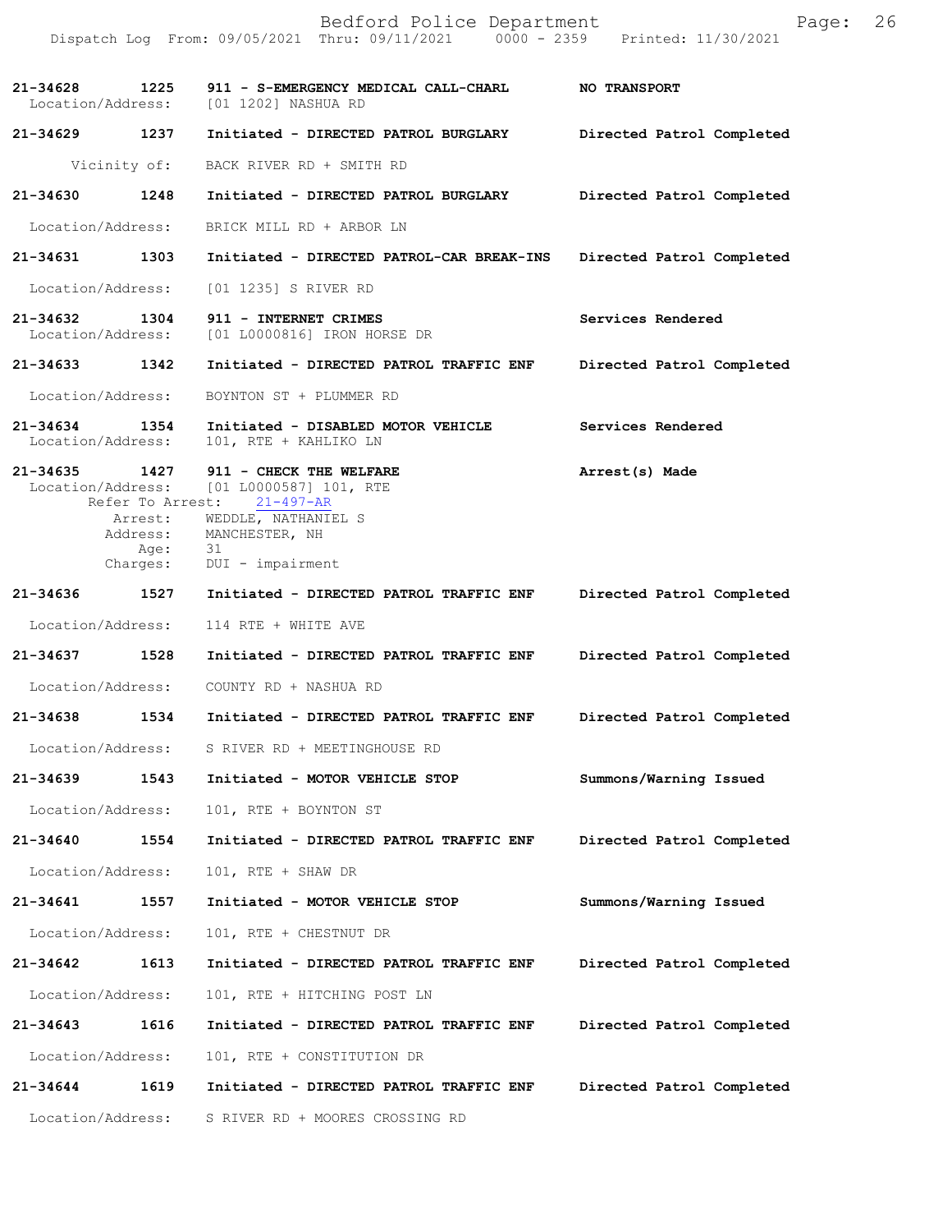Bedford Police Department

Dispatch Log From: 09/05/2021 Thru: 09/11/2021 0000 - 2359 Printed: 11/30/2021

**21-34628 1225 911 - S-EMERGENCY MEDICAL CALL-CHARL** **NO TRANSPORT**
Location/Address: [01 1202] NASHUA RD

**21-34629 1237 Initiated - DIRECTED PATROL BURGLARY** **Directed Patrol Completed**
Vicinity of: BACK RIVER RD + SMITH RD

**21-34630 1248 Initiated - DIRECTED PATROL BURGLARY** **Directed Patrol Completed**
Location/Address: BRICK MILL RD + ARBOR LN

**21-34631 1303 Initiated - DIRECTED PATROL-CAR BREAK-INS** **Directed Patrol Completed**
Location/Address: [01 1235] S RIVER RD

**21-34632 1304 911 - INTERNET CRIMES** **Services Rendered**
Location/Address: [01 L0000816] IRON HORSE DR

**21-34633 1342 Initiated - DIRECTED PATROL TRAFFIC ENF** **Directed Patrol Completed**
Location/Address: BOYNTON ST + PLUMMER RD

**21-34634 1354 Initiated - DISABLED MOTOR VEHICLE** **Services Rendered**
Location/Address: 101, RTE + KAHLIKO LN

**21-34635 1427 911 - CHECK THE WELFARE** **Arrest(s) Made**
Location/Address: [01 L0000587] 101, RTE
Refer To Arrest: 21-497-AR
Arrest: WEDDLE, NATHANIEL S
Address: MANCHESTER, NH
Age: 31
Charges: DUI - impairment

**21-34636 1527 Initiated - DIRECTED PATROL TRAFFIC ENF** **Directed Patrol Completed**
Location/Address: 114 RTE + WHITE AVE

**21-34637 1528 Initiated - DIRECTED PATROL TRAFFIC ENF** **Directed Patrol Completed**
Location/Address: COUNTY RD + NASHUA RD

**21-34638 1534 Initiated - DIRECTED PATROL TRAFFIC ENF** **Directed Patrol Completed**
Location/Address: S RIVER RD + MEETINGHOUSE RD

**21-34639 1543 Initiated - MOTOR VEHICLE STOP** **Summons/Warning Issued**
Location/Address: 101, RTE + BOYNTON ST

**21-34640 1554 Initiated - DIRECTED PATROL TRAFFIC ENF** **Directed Patrol Completed**
Location/Address: 101, RTE + SHAW DR

**21-34641 1557 Initiated - MOTOR VEHICLE STOP** **Summons/Warning Issued**
Location/Address: 101, RTE + CHESTNUT DR

**21-34642 1613 Initiated - DIRECTED PATROL TRAFFIC ENF** **Directed Patrol Completed**
Location/Address: 101, RTE + HITCHING POST LN

**21-34643 1616 Initiated - DIRECTED PATROL TRAFFIC ENF** **Directed Patrol Completed**
Location/Address: 101, RTE + CONSTITUTION DR

**21-34644 1619 Initiated - DIRECTED PATROL TRAFFIC ENF** **Directed Patrol Completed**
Location/Address: S RIVER RD + MOORES CROSSING RD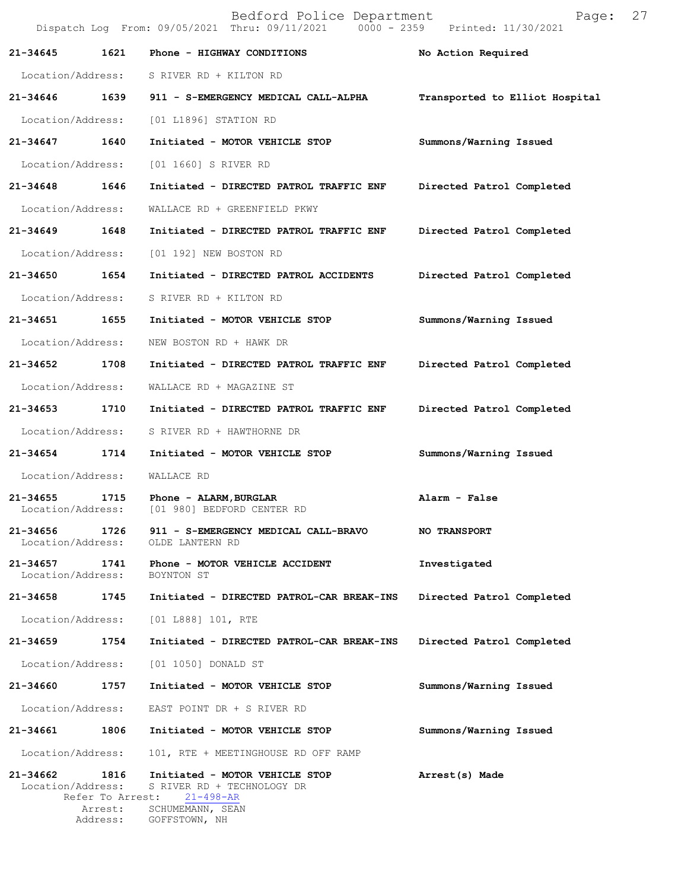| Call # | Time | Call Reason | Action |
|---|---|---|---|
| 21-34645 | 1621 | Phone - HIGHWAY CONDITIONS | No Action Required |
| | | Location/Address: S RIVER RD + KILTON RD | |
| 21-34646 | 1639 | 911 - S-EMERGENCY MEDICAL CALL-ALPHA | Transported to Elliot Hospital |
| | | Location/Address: [01 L1896] STATION RD | |
| 21-34647 | 1640 | Initiated - MOTOR VEHICLE STOP | Summons/Warning Issued |
| | | Location/Address: [01 1660] S RIVER RD | |
| 21-34648 | 1646 | Initiated - DIRECTED PATROL TRAFFIC ENF | Directed Patrol Completed |
| | | Location/Address: WALLACE RD + GREENFIELD PKWY | |
| 21-34649 | 1648 | Initiated - DIRECTED PATROL TRAFFIC ENF | Directed Patrol Completed |
| | | Location/Address: [01 192] NEW BOSTON RD | |
| 21-34650 | 1654 | Initiated - DIRECTED PATROL ACCIDENTS | Directed Patrol Completed |
| | | Location/Address: S RIVER RD + KILTON RD | |
| 21-34651 | 1655 | Initiated - MOTOR VEHICLE STOP | Summons/Warning Issued |
| | | Location/Address: NEW BOSTON RD + HAWK DR | |
| 21-34652 | 1708 | Initiated - DIRECTED PATROL TRAFFIC ENF | Directed Patrol Completed |
| | | Location/Address: WALLACE RD + MAGAZINE ST | |
| 21-34653 | 1710 | Initiated - DIRECTED PATROL TRAFFIC ENF | Directed Patrol Completed |
| | | Location/Address: S RIVER RD + HAWTHORNE DR | |
| 21-34654 | 1714 | Initiated - MOTOR VEHICLE STOP | Summons/Warning Issued |
| | | Location/Address: WALLACE RD | |
| 21-34655 | 1715 | Phone - ALARM,BURGLAR | Alarm - False |
| | | Location/Address: [01 980] BEDFORD CENTER RD | |
| 21-34656 | 1726 | 911 - S-EMERGENCY MEDICAL CALL-BRAVO | NO TRANSPORT |
| | | Location/Address: OLDE LANTERN RD | |
| 21-34657 | 1741 | Phone - MOTOR VEHICLE ACCIDENT | Investigated |
| | | Location/Address: BOYNTON ST | |
| 21-34658 | 1745 | Initiated - DIRECTED PATROL-CAR BREAK-INS | Directed Patrol Completed |
| | | Location/Address: [01 L888] 101, RTE | |
| 21-34659 | 1754 | Initiated - DIRECTED PATROL-CAR BREAK-INS | Directed Patrol Completed |
| | | Location/Address: [01 1050] DONALD ST | |
| 21-34660 | 1757 | Initiated - MOTOR VEHICLE STOP | Summons/Warning Issued |
| | | Location/Address: EAST POINT DR + S RIVER RD | |
| 21-34661 | 1806 | Initiated - MOTOR VEHICLE STOP | Summons/Warning Issued |
| | | Location/Address: 101, RTE + MEETINGHOUSE RD OFF RAMP | |
| 21-34662 | 1816 | Initiated - MOTOR VEHICLE STOP | Arrest(s) Made |
| | | Location/Address: S RIVER RD + TECHNOLOGY DR | |
| | | Refer To Arrest: 21-498-AR | |
| | | Arrest: SCHUMEMANN, SEAN | |
| | | Address: GOFFSTOWN, NH | |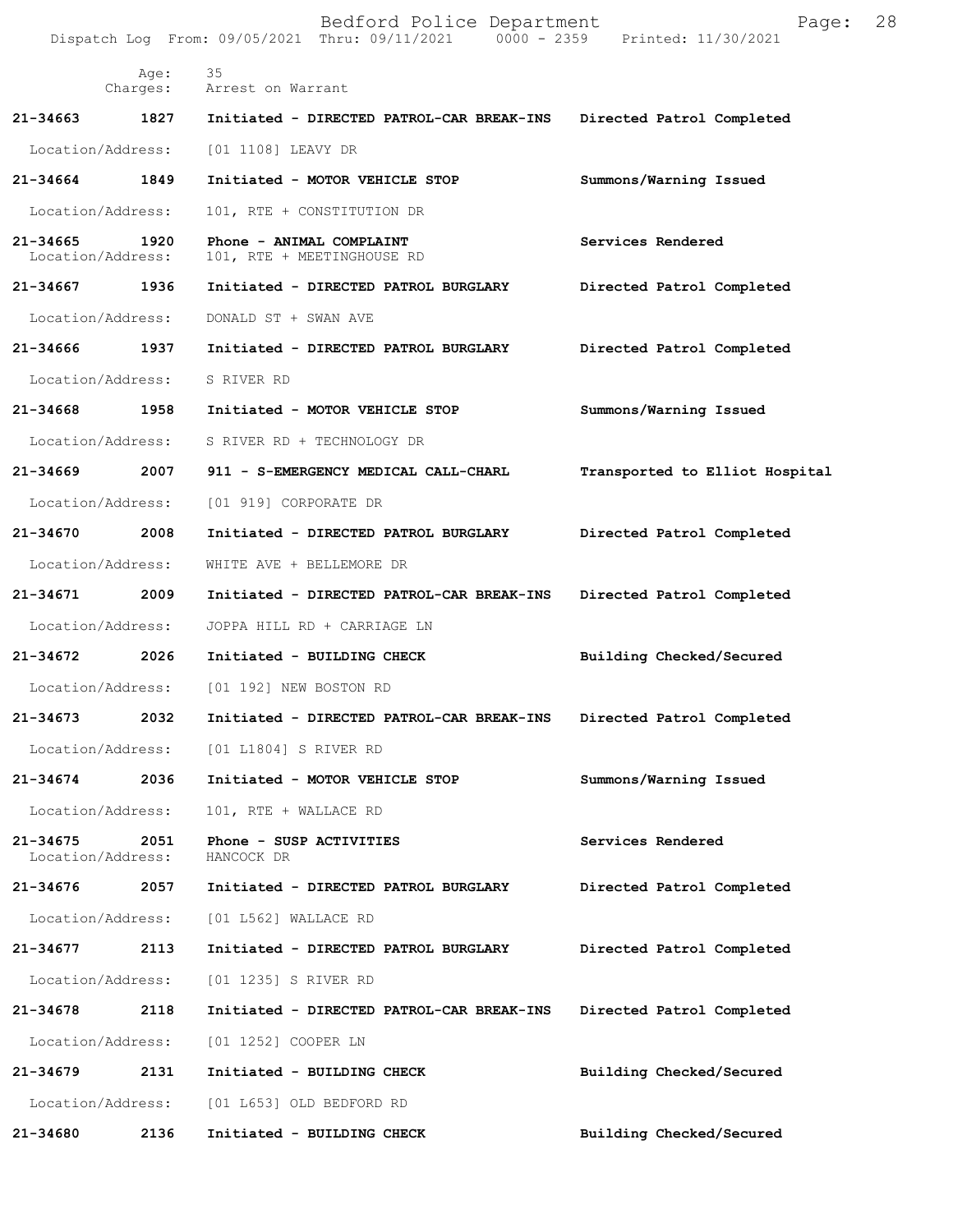Age: 35
Charges: Arrest on Warrant

**21-34663 1827 Initiated - DIRECTED PATROL-CAR BREAK-INS Directed Patrol Completed**

Location/Address: [01 1108] LEAVY DR

**21-34664 1849 Initiated - MOTOR VEHICLE STOP Summons/Warning Issued**

Location/Address: 101, RTE + CONSTITUTION DR

**21-34665 1920 Phone - ANIMAL COMPLAINT Services Rendered**
Location/Address: 101, RTE + MEETINGHOUSE RD

**21-34667 1936 Initiated - DIRECTED PATROL BURGLARY Directed Patrol Completed**

Location/Address: DONALD ST + SWAN AVE

**21-34666 1937 Initiated - DIRECTED PATROL BURGLARY Directed Patrol Completed**

Location/Address: S RIVER RD

**21-34668 1958 Initiated - MOTOR VEHICLE STOP Summons/Warning Issued**

Location/Address: S RIVER RD + TECHNOLOGY DR

**21-34669 2007 911 - S-EMERGENCY MEDICAL CALL-CHARL Transported to Elliot Hospital**

Location/Address: [01 919] CORPORATE DR

**21-34670 2008 Initiated - DIRECTED PATROL BURGLARY Directed Patrol Completed**

Location/Address: WHITE AVE + BELLEMORE DR

**21-34671 2009 Initiated - DIRECTED PATROL-CAR BREAK-INS Directed Patrol Completed**

Location/Address: JOPPA HILL RD + CARRIAGE LN

**21-34672 2026 Initiated - BUILDING CHECK Building Checked/Secured**

Location/Address: [01 192] NEW BOSTON RD

**21-34673 2032 Initiated - DIRECTED PATROL-CAR BREAK-INS Directed Patrol Completed**

Location/Address: [01 L1804] S RIVER RD

**21-34674 2036 Initiated - MOTOR VEHICLE STOP Summons/Warning Issued**

Location/Address: 101, RTE + WALLACE RD

**21-34675 2051 Phone - SUSP ACTIVITIES Services Rendered**
Location/Address: HANCOCK DR

**21-34676 2057 Initiated - DIRECTED PATROL BURGLARY Directed Patrol Completed**

Location/Address: [01 L562] WALLACE RD

**21-34677 2113 Initiated - DIRECTED PATROL BURGLARY Directed Patrol Completed**

Location/Address: [01 1235] S RIVER RD

**21-34678 2118 Initiated - DIRECTED PATROL-CAR BREAK-INS Directed Patrol Completed**

Location/Address: [01 1252] COOPER LN

**21-34679 2131 Initiated - BUILDING CHECK Building Checked/Secured**

Location/Address: [01 L653] OLD BEDFORD RD

**21-34680 2136 Initiated - BUILDING CHECK Building Checked/Secured**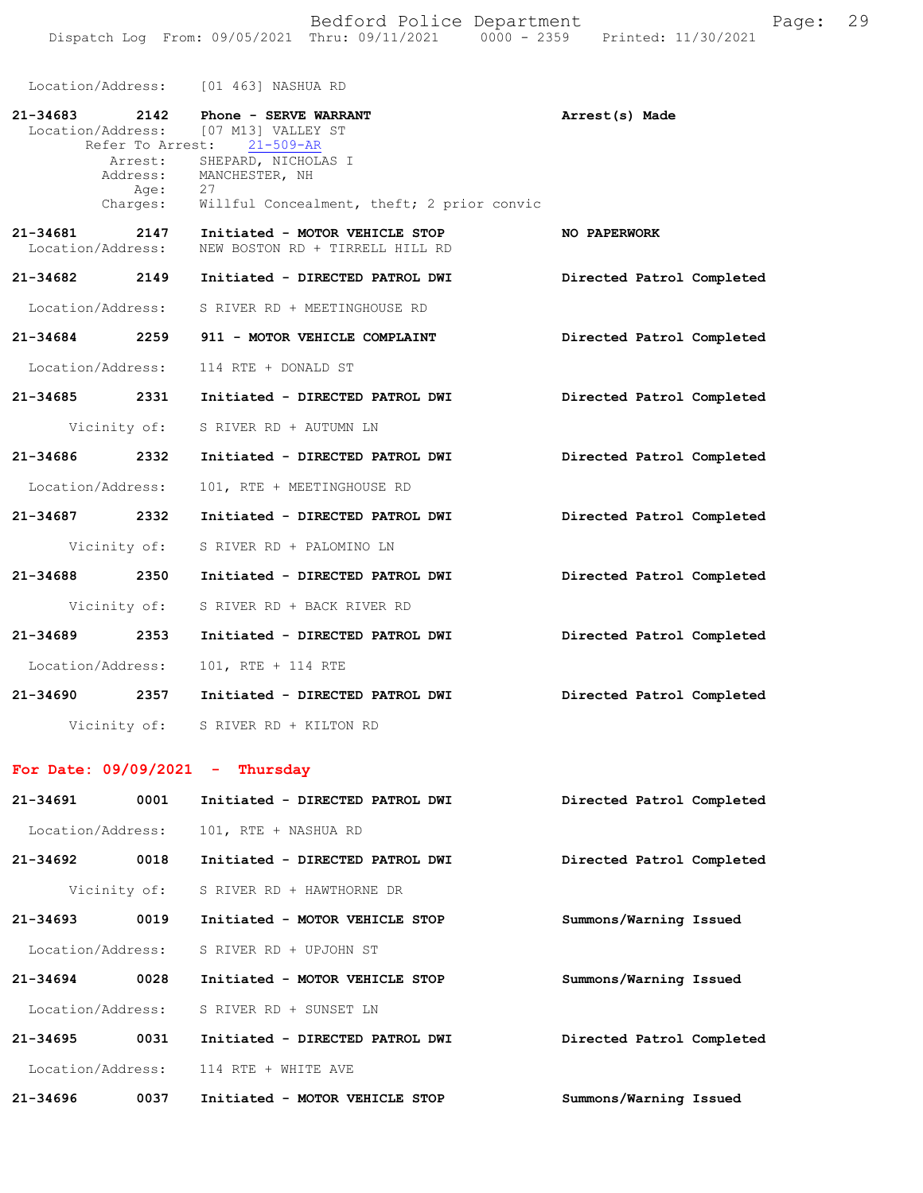Location/Address: [01 463] NASHUA RD

**21-34683** 2142 **Phone - SERVE WARRANT** **Arrest(s) Made**
Location/Address: [07 M13] VALLEY ST
Refer To Arrest: 21-509-AR
Arrest: SHEPARD, NICHOLAS I
Address: MANCHESTER, NH
Age: 27
Charges: Willful Concealment, theft; 2 prior convic

**21-34681** 2147 **Initiated - MOTOR VEHICLE STOP** **NO PAPERWORK**
Location/Address: NEW BOSTON RD + TIRRELL HILL RD

**21-34682** 2149 **Initiated - DIRECTED PATROL DWI** **Directed Patrol Completed**
Location/Address: S RIVER RD + MEETINGHOUSE RD

**21-34684** 2259 **911 - MOTOR VEHICLE COMPLAINT** **Directed Patrol Completed**
Location/Address: 114 RTE + DONALD ST

**21-34685** 2331 **Initiated - DIRECTED PATROL DWI** **Directed Patrol Completed**
Vicinity of: S RIVER RD + AUTUMN LN

**21-34686** 2332 **Initiated - DIRECTED PATROL DWI** **Directed Patrol Completed**
Location/Address: 101, RTE + MEETINGHOUSE RD

**21-34687** 2332 **Initiated - DIRECTED PATROL DWI** **Directed Patrol Completed**
Vicinity of: S RIVER RD + PALOMINO LN

**21-34688** 2350 **Initiated - DIRECTED PATROL DWI** **Directed Patrol Completed**
Vicinity of: S RIVER RD + BACK RIVER RD

**21-34689** 2353 **Initiated - DIRECTED PATROL DWI** **Directed Patrol Completed**
Location/Address: 101, RTE + 114 RTE

**21-34690** 2357 **Initiated - DIRECTED PATROL DWI** **Directed Patrol Completed**
Vicinity of: S RIVER RD + KILTON RD

## For Date: 09/09/2021 - Thursday

**21-34691** 0001 **Initiated - DIRECTED PATROL DWI** **Directed Patrol Completed**
Location/Address: 101, RTE + NASHUA RD

**21-34692** 0018 **Initiated - DIRECTED PATROL DWI** **Directed Patrol Completed**
Vicinity of: S RIVER RD + HAWTHORNE DR

**21-34693** 0019 **Initiated - MOTOR VEHICLE STOP** **Summons/Warning Issued**
Location/Address: S RIVER RD + UPJOHN ST

**21-34694** 0028 **Initiated - MOTOR VEHICLE STOP** **Summons/Warning Issued**
Location/Address: S RIVER RD + SUNSET LN

**21-34695** 0031 **Initiated - DIRECTED PATROL DWI** **Directed Patrol Completed**
Location/Address: 114 RTE + WHITE AVE

**21-34696** 0037 **Initiated - MOTOR VEHICLE STOP** **Summons/Warning Issued**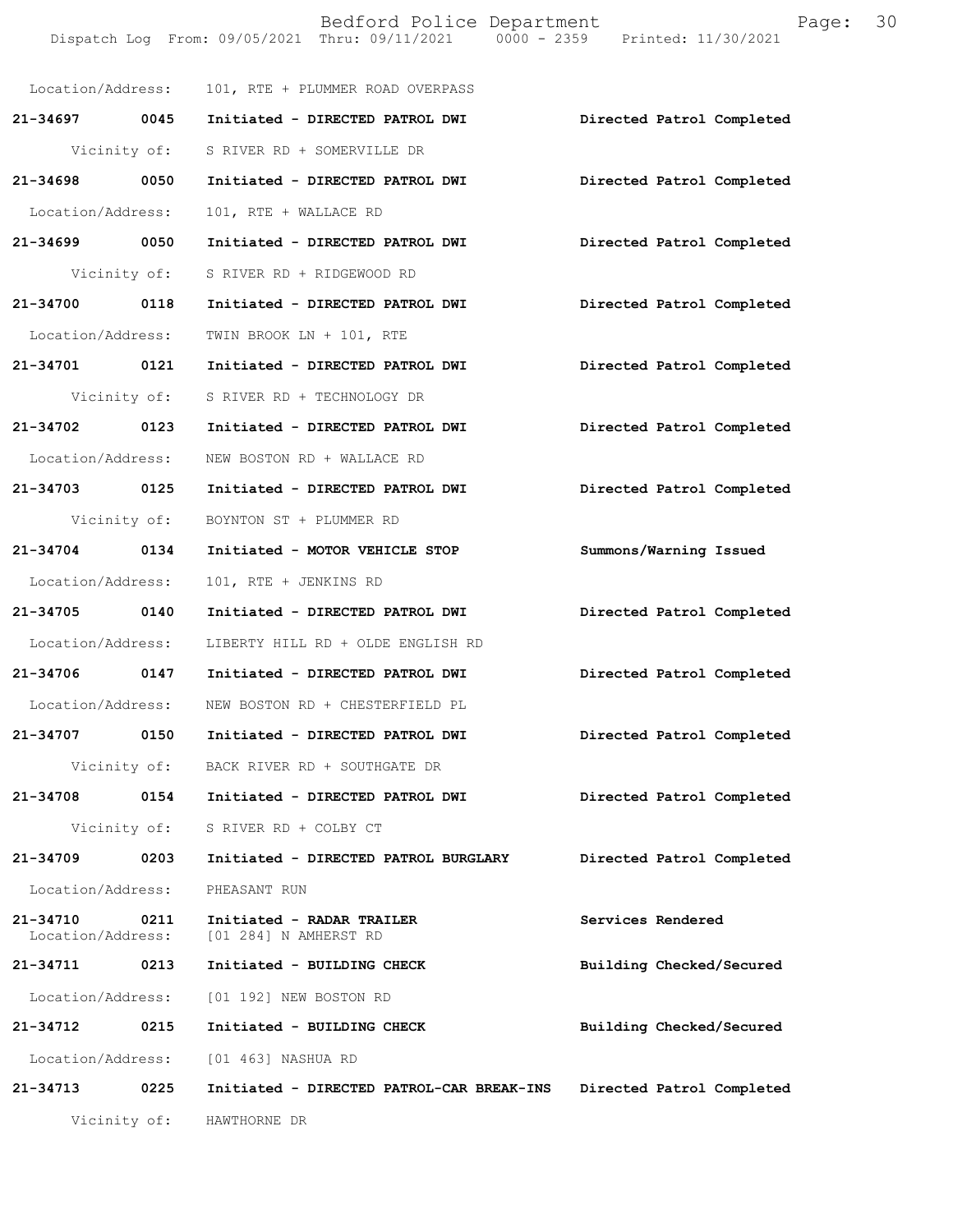Location/Address: 101, RTE + PLUMMER ROAD OVERPASS

**21-34697 0045 Initiated - DIRECTED PATROL DWI** Directed Patrol Completed
Vicinity of: S RIVER RD + SOMERVILLE DR

**21-34698 0050 Initiated - DIRECTED PATROL DWI** Directed Patrol Completed
Location/Address: 101, RTE + WALLACE RD

**21-34699 0050 Initiated - DIRECTED PATROL DWI** Directed Patrol Completed
Vicinity of: S RIVER RD + RIDGEWOOD RD

**21-34700 0118 Initiated - DIRECTED PATROL DWI** Directed Patrol Completed
Location/Address: TWIN BROOK LN + 101, RTE

**21-34701 0121 Initiated - DIRECTED PATROL DWI** Directed Patrol Completed
Vicinity of: S RIVER RD + TECHNOLOGY DR

**21-34702 0123 Initiated - DIRECTED PATROL DWI** Directed Patrol Completed
Location/Address: NEW BOSTON RD + WALLACE RD

**21-34703 0125 Initiated - DIRECTED PATROL DWI** Directed Patrol Completed
Vicinity of: BOYNTON ST + PLUMMER RD

**21-34704 0134 Initiated - MOTOR VEHICLE STOP** Summons/Warning Issued
Location/Address: 101, RTE + JENKINS RD

**21-34705 0140 Initiated - DIRECTED PATROL DWI** Directed Patrol Completed
Location/Address: LIBERTY HILL RD + OLDE ENGLISH RD

**21-34706 0147 Initiated - DIRECTED PATROL DWI** Directed Patrol Completed
Location/Address: NEW BOSTON RD + CHESTERFIELD PL

**21-34707 0150 Initiated - DIRECTED PATROL DWI** Directed Patrol Completed
Vicinity of: BACK RIVER RD + SOUTHGATE DR

**21-34708 0154 Initiated - DIRECTED PATROL DWI** Directed Patrol Completed
Vicinity of: S RIVER RD + COLBY CT

**21-34709 0203 Initiated - DIRECTED PATROL BURGLARY** Directed Patrol Completed
Location/Address: PHEASANT RUN

**21-34710 0211 Initiated - RADAR TRAILER** Services Rendered
Location/Address: [01 284] N AMHERST RD

**21-34711 0213 Initiated - BUILDING CHECK** Building Checked/Secured
Location/Address: [01 192] NEW BOSTON RD

**21-34712 0215 Initiated - BUILDING CHECK** Building Checked/Secured
Location/Address: [01 463] NASHUA RD

**21-34713 0225 Initiated - DIRECTED PATROL-CAR BREAK-INS** Directed Patrol Completed
Vicinity of: HAWTHORNE DR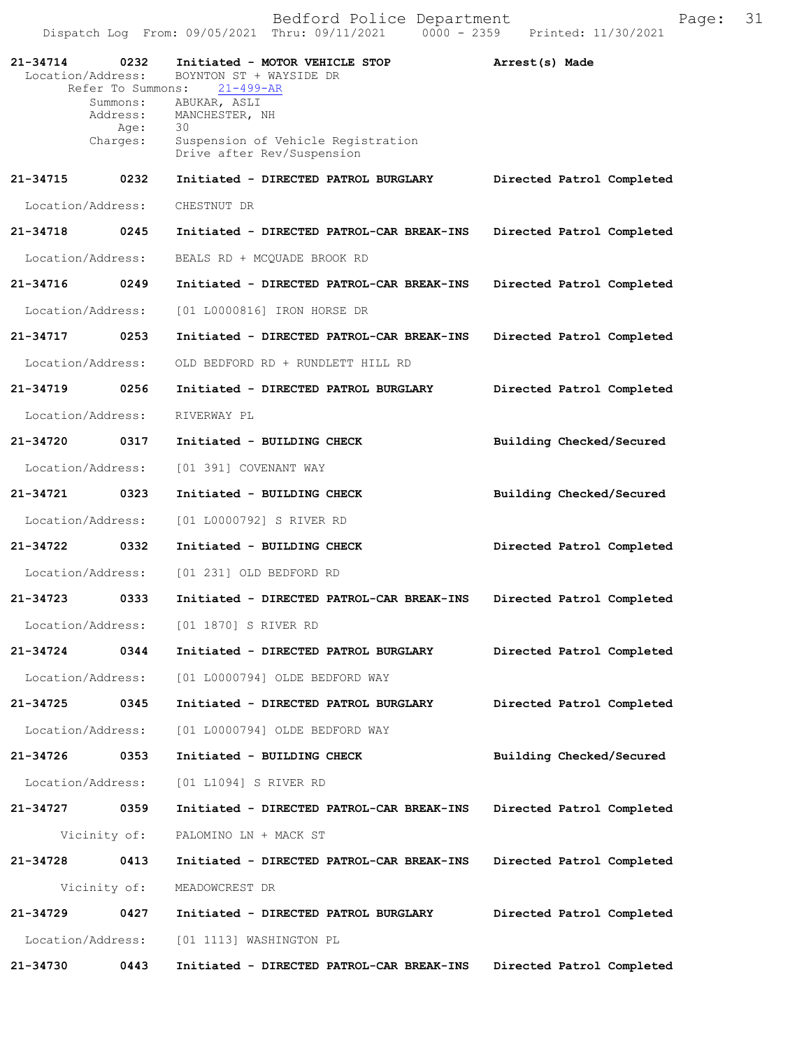**21-34714** 0232 **Initiated - MOTOR VEHICLE STOP** **Arrest(s) Made**
Location/Address: BOYNTON ST + WAYSIDE DR
Refer To Summons: 21-499-AR
Summons: ABUKAR, ASLI
Address: MANCHESTER, NH
Age: 30
Charges: Suspension of Vehicle Registration
Drive after Rev/Suspension

**21-34715** 0232 **Initiated - DIRECTED PATROL BURGLARY** **Directed Patrol Completed**
Location/Address: CHESTNUT DR

**21-34718** 0245 **Initiated - DIRECTED PATROL-CAR BREAK-INS** **Directed Patrol Completed**
Location/Address: BEALS RD + MCQUADE BROOK RD

**21-34716** 0249 **Initiated - DIRECTED PATROL-CAR BREAK-INS** **Directed Patrol Completed**
Location/Address: [01 L0000816] IRON HORSE DR

**21-34717** 0253 **Initiated - DIRECTED PATROL-CAR BREAK-INS** **Directed Patrol Completed**
Location/Address: OLD BEDFORD RD + RUNDLETT HILL RD

**21-34719** 0256 **Initiated - DIRECTED PATROL BURGLARY** **Directed Patrol Completed**
Location/Address: RIVERWAY PL

**21-34720** 0317 **Initiated - BUILDING CHECK** **Building Checked/Secured**
Location/Address: [01 391] COVENANT WAY

**21-34721** 0323 **Initiated - BUILDING CHECK** **Building Checked/Secured**
Location/Address: [01 L0000792] S RIVER RD

**21-34722** 0332 **Initiated - BUILDING CHECK** **Directed Patrol Completed**
Location/Address: [01 231] OLD BEDFORD RD

**21-34723** 0333 **Initiated - DIRECTED PATROL-CAR BREAK-INS** **Directed Patrol Completed**
Location/Address: [01 1870] S RIVER RD

**21-34724** 0344 **Initiated - DIRECTED PATROL BURGLARY** **Directed Patrol Completed**
Location/Address: [01 L0000794] OLDE BEDFORD WAY

**21-34725** 0345 **Initiated - DIRECTED PATROL BURGLARY** **Directed Patrol Completed**
Location/Address: [01 L0000794] OLDE BEDFORD WAY

**21-34726** 0353 **Initiated - BUILDING CHECK** **Building Checked/Secured**
Location/Address: [01 L1094] S RIVER RD

**21-34727** 0359 **Initiated - DIRECTED PATROL-CAR BREAK-INS** **Directed Patrol Completed**
Vicinity of: PALOMINO LN + MACK ST

**21-34728** 0413 **Initiated - DIRECTED PATROL-CAR BREAK-INS** **Directed Patrol Completed**
Vicinity of: MEADOWCREST DR

**21-34729** 0427 **Initiated - DIRECTED PATROL BURGLARY** **Directed Patrol Completed**
Location/Address: [01 1113] WASHINGTON PL

**21-34730** 0443 **Initiated - DIRECTED PATROL-CAR BREAK-INS** **Directed Patrol Completed**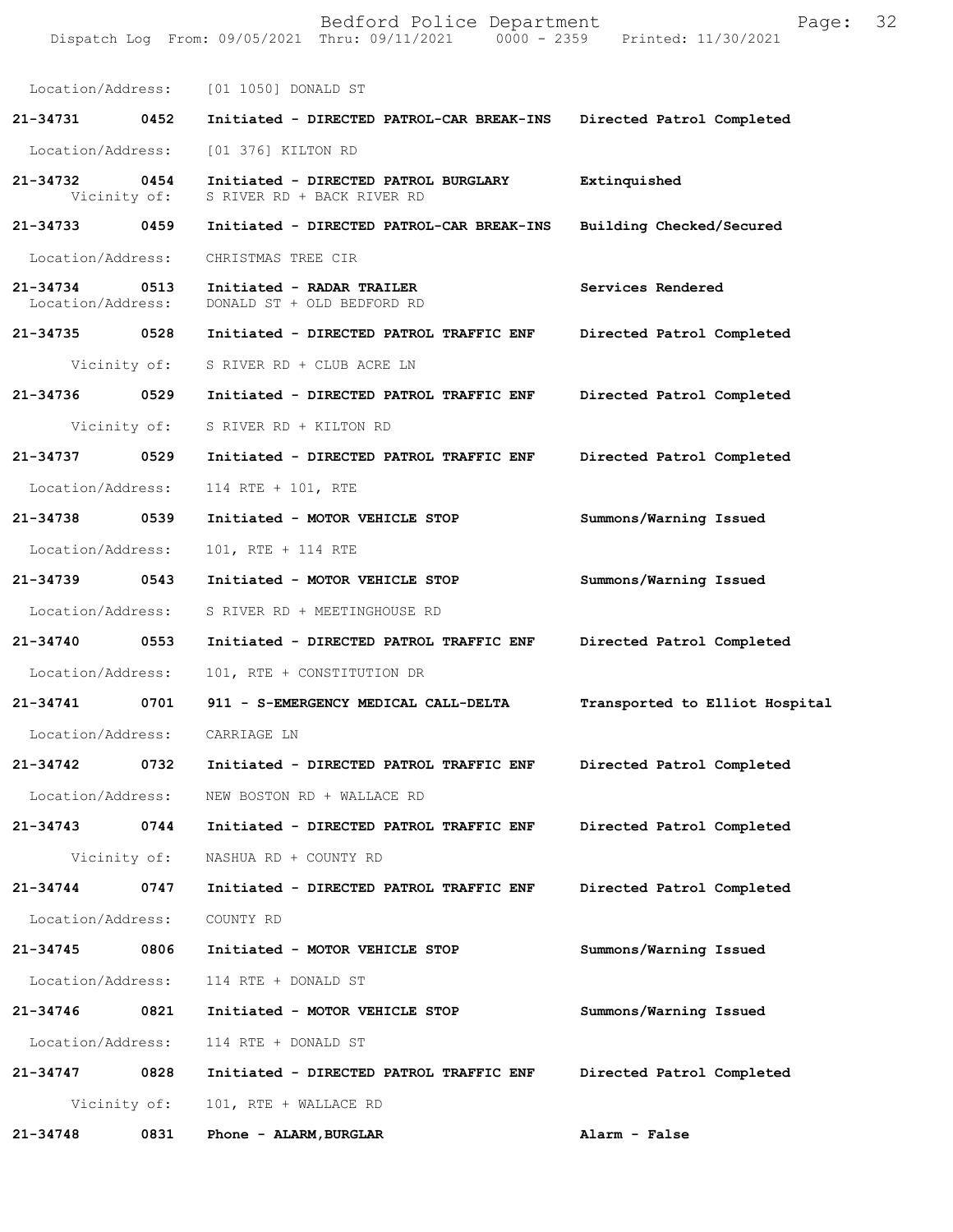Location/Address: [01 1050] DONALD ST

| Call # | Time | Call Reason | Action |
|---|---|---|---|
| 21-34731 | 0452 | Initiated - DIRECTED PATROL-CAR BREAK-INS | Directed Patrol Completed |
| | | Location/Address: [01 376] KILTON RD | |
| 21-34732 | 0454 | Initiated - DIRECTED PATROL BURGLARY | Extinquished |
| | | Vicinity of: S RIVER RD + BACK RIVER RD | |
| 21-34733 | 0459 | Initiated - DIRECTED PATROL-CAR BREAK-INS | Building Checked/Secured |
| | | Location/Address: CHRISTMAS TREE CIR | |
| 21-34734 | 0513 | Initiated - RADAR TRAILER | Services Rendered |
| | | Location/Address: DONALD ST + OLD BEDFORD RD | |
| 21-34735 | 0528 | Initiated - DIRECTED PATROL TRAFFIC ENF | Directed Patrol Completed |
| | | Vicinity of: S RIVER RD + CLUB ACRE LN | |
| 21-34736 | 0529 | Initiated - DIRECTED PATROL TRAFFIC ENF | Directed Patrol Completed |
| | | Vicinity of: S RIVER RD + KILTON RD | |
| 21-34737 | 0529 | Initiated - DIRECTED PATROL TRAFFIC ENF | Directed Patrol Completed |
| | | Location/Address: 114 RTE + 101, RTE | |
| 21-34738 | 0539 | Initiated - MOTOR VEHICLE STOP | Summons/Warning Issued |
| | | Location/Address: 101, RTE + 114 RTE | |
| 21-34739 | 0543 | Initiated - MOTOR VEHICLE STOP | Summons/Warning Issued |
| | | Location/Address: S RIVER RD + MEETINGHOUSE RD | |
| 21-34740 | 0553 | Initiated - DIRECTED PATROL TRAFFIC ENF | Directed Patrol Completed |
| | | Location/Address: 101, RTE + CONSTITUTION DR | |
| 21-34741 | 0701 | 911 - S-EMERGENCY MEDICAL CALL-DELTA | Transported to Elliot Hospital |
| | | Location/Address: CARRIAGE LN | |
| 21-34742 | 0732 | Initiated - DIRECTED PATROL TRAFFIC ENF | Directed Patrol Completed |
| | | Location/Address: NEW BOSTON RD + WALLACE RD | |
| 21-34743 | 0744 | Initiated - DIRECTED PATROL TRAFFIC ENF | Directed Patrol Completed |
| | | Vicinity of: NASHUA RD + COUNTY RD | |
| 21-34744 | 0747 | Initiated - DIRECTED PATROL TRAFFIC ENF | Directed Patrol Completed |
| | | Location/Address: COUNTY RD | |
| 21-34745 | 0806 | Initiated - MOTOR VEHICLE STOP | Summons/Warning Issued |
| | | Location/Address: 114 RTE + DONALD ST | |
| 21-34746 | 0821 | Initiated - MOTOR VEHICLE STOP | Summons/Warning Issued |
| | | Location/Address: 114 RTE + DONALD ST | |
| 21-34747 | 0828 | Initiated - DIRECTED PATROL TRAFFIC ENF | Directed Patrol Completed |
| | | Vicinity of: 101, RTE + WALLACE RD | |
| 21-34748 | 0831 | Phone - ALARM,BURGLAR | Alarm - False |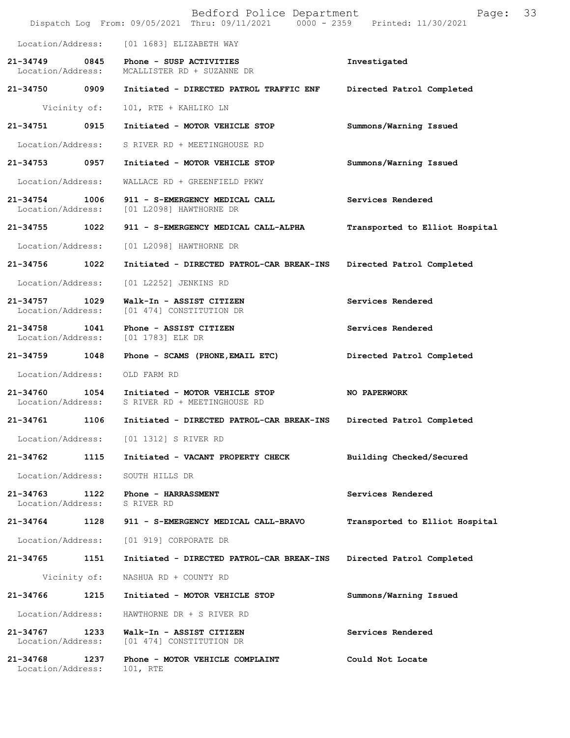Location/Address: [01 1683] ELIZABETH WAY

**21-34749 0845 Phone - SUSP ACTIVITIES** — **Investigated**
Location/Address: MCALLISTER RD + SUZANNE DR

**21-34750 0909 Initiated - DIRECTED PATROL TRAFFIC ENF** — **Directed Patrol Completed**
Vicinity of: 101, RTE + KAHLIKO LN

**21-34751 0915 Initiated - MOTOR VEHICLE STOP** — **Summons/Warning Issued**
Location/Address: S RIVER RD + MEETINGHOUSE RD

**21-34753 0957 Initiated - MOTOR VEHICLE STOP** — **Summons/Warning Issued**
Location/Address: WALLACE RD + GREENFIELD PKWY

**21-34754 1006 911 - S-EMERGENCY MEDICAL CALL** — **Services Rendered**
Location/Address: [01 L2098] HAWTHORNE DR

**21-34755 1022 911 - S-EMERGENCY MEDICAL CALL-ALPHA** — **Transported to Elliot Hospital**
Location/Address: [01 L2098] HAWTHORNE DR

**21-34756 1022 Initiated - DIRECTED PATROL-CAR BREAK-INS** — **Directed Patrol Completed**
Location/Address: [01 L2252] JENKINS RD

**21-34757 1029 Walk-In - ASSIST CITIZEN** — **Services Rendered**
Location/Address: [01 474] CONSTITUTION DR

**21-34758 1041 Phone - ASSIST CITIZEN** — **Services Rendered**
Location/Address: [01 1783] ELK DR

**21-34759 1048 Phone - SCAMS (PHONE,EMAIL ETC)** — **Directed Patrol Completed**
Location/Address: OLD FARM RD

**21-34760 1054 Initiated - MOTOR VEHICLE STOP** — **NO PAPERWORK**
Location/Address: S RIVER RD + MEETINGHOUSE RD

**21-34761 1106 Initiated - DIRECTED PATROL-CAR BREAK-INS** — **Directed Patrol Completed**
Location/Address: [01 1312] S RIVER RD

**21-34762 1115 Initiated - VACANT PROPERTY CHECK** — **Building Checked/Secured**
Location/Address: SOUTH HILLS DR

**21-34763 1122 Phone - HARRASSMENT** — **Services Rendered**
Location/Address: S RIVER RD

**21-34764 1128 911 - S-EMERGENCY MEDICAL CALL-BRAVO** — **Transported to Elliot Hospital**
Location/Address: [01 919] CORPORATE DR

**21-34765 1151 Initiated - DIRECTED PATROL-CAR BREAK-INS** — **Directed Patrol Completed**
Vicinity of: NASHUA RD + COUNTY RD

**21-34766 1215 Initiated - MOTOR VEHICLE STOP** — **Summons/Warning Issued**
Location/Address: HAWTHORNE DR + S RIVER RD

**21-34767 1233 Walk-In - ASSIST CITIZEN** — **Services Rendered**
Location/Address: [01 474] CONSTITUTION DR

**21-34768 1237 Phone - MOTOR VEHICLE COMPLAINT** — **Could Not Locate**
Location/Address: 101, RTE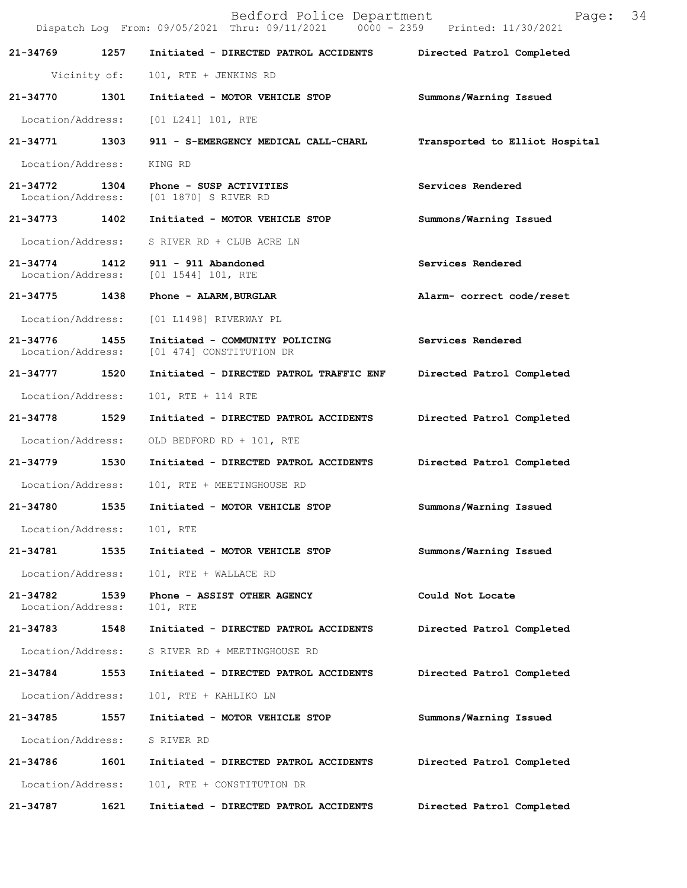| Call Number | Time | Call Reason | Action |
|---|---|---|---|
| 21-34769 | 1257 | Initiated - DIRECTED PATROL ACCIDENTS | Directed Patrol Completed |
| | | Vicinity of: 101, RTE + JENKINS RD | |
| 21-34770 | 1301 | Initiated - MOTOR VEHICLE STOP | Summons/Warning Issued |
| | | Location/Address: [01 L241] 101, RTE | |
| 21-34771 | 1303 | 911 - S-EMERGENCY MEDICAL CALL-CHARL | Transported to Elliot Hospital |
| | | Location/Address: KING RD | |
| 21-34772 | 1304 | Phone - SUSP ACTIVITIES | Services Rendered |
| | | Location/Address: [01 1870] S RIVER RD | |
| 21-34773 | 1402 | Initiated - MOTOR VEHICLE STOP | Summons/Warning Issued |
| | | Location/Address: S RIVER RD + CLUB ACRE LN | |
| 21-34774 | 1412 | 911 - 911 Abandoned | Services Rendered |
| | | Location/Address: [01 1544] 101, RTE | |
| 21-34775 | 1438 | Phone - ALARM,BURGLAR | Alarm- correct code/reset |
| | | Location/Address: [01 L1498] RIVERWAY PL | |
| 21-34776 | 1455 | Initiated - COMMUNITY POLICING | Services Rendered |
| | | Location/Address: [01 474] CONSTITUTION DR | |
| 21-34777 | 1520 | Initiated - DIRECTED PATROL TRAFFIC ENF | Directed Patrol Completed |
| | | Location/Address: 101, RTE + 114 RTE | |
| 21-34778 | 1529 | Initiated - DIRECTED PATROL ACCIDENTS | Directed Patrol Completed |
| | | Location/Address: OLD BEDFORD RD + 101, RTE | |
| 21-34779 | 1530 | Initiated - DIRECTED PATROL ACCIDENTS | Directed Patrol Completed |
| | | Location/Address: 101, RTE + MEETINGHOUSE RD | |
| 21-34780 | 1535 | Initiated - MOTOR VEHICLE STOP | Summons/Warning Issued |
| | | Location/Address: 101, RTE | |
| 21-34781 | 1535 | Initiated - MOTOR VEHICLE STOP | Summons/Warning Issued |
| | | Location/Address: 101, RTE + WALLACE RD | |
| 21-34782 | 1539 | Phone - ASSIST OTHER AGENCY | Could Not Locate |
| | | Location/Address: 101, RTE | |
| 21-34783 | 1548 | Initiated - DIRECTED PATROL ACCIDENTS | Directed Patrol Completed |
| | | Location/Address: S RIVER RD + MEETINGHOUSE RD | |
| 21-34784 | 1553 | Initiated - DIRECTED PATROL ACCIDENTS | Directed Patrol Completed |
| | | Location/Address: 101, RTE + KAHLIKO LN | |
| 21-34785 | 1557 | Initiated - MOTOR VEHICLE STOP | Summons/Warning Issued |
| | | Location/Address: S RIVER RD | |
| 21-34786 | 1601 | Initiated - DIRECTED PATROL ACCIDENTS | Directed Patrol Completed |
| | | Location/Address: 101, RTE + CONSTITUTION DR | |
| 21-34787 | 1621 | Initiated - DIRECTED PATROL ACCIDENTS | Directed Patrol Completed |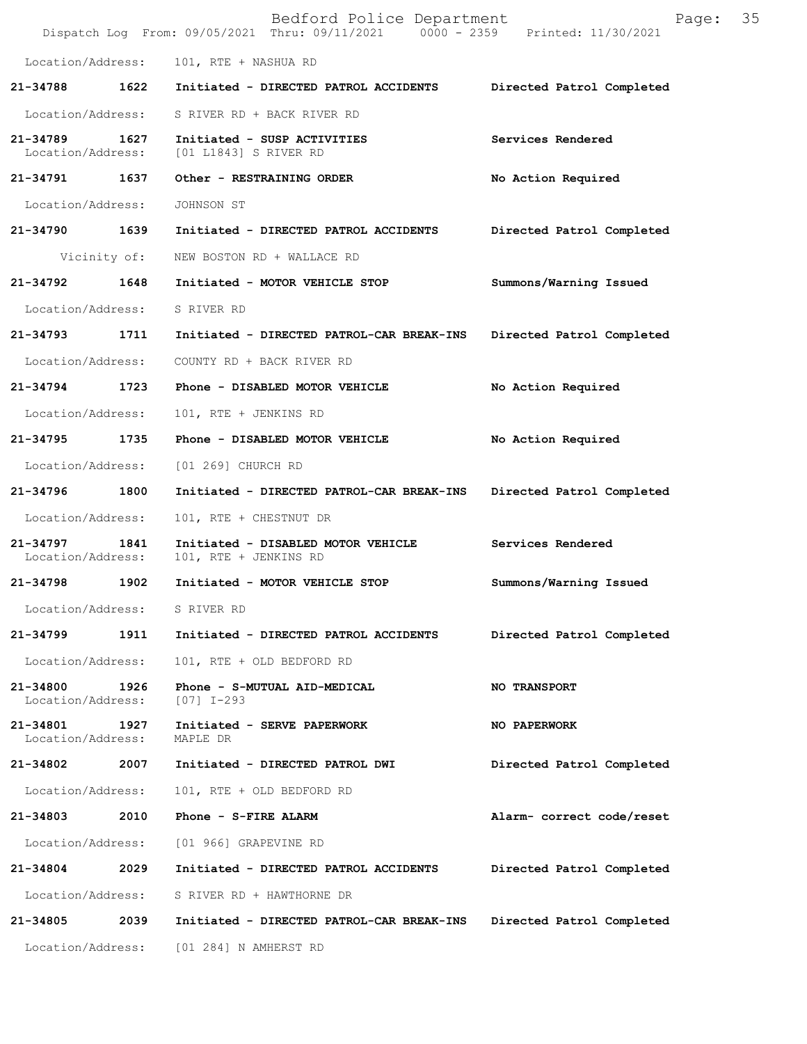Location/Address: 101, RTE + NASHUA RD

**21-34788 1622 Initiated - DIRECTED PATROL ACCIDENTS Directed Patrol Completed**

Location/Address: S RIVER RD + BACK RIVER RD

**21-34789 1627 Initiated - SUSP ACTIVITIES Services Rendered**
Location/Address: [01 L1843] S RIVER RD

**21-34791 1637 Other - RESTRAINING ORDER No Action Required**

Location/Address: JOHNSON ST

**21-34790 1639 Initiated - DIRECTED PATROL ACCIDENTS Directed Patrol Completed**

Vicinity of: NEW BOSTON RD + WALLACE RD

**21-34792 1648 Initiated - MOTOR VEHICLE STOP Summons/Warning Issued**

Location/Address: S RIVER RD

**21-34793 1711 Initiated - DIRECTED PATROL-CAR BREAK-INS Directed Patrol Completed**

Location/Address: COUNTY RD + BACK RIVER RD

**21-34794 1723 Phone - DISABLED MOTOR VEHICLE No Action Required**

Location/Address: 101, RTE + JENKINS RD

**21-34795 1735 Phone - DISABLED MOTOR VEHICLE No Action Required**

Location/Address: [01 269] CHURCH RD

**21-34796 1800 Initiated - DIRECTED PATROL-CAR BREAK-INS Directed Patrol Completed**

Location/Address: 101, RTE + CHESTNUT DR

**21-34797 1841 Initiated - DISABLED MOTOR VEHICLE Services Rendered**
Location/Address: 101, RTE + JENKINS RD

**21-34798 1902 Initiated - MOTOR VEHICLE STOP Summons/Warning Issued**

Location/Address: S RIVER RD

**21-34799 1911 Initiated - DIRECTED PATROL ACCIDENTS Directed Patrol Completed**

Location/Address: 101, RTE + OLD BEDFORD RD

**21-34800 1926 Phone - S-MUTUAL AID-MEDICAL NO TRANSPORT**
Location/Address: [07] I-293

**21-34801 1927 Initiated - SERVE PAPERWORK NO PAPERWORK**
Location/Address: MAPLE DR

**21-34802 2007 Initiated - DIRECTED PATROL DWI Directed Patrol Completed**

Location/Address: 101, RTE + OLD BEDFORD RD

**21-34803 2010 Phone - S-FIRE ALARM Alarm- correct code/reset**

Location/Address: [01 966] GRAPEVINE RD

**21-34804 2029 Initiated - DIRECTED PATROL ACCIDENTS Directed Patrol Completed**

Location/Address: S RIVER RD + HAWTHORNE DR

**21-34805 2039 Initiated - DIRECTED PATROL-CAR BREAK-INS Directed Patrol Completed**

Location/Address: [01 284] N AMHERST RD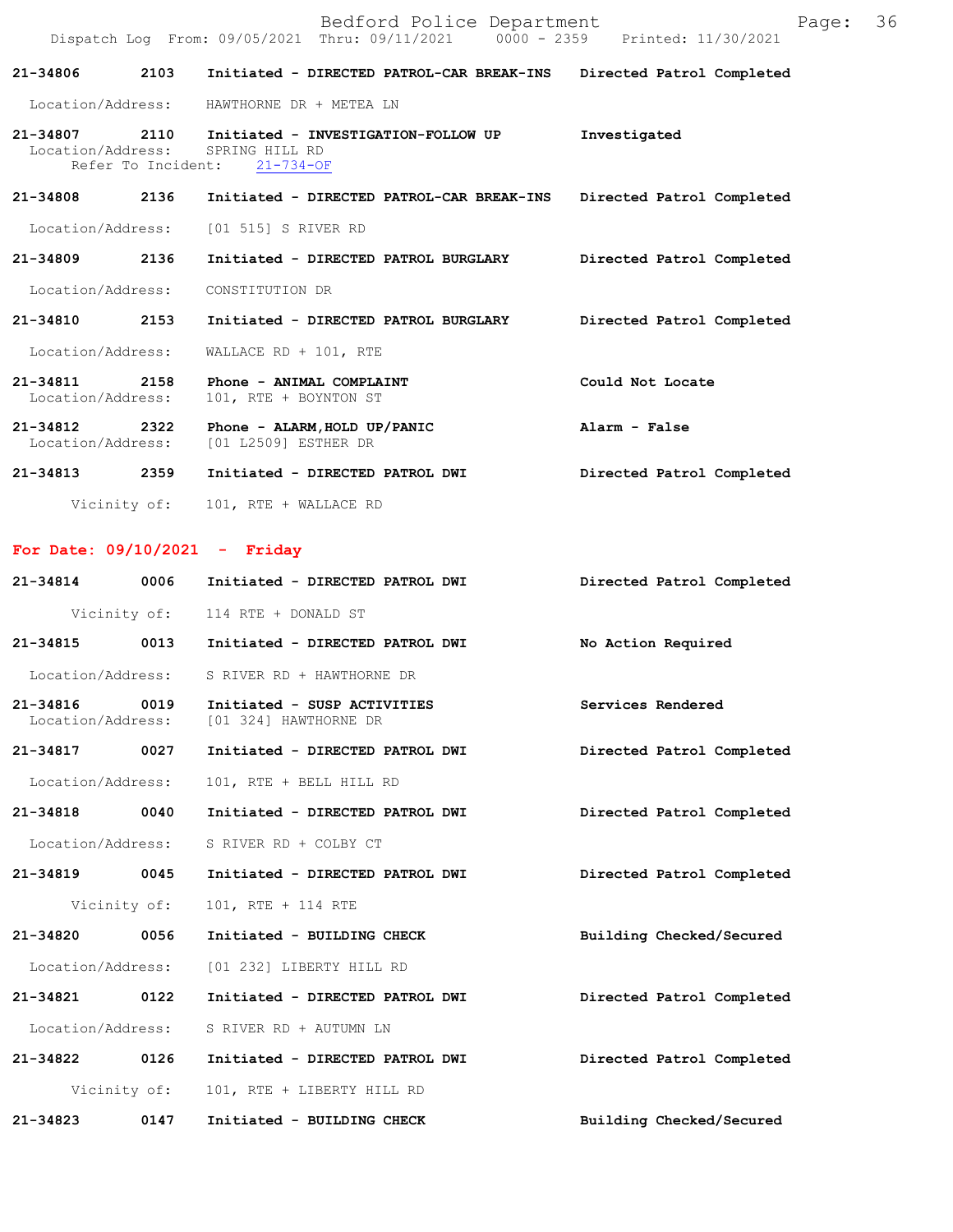21-34806 2103 Initiated - DIRECTED PATROL-CAR BREAK-INS Directed Patrol Completed

Location/Address: HAWTHORNE DR + METEA LN

21-34807 2110 Initiated - INVESTIGATION-FOLLOW UP Investigated
Location/Address: SPRING HILL RD
Refer To Incident: 21-734-OF

21-34808 2136 Initiated - DIRECTED PATROL-CAR BREAK-INS Directed Patrol Completed

Location/Address: [01 515] S RIVER RD

21-34809 2136 Initiated - DIRECTED PATROL BURGLARY Directed Patrol Completed

Location/Address: CONSTITUTION DR

21-34810 2153 Initiated - DIRECTED PATROL BURGLARY Directed Patrol Completed

Location/Address: WALLACE RD + 101, RTE

21-34811 2158 Phone - ANIMAL COMPLAINT Could Not Locate
Location/Address: 101, RTE + BOYNTON ST

21-34812 2322 Phone - ALARM,HOLD UP/PANIC Alarm - False
Location/Address: [01 L2509] ESTHER DR

21-34813 2359 Initiated - DIRECTED PATROL DWI Directed Patrol Completed

Vicinity of: 101, RTE + WALLACE RD

**For Date: 09/10/2021 - Friday**

21-34814 0006 Initiated - DIRECTED PATROL DWI Directed Patrol Completed

Vicinity of: 114 RTE + DONALD ST

21-34815 0013 Initiated - DIRECTED PATROL DWI No Action Required

Location/Address: S RIVER RD + HAWTHORNE DR

21-34816 0019 Initiated - SUSP ACTIVITIES Services Rendered
Location/Address: [01 324] HAWTHORNE DR

21-34817 0027 Initiated - DIRECTED PATROL DWI Directed Patrol Completed

Location/Address: 101, RTE + BELL HILL RD

21-34818 0040 Initiated - DIRECTED PATROL DWI Directed Patrol Completed

Location/Address: S RIVER RD + COLBY CT

21-34819 0045 Initiated - DIRECTED PATROL DWI Directed Patrol Completed

Vicinity of: 101, RTE + 114 RTE

21-34820 0056 Initiated - BUILDING CHECK Building Checked/Secured

Location/Address: [01 232] LIBERTY HILL RD

21-34821 0122 Initiated - DIRECTED PATROL DWI Directed Patrol Completed

Location/Address: S RIVER RD + AUTUMN LN

21-34822 0126 Initiated - DIRECTED PATROL DWI Directed Patrol Completed

Vicinity of: 101, RTE + LIBERTY HILL RD

21-34823 0147 Initiated - BUILDING CHECK Building Checked/Secured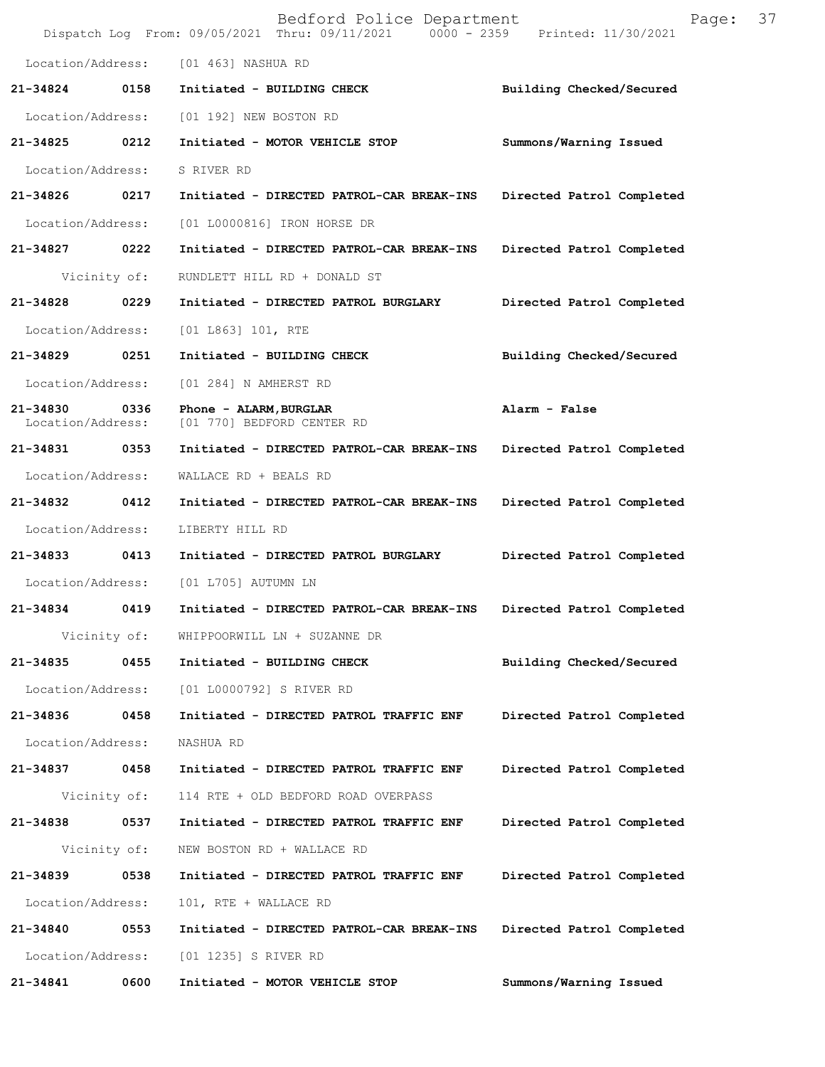Location/Address: [01 463] NASHUA RD

**21-34824 0158 Initiated - BUILDING CHECK** **Building Checked/Secured**

Location/Address: [01 192] NEW BOSTON RD

**21-34825 0212 Initiated - MOTOR VEHICLE STOP** **Summons/Warning Issued**

Location/Address: S RIVER RD

**21-34826 0217 Initiated - DIRECTED PATROL-CAR BREAK-INS** **Directed Patrol Completed**

Location/Address: [01 L0000816] IRON HORSE DR

**21-34827 0222 Initiated - DIRECTED PATROL-CAR BREAK-INS** **Directed Patrol Completed**

Vicinity of: RUNDLETT HILL RD + DONALD ST

**21-34828 0229 Initiated - DIRECTED PATROL BURGLARY** **Directed Patrol Completed**

Location/Address: [01 L863] 101, RTE

**21-34829 0251 Initiated - BUILDING CHECK** **Building Checked/Secured**

Location/Address: [01 284] N AMHERST RD

**21-34830 0336 Phone - ALARM,BURGLAR** **Alarm - False**
Location/Address: [01 770] BEDFORD CENTER RD

**21-34831 0353 Initiated - DIRECTED PATROL-CAR BREAK-INS** **Directed Patrol Completed**

Location/Address: WALLACE RD + BEALS RD

**21-34832 0412 Initiated - DIRECTED PATROL-CAR BREAK-INS** **Directed Patrol Completed**

Location/Address: LIBERTY HILL RD

**21-34833 0413 Initiated - DIRECTED PATROL BURGLARY** **Directed Patrol Completed**

Location/Address: [01 L705] AUTUMN LN

**21-34834 0419 Initiated - DIRECTED PATROL-CAR BREAK-INS** **Directed Patrol Completed**

Vicinity of: WHIPPOORWILL LN + SUZANNE DR

**21-34835 0455 Initiated - BUILDING CHECK** **Building Checked/Secured**

Location/Address: [01 L0000792] S RIVER RD

**21-34836 0458 Initiated - DIRECTED PATROL TRAFFIC ENF** **Directed Patrol Completed**

Location/Address: NASHUA RD

**21-34837 0458 Initiated - DIRECTED PATROL TRAFFIC ENF** **Directed Patrol Completed**

Vicinity of: 114 RTE + OLD BEDFORD ROAD OVERPASS

**21-34838 0537 Initiated - DIRECTED PATROL TRAFFIC ENF** **Directed Patrol Completed**

Vicinity of: NEW BOSTON RD + WALLACE RD

**21-34839 0538 Initiated - DIRECTED PATROL TRAFFIC ENF** **Directed Patrol Completed**

Location/Address: 101, RTE + WALLACE RD

**21-34840 0553 Initiated - DIRECTED PATROL-CAR BREAK-INS** **Directed Patrol Completed**

Location/Address: [01 1235] S RIVER RD

**21-34841 0600 Initiated - MOTOR VEHICLE STOP** **Summons/Warning Issued**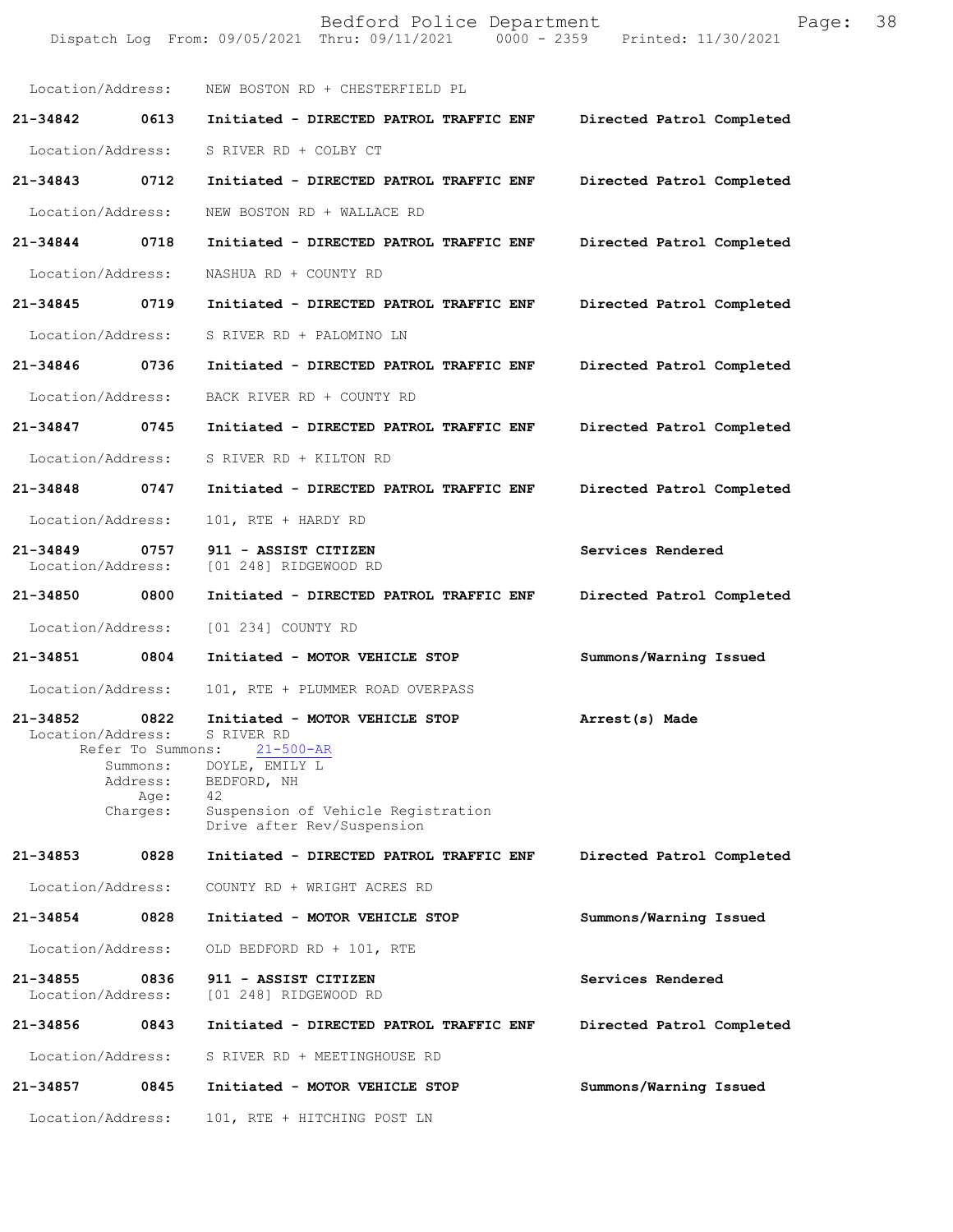Location/Address: NEW BOSTON RD + CHESTERFIELD PL

**21-34842** 0613 **Initiated - DIRECTED PATROL TRAFFIC ENF** **Directed Patrol Completed**
Location/Address: S RIVER RD + COLBY CT

**21-34843** 0712 **Initiated - DIRECTED PATROL TRAFFIC ENF** **Directed Patrol Completed**
Location/Address: NEW BOSTON RD + WALLACE RD

**21-34844** 0718 **Initiated - DIRECTED PATROL TRAFFIC ENF** **Directed Patrol Completed**
Location/Address: NASHUA RD + COUNTY RD

**21-34845** 0719 **Initiated - DIRECTED PATROL TRAFFIC ENF** **Directed Patrol Completed**
Location/Address: S RIVER RD + PALOMINO LN

**21-34846** 0736 **Initiated - DIRECTED PATROL TRAFFIC ENF** **Directed Patrol Completed**
Location/Address: BACK RIVER RD + COUNTY RD

**21-34847** 0745 **Initiated - DIRECTED PATROL TRAFFIC ENF** **Directed Patrol Completed**
Location/Address: S RIVER RD + KILTON RD

**21-34848** 0747 **Initiated - DIRECTED PATROL TRAFFIC ENF** **Directed Patrol Completed**
Location/Address: 101, RTE + HARDY RD

**21-34849** 0757 **911 - ASSIST CITIZEN** **Services Rendered**
Location/Address: [01 248] RIDGEWOOD RD

**21-34850** 0800 **Initiated - DIRECTED PATROL TRAFFIC ENF** **Directed Patrol Completed**
Location/Address: [01 234] COUNTY RD

**21-34851** 0804 **Initiated - MOTOR VEHICLE STOP** **Summons/Warning Issued**
Location/Address: 101, RTE + PLUMMER ROAD OVERPASS

**21-34852** 0822 **Initiated - MOTOR VEHICLE STOP** **Arrest(s) Made**
Location/Address: S RIVER RD
Refer To Summons: 21-500-AR
Summons: DOYLE, EMILY L
Address: BEDFORD, NH
Age: 42
Charges: Suspension of Vehicle Registration
Drive after Rev/Suspension

**21-34853** 0828 **Initiated - DIRECTED PATROL TRAFFIC ENF** **Directed Patrol Completed**
Location/Address: COUNTY RD + WRIGHT ACRES RD

**21-34854** 0828 **Initiated - MOTOR VEHICLE STOP** **Summons/Warning Issued**
Location/Address: OLD BEDFORD RD + 101, RTE

**21-34855** 0836 **911 - ASSIST CITIZEN** **Services Rendered**
Location/Address: [01 248] RIDGEWOOD RD

**21-34856** 0843 **Initiated - DIRECTED PATROL TRAFFIC ENF** **Directed Patrol Completed**
Location/Address: S RIVER RD + MEETINGHOUSE RD

**21-34857** 0845 **Initiated - MOTOR VEHICLE STOP** **Summons/Warning Issued**
Location/Address: 101, RTE + HITCHING POST LN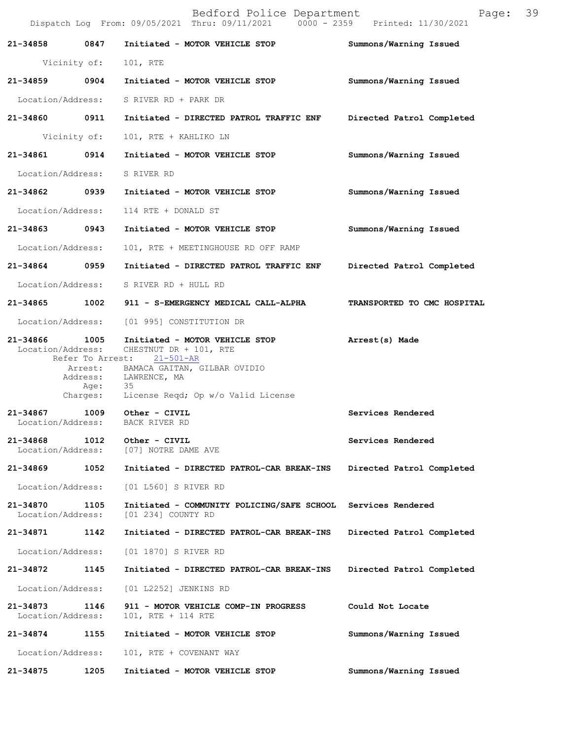| Call Number | Time | Call Reason | Action |
|---|---|---|---|
| 21-34858 | 0847 | Initiated - MOTOR VEHICLE STOP | Summons/Warning Issued |
| | | Vicinity of: 101, RTE | |
| 21-34859 | 0904 | Initiated - MOTOR VEHICLE STOP | Summons/Warning Issued |
| | | Location/Address: S RIVER RD + PARK DR | |
| 21-34860 | 0911 | Initiated - DIRECTED PATROL TRAFFIC ENF | Directed Patrol Completed |
| | | Vicinity of: 101, RTE + KAHLIKO LN | |
| 21-34861 | 0914 | Initiated - MOTOR VEHICLE STOP | Summons/Warning Issued |
| | | Location/Address: S RIVER RD | |
| 21-34862 | 0939 | Initiated - MOTOR VEHICLE STOP | Summons/Warning Issued |
| | | Location/Address: 114 RTE + DONALD ST | |
| 21-34863 | 0943 | Initiated - MOTOR VEHICLE STOP | Summons/Warning Issued |
| | | Location/Address: 101, RTE + MEETINGHOUSE RD OFF RAMP | |
| 21-34864 | 0959 | Initiated - DIRECTED PATROL TRAFFIC ENF | Directed Patrol Completed |
| | | Location/Address: S RIVER RD + HULL RD | |
| 21-34865 | 1002 | 911 - S-EMERGENCY MEDICAL CALL-ALPHA | TRANSPORTED TO CMC HOSPITAL |
| | | Location/Address: [01 995] CONSTITUTION DR | |
| 21-34866 | 1005 | Initiated - MOTOR VEHICLE STOP | Arrest(s) Made |
| | | Location/Address: CHESTNUT DR + 101, RTE | |
| | | Refer To Arrest: 21-501-AR | |
| | | Arrest: BAMACA GAITAN, GILBAR OVIDIO | |
| | | Address: LAWRENCE, MA | |
| | | Age: 35 | |
| | | Charges: License Reqd; Op w/o Valid License | |
| 21-34867 | 1009 | Other - CIVIL | Services Rendered |
| | | Location/Address: BACK RIVER RD | |
| 21-34868 | 1012 | Other - CIVIL | Services Rendered |
| | | Location/Address: [07] NOTRE DAME AVE | |
| 21-34869 | 1052 | Initiated - DIRECTED PATROL-CAR BREAK-INS | Directed Patrol Completed |
| | | Location/Address: [01 L560] S RIVER RD | |
| 21-34870 | 1105 | Initiated - COMMUNITY POLICING/SAFE SCHOOL | Services Rendered |
| | | Location/Address: [01 234] COUNTY RD | |
| 21-34871 | 1142 | Initiated - DIRECTED PATROL-CAR BREAK-INS | Directed Patrol Completed |
| | | Location/Address: [01 1870] S RIVER RD | |
| 21-34872 | 1145 | Initiated - DIRECTED PATROL-CAR BREAK-INS | Directed Patrol Completed |
| | | Location/Address: [01 L2252] JENKINS RD | |
| 21-34873 | 1146 | 911 - MOTOR VEHICLE COMP-IN PROGRESS | Could Not Locate |
| | | Location/Address: 101, RTE + 114 RTE | |
| 21-34874 | 1155 | Initiated - MOTOR VEHICLE STOP | Summons/Warning Issued |
| | | Location/Address: 101, RTE + COVENANT WAY | |
| 21-34875 | 1205 | Initiated - MOTOR VEHICLE STOP | Summons/Warning Issued |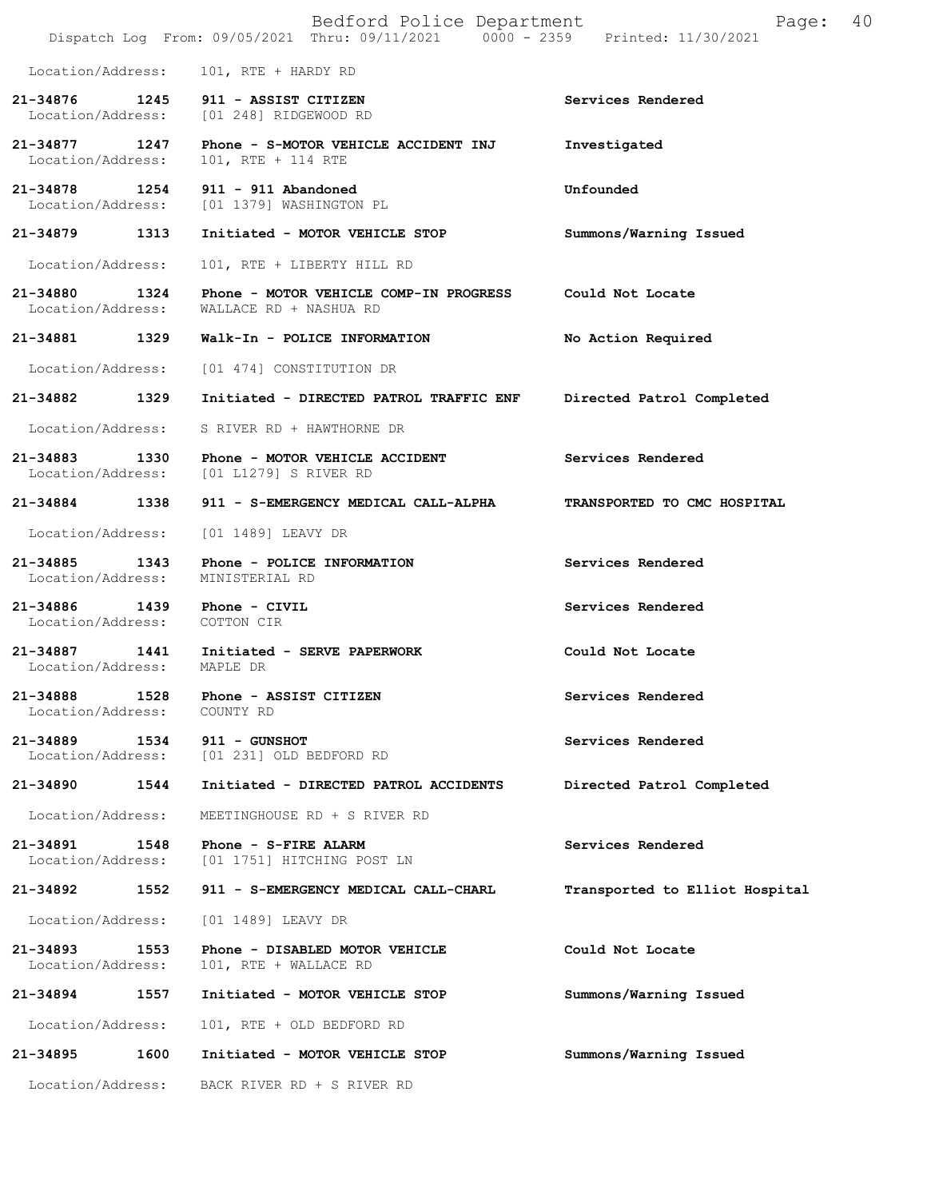Location/Address: 101, RTE + HARDY RD

| Call Number | Time | Call Reason | Action |
|---|---|---|---|
| 21-34876 | 1245 | 911 - ASSIST CITIZEN | Services Rendered |
| Location/Address: | | [01 248] RIDGEWOOD RD | |
| 21-34877 | 1247 | Phone - S-MOTOR VEHICLE ACCIDENT INJ | Investigated |
| Location/Address: | | 101, RTE + 114 RTE | |
| 21-34878 | 1254 | 911 - 911 Abandoned | Unfounded |
| Location/Address: | | [01 1379] WASHINGTON PL | |
| 21-34879 | 1313 | Initiated - MOTOR VEHICLE STOP | Summons/Warning Issued |
| Location/Address: | | 101, RTE + LIBERTY HILL RD | |
| 21-34880 | 1324 | Phone - MOTOR VEHICLE COMP-IN PROGRESS | Could Not Locate |
| Location/Address: | | WALLACE RD + NASHUA RD | |
| 21-34881 | 1329 | Walk-In - POLICE INFORMATION | No Action Required |
| Location/Address: | | [01 474] CONSTITUTION DR | |
| 21-34882 | 1329 | Initiated - DIRECTED PATROL TRAFFIC ENF | Directed Patrol Completed |
| Location/Address: | | S RIVER RD + HAWTHORNE DR | |
| 21-34883 | 1330 | Phone - MOTOR VEHICLE ACCIDENT | Services Rendered |
| Location/Address: | | [01 L1279] S RIVER RD | |
| 21-34884 | 1338 | 911 - S-EMERGENCY MEDICAL CALL-ALPHA | TRANSPORTED TO CMC HOSPITAL |
| Location/Address: | | [01 1489] LEAVY DR | |
| 21-34885 | 1343 | Phone - POLICE INFORMATION | Services Rendered |
| Location/Address: | | MINISTERIAL RD | |
| 21-34886 | 1439 | Phone - CIVIL | Services Rendered |
| Location/Address: | | COTTON CIR | |
| 21-34887 | 1441 | Initiated - SERVE PAPERWORK | Could Not Locate |
| Location/Address: | | MAPLE DR | |
| 21-34888 | 1528 | Phone - ASSIST CITIZEN | Services Rendered |
| Location/Address: | | COUNTY RD | |
| 21-34889 | 1534 | 911 - GUNSHOT | Services Rendered |
| Location/Address: | | [01 231] OLD BEDFORD RD | |
| 21-34890 | 1544 | Initiated - DIRECTED PATROL ACCIDENTS | Directed Patrol Completed |
| Location/Address: | | MEETINGHOUSE RD + S RIVER RD | |
| 21-34891 | 1548 | Phone - S-FIRE ALARM | Services Rendered |
| Location/Address: | | [01 1751] HITCHING POST LN | |
| 21-34892 | 1552 | 911 - S-EMERGENCY MEDICAL CALL-CHARL | Transported to Elliot Hospital |
| Location/Address: | | [01 1489] LEAVY DR | |
| 21-34893 | 1553 | Phone - DISABLED MOTOR VEHICLE | Could Not Locate |
| Location/Address: | | 101, RTE + WALLACE RD | |
| 21-34894 | 1557 | Initiated - MOTOR VEHICLE STOP | Summons/Warning Issued |
| Location/Address: | | 101, RTE + OLD BEDFORD RD | |
| 21-34895 | 1600 | Initiated - MOTOR VEHICLE STOP | Summons/Warning Issued |
| Location/Address: | | BACK RIVER RD + S RIVER RD | |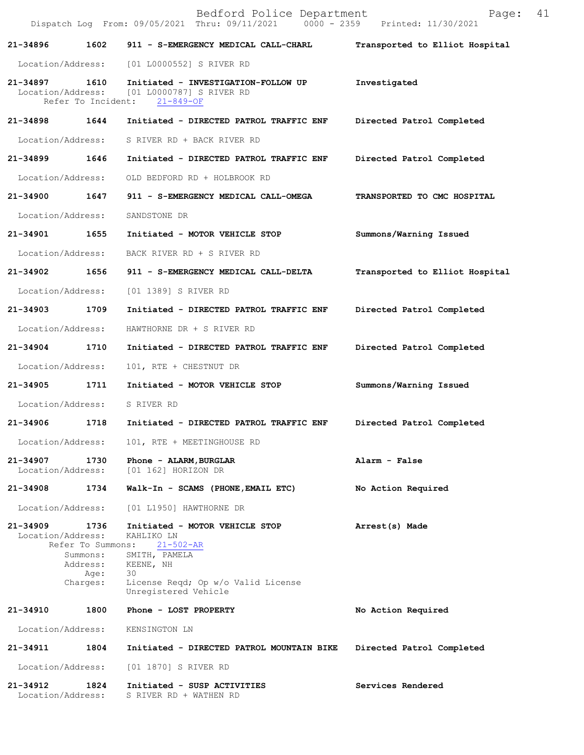Bedford Police Department
Dispatch Log From: 09/05/2021 Thru: 09/11/2021 0000 - 2359 Printed: 11/30/2021

**21-34896** **1602** **911 - S-EMERGENCY MEDICAL CALL-CHARL** **Transported to Elliot Hospital**
Location/Address: [01 L0000552] S RIVER RD

**21-34897** **1610** **Initiated - INVESTIGATION-FOLLOW UP** **Investigated**
Location/Address: [01 L0000787] S RIVER RD
Refer To Incident: 21-849-OF

**21-34898** **1644** **Initiated - DIRECTED PATROL TRAFFIC ENF** **Directed Patrol Completed**
Location/Address: S RIVER RD + BACK RIVER RD

**21-34899** **1646** **Initiated - DIRECTED PATROL TRAFFIC ENF** **Directed Patrol Completed**
Location/Address: OLD BEDFORD RD + HOLBROOK RD

**21-34900** **1647** **911 - S-EMERGENCY MEDICAL CALL-OMEGA** **TRANSPORTED TO CMC HOSPITAL**
Location/Address: SANDSTONE DR

**21-34901** **1655** **Initiated - MOTOR VEHICLE STOP** **Summons/Warning Issued**
Location/Address: BACK RIVER RD + S RIVER RD

**21-34902** **1656** **911 - S-EMERGENCY MEDICAL CALL-DELTA** **Transported to Elliot Hospital**
Location/Address: [01 1389] S RIVER RD

**21-34903** **1709** **Initiated - DIRECTED PATROL TRAFFIC ENF** **Directed Patrol Completed**
Location/Address: HAWTHORNE DR + S RIVER RD

**21-34904** **1710** **Initiated - DIRECTED PATROL TRAFFIC ENF** **Directed Patrol Completed**
Location/Address: 101, RTE + CHESTNUT DR

**21-34905** **1711** **Initiated - MOTOR VEHICLE STOP** **Summons/Warning Issued**
Location/Address: S RIVER RD

**21-34906** **1718** **Initiated - DIRECTED PATROL TRAFFIC ENF** **Directed Patrol Completed**
Location/Address: 101, RTE + MEETINGHOUSE RD

**21-34907** **1730** **Phone - ALARM,BURGLAR** **Alarm - False**
Location/Address: [01 162] HORIZON DR

**21-34908** **1734** **Walk-In - SCAMS (PHONE,EMAIL ETC)** **No Action Required**
Location/Address: [01 L1950] HAWTHORNE DR

**21-34909** **1736** **Initiated - MOTOR VEHICLE STOP** **Arrest(s) Made**
Location/Address: KAHLIKO LN
Refer To Summons: 21-502-AR
Summons: SMITH, PAMELA
Address: KEENE, NH
Age: 30
Charges: License Reqd; Op w/o Valid License
Unregistered Vehicle

**21-34910** **1800** **Phone - LOST PROPERTY** **No Action Required**
Location/Address: KENSINGTON LN

**21-34911** **1804** **Initiated - DIRECTED PATROL MOUNTAIN BIKE** **Directed Patrol Completed**
Location/Address: [01 1870] S RIVER RD

**21-34912** **1824** **Initiated - SUSP ACTIVITIES** **Services Rendered**
Location/Address: S RIVER RD + WATHEN RD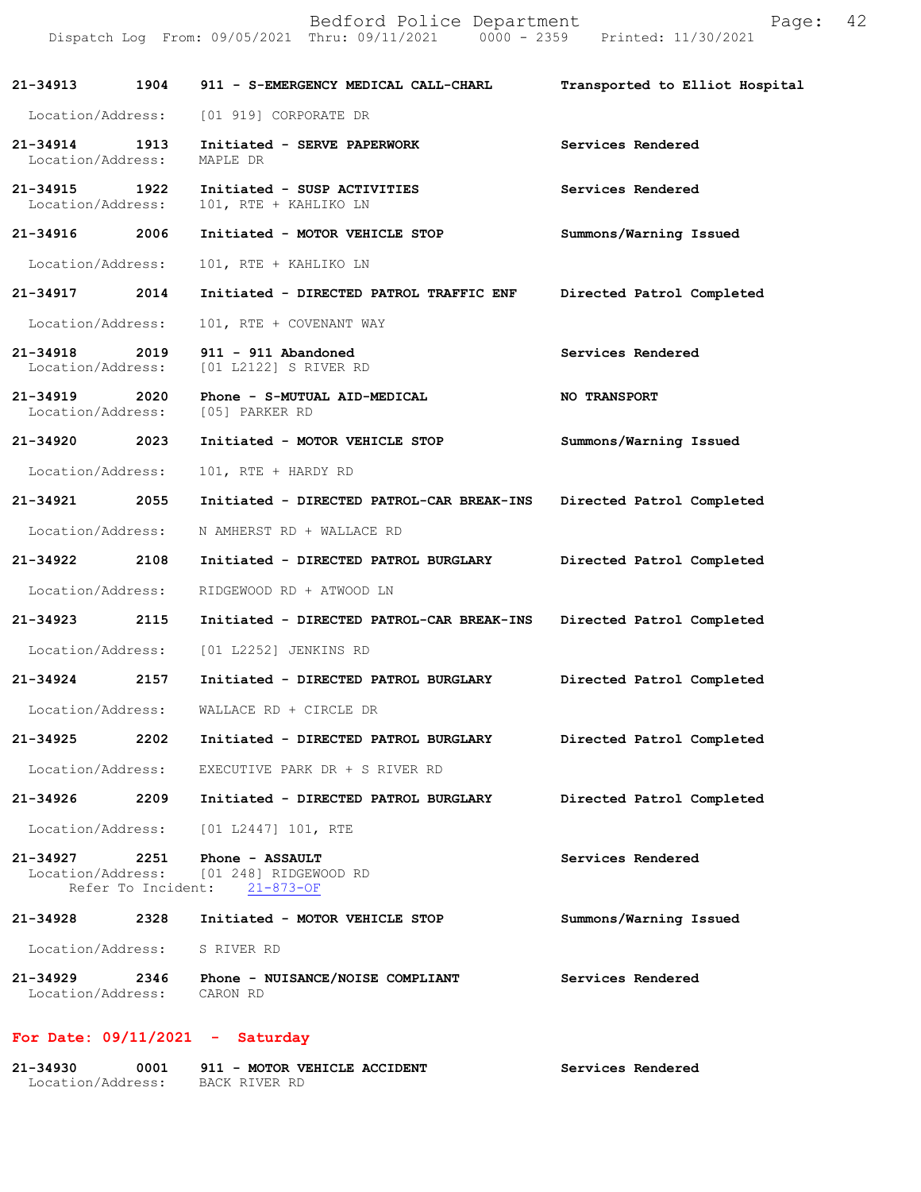**21-34913** 1904 **911 - S-EMERGENCY MEDICAL CALL-CHARL** **Transported to Elliot Hospital**
Location/Address: [01 919] CORPORATE DR

**21-34914** 1913 **Initiated - SERVE PAPERWORK** **Services Rendered**
Location/Address: MAPLE DR

**21-34915** 1922 **Initiated - SUSP ACTIVITIES** **Services Rendered**
Location/Address: 101, RTE + KAHLIKO LN

**21-34916** 2006 **Initiated - MOTOR VEHICLE STOP** **Summons/Warning Issued**
Location/Address: 101, RTE + KAHLIKO LN

**21-34917** 2014 **Initiated - DIRECTED PATROL TRAFFIC ENF** **Directed Patrol Completed**
Location/Address: 101, RTE + COVENANT WAY

**21-34918** 2019 **911 - 911 Abandoned** **Services Rendered**
Location/Address: [01 L2122] S RIVER RD

**21-34919** 2020 **Phone - S-MUTUAL AID-MEDICAL** **NO TRANSPORT**
Location/Address: [05] PARKER RD

**21-34920** 2023 **Initiated - MOTOR VEHICLE STOP** **Summons/Warning Issued**
Location/Address: 101, RTE + HARDY RD

**21-34921** 2055 **Initiated - DIRECTED PATROL-CAR BREAK-INS** **Directed Patrol Completed**
Location/Address: N AMHERST RD + WALLACE RD

**21-34922** 2108 **Initiated - DIRECTED PATROL BURGLARY** **Directed Patrol Completed**
Location/Address: RIDGEWOOD RD + ATWOOD LN

**21-34923** 2115 **Initiated - DIRECTED PATROL-CAR BREAK-INS** **Directed Patrol Completed**
Location/Address: [01 L2252] JENKINS RD

**21-34924** 2157 **Initiated - DIRECTED PATROL BURGLARY** **Directed Patrol Completed**
Location/Address: WALLACE RD + CIRCLE DR

**21-34925** 2202 **Initiated - DIRECTED PATROL BURGLARY** **Directed Patrol Completed**
Location/Address: EXECUTIVE PARK DR + S RIVER RD

**21-34926** 2209 **Initiated - DIRECTED PATROL BURGLARY** **Directed Patrol Completed**
Location/Address: [01 L2447] 101, RTE

**21-34927** 2251 **Phone - ASSAULT** **Services Rendered**
Location/Address: [01 248] RIDGEWOOD RD
Refer To Incident: 21-873-OF

**21-34928** 2328 **Initiated - MOTOR VEHICLE STOP** **Summons/Warning Issued**
Location/Address: S RIVER RD

**21-34929** 2346 **Phone - NUISANCE/NOISE COMPLIANT** **Services Rendered**
Location/Address: CARON RD

## For Date: 09/11/2021 - Saturday

**21-34930** 0001 **911 - MOTOR VEHICLE ACCIDENT** **Services Rendered**
Location/Address: BACK RIVER RD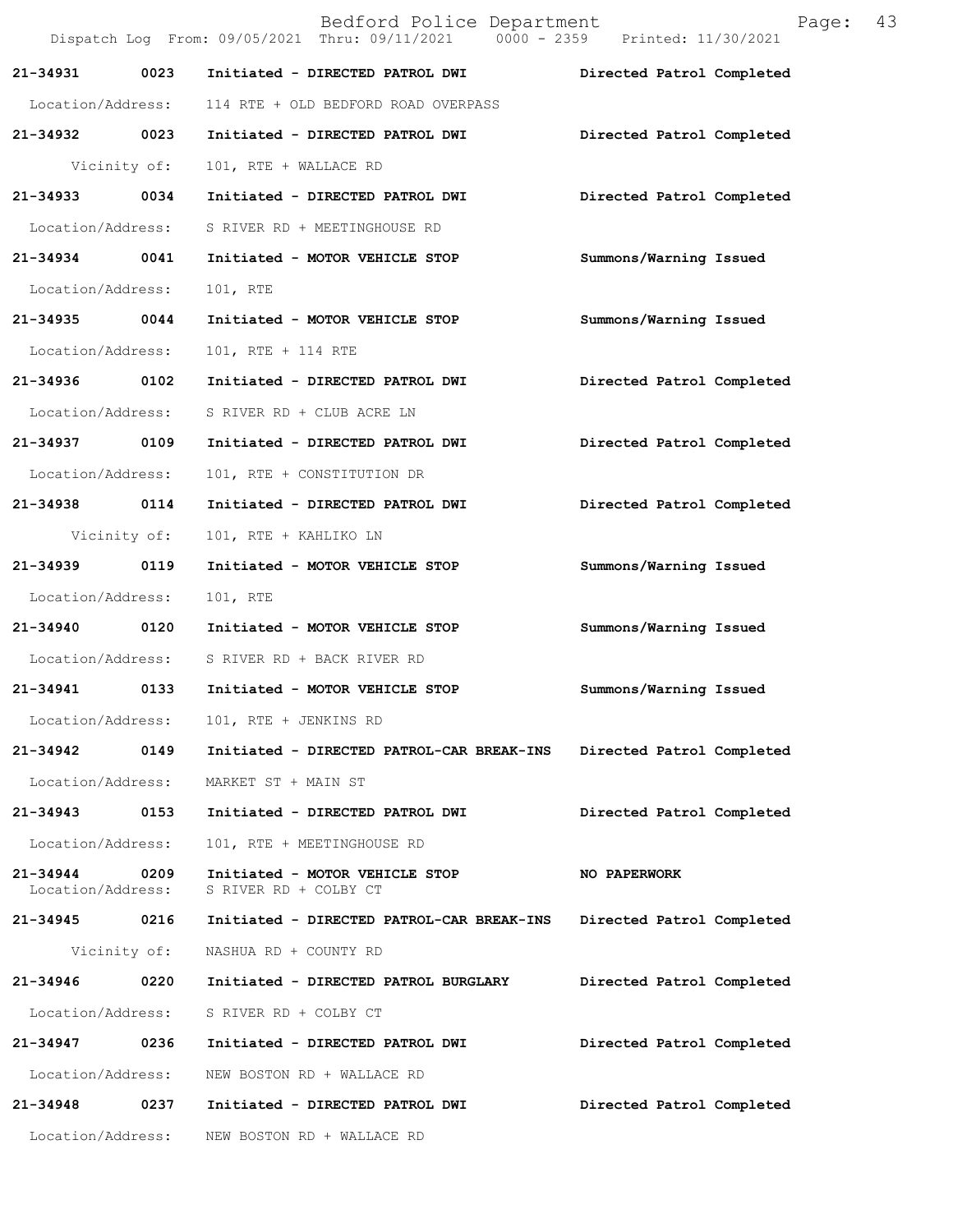Bedford Police Department

Dispatch Log From: 09/05/2021 Thru: 09/11/2021 0000 - 2359 Printed: 11/30/2021

**21-34931 0023 Initiated - DIRECTED PATROL DWI** Directed Patrol Completed
Location/Address: 114 RTE + OLD BEDFORD ROAD OVERPASS

**21-34932 0023 Initiated - DIRECTED PATROL DWI** Directed Patrol Completed
Vicinity of: 101, RTE + WALLACE RD

**21-34933 0034 Initiated - DIRECTED PATROL DWI** Directed Patrol Completed
Location/Address: S RIVER RD + MEETINGHOUSE RD

**21-34934 0041 Initiated - MOTOR VEHICLE STOP** Summons/Warning Issued
Location/Address: 101, RTE

**21-34935 0044 Initiated - MOTOR VEHICLE STOP** Summons/Warning Issued
Location/Address: 101, RTE + 114 RTE

**21-34936 0102 Initiated - DIRECTED PATROL DWI** Directed Patrol Completed
Location/Address: S RIVER RD + CLUB ACRE LN

**21-34937 0109 Initiated - DIRECTED PATROL DWI** Directed Patrol Completed
Location/Address: 101, RTE + CONSTITUTION DR

**21-34938 0114 Initiated - DIRECTED PATROL DWI** Directed Patrol Completed
Vicinity of: 101, RTE + KAHLIKO LN

**21-34939 0119 Initiated - MOTOR VEHICLE STOP** Summons/Warning Issued
Location/Address: 101, RTE

**21-34940 0120 Initiated - MOTOR VEHICLE STOP** Summons/Warning Issued
Location/Address: S RIVER RD + BACK RIVER RD

**21-34941 0133 Initiated - MOTOR VEHICLE STOP** Summons/Warning Issued
Location/Address: 101, RTE + JENKINS RD

**21-34942 0149 Initiated - DIRECTED PATROL-CAR BREAK-INS** Directed Patrol Completed
Location/Address: MARKET ST + MAIN ST

**21-34943 0153 Initiated - DIRECTED PATROL DWI** Directed Patrol Completed
Location/Address: 101, RTE + MEETINGHOUSE RD

**21-34944 0209 Initiated - MOTOR VEHICLE STOP** **NO PAPERWORK**
Location/Address: S RIVER RD + COLBY CT

**21-34945 0216 Initiated - DIRECTED PATROL-CAR BREAK-INS** Directed Patrol Completed
Vicinity of: NASHUA RD + COUNTY RD

**21-34946 0220 Initiated - DIRECTED PATROL BURGLARY** Directed Patrol Completed
Location/Address: S RIVER RD + COLBY CT

**21-34947 0236 Initiated - DIRECTED PATROL DWI** Directed Patrol Completed
Location/Address: NEW BOSTON RD + WALLACE RD

**21-34948 0237 Initiated - DIRECTED PATROL DWI** Directed Patrol Completed
Location/Address: NEW BOSTON RD + WALLACE RD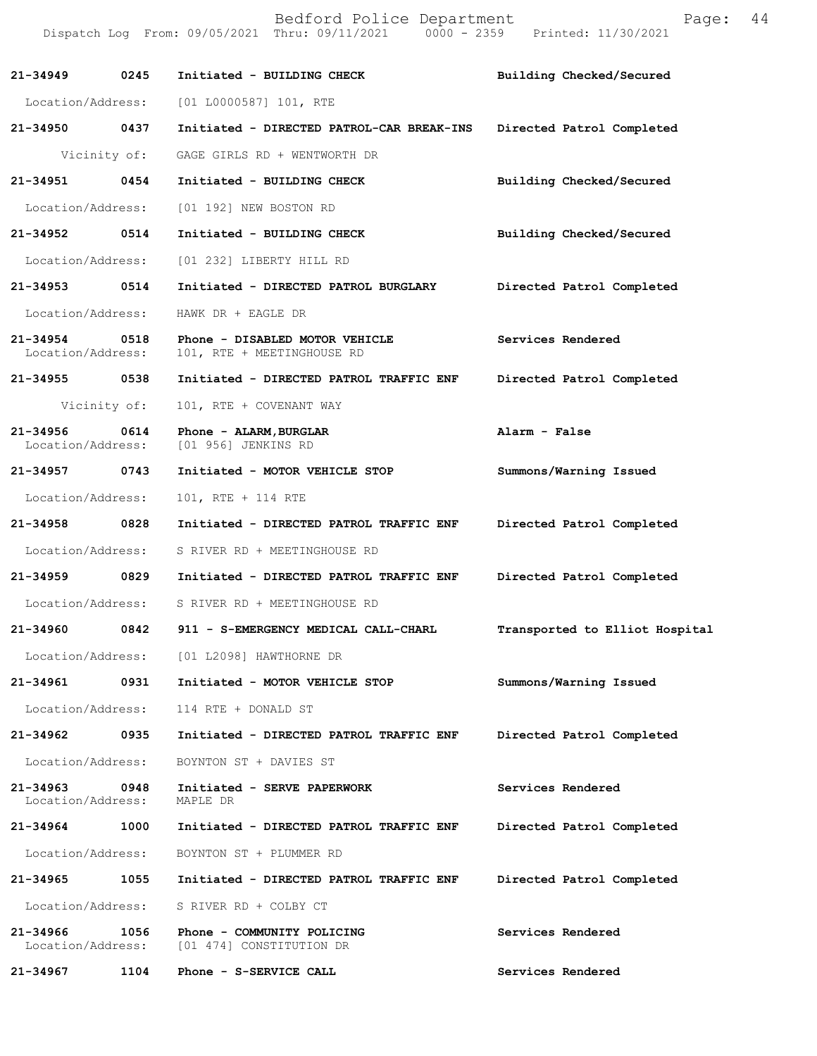Bedford Police Department

Dispatch Log From: 09/05/2021 Thru: 09/11/2021 0000 - 2359 Printed: 11/30/2021

**21-34949 0245 Initiated - BUILDING CHECK** — **Building Checked/Secured**
Location/Address: [01 L0000587] 101, RTE

**21-34950 0437 Initiated - DIRECTED PATROL-CAR BREAK-INS** — **Directed Patrol Completed**
Vicinity of: GAGE GIRLS RD + WENTWORTH DR

**21-34951 0454 Initiated - BUILDING CHECK** — **Building Checked/Secured**
Location/Address: [01 192] NEW BOSTON RD

**21-34952 0514 Initiated - BUILDING CHECK** — **Building Checked/Secured**
Location/Address: [01 232] LIBERTY HILL RD

**21-34953 0514 Initiated - DIRECTED PATROL BURGLARY** — **Directed Patrol Completed**
Location/Address: HAWK DR + EAGLE DR

**21-34954 0518 Phone - DISABLED MOTOR VEHICLE** — **Services Rendered**
Location/Address: 101, RTE + MEETINGHOUSE RD

**21-34955 0538 Initiated - DIRECTED PATROL TRAFFIC ENF** — **Directed Patrol Completed**
Vicinity of: 101, RTE + COVENANT WAY

**21-34956 0614 Phone - ALARM,BURGLAR** — **Alarm - False**
Location/Address: [01 956] JENKINS RD

**21-34957 0743 Initiated - MOTOR VEHICLE STOP** — **Summons/Warning Issued**
Location/Address: 101, RTE + 114 RTE

**21-34958 0828 Initiated - DIRECTED PATROL TRAFFIC ENF** — **Directed Patrol Completed**
Location/Address: S RIVER RD + MEETINGHOUSE RD

**21-34959 0829 Initiated - DIRECTED PATROL TRAFFIC ENF** — **Directed Patrol Completed**
Location/Address: S RIVER RD + MEETINGHOUSE RD

**21-34960 0842 911 - S-EMERGENCY MEDICAL CALL-CHARL** — **Transported to Elliot Hospital**
Location/Address: [01 L2098] HAWTHORNE DR

**21-34961 0931 Initiated - MOTOR VEHICLE STOP** — **Summons/Warning Issued**
Location/Address: 114 RTE + DONALD ST

**21-34962 0935 Initiated - DIRECTED PATROL TRAFFIC ENF** — **Directed Patrol Completed**
Location/Address: BOYNTON ST + DAVIES ST

**21-34963 0948 Initiated - SERVE PAPERWORK** — **Services Rendered**
Location/Address: MAPLE DR

**21-34964 1000 Initiated - DIRECTED PATROL TRAFFIC ENF** — **Directed Patrol Completed**
Location/Address: BOYNTON ST + PLUMMER RD

**21-34965 1055 Initiated - DIRECTED PATROL TRAFFIC ENF** — **Directed Patrol Completed**
Location/Address: S RIVER RD + COLBY CT

**21-34966 1056 Phone - COMMUNITY POLICING** — **Services Rendered**
Location/Address: [01 474] CONSTITUTION DR

**21-34967 1104 Phone - S-SERVICE CALL** — **Services Rendered**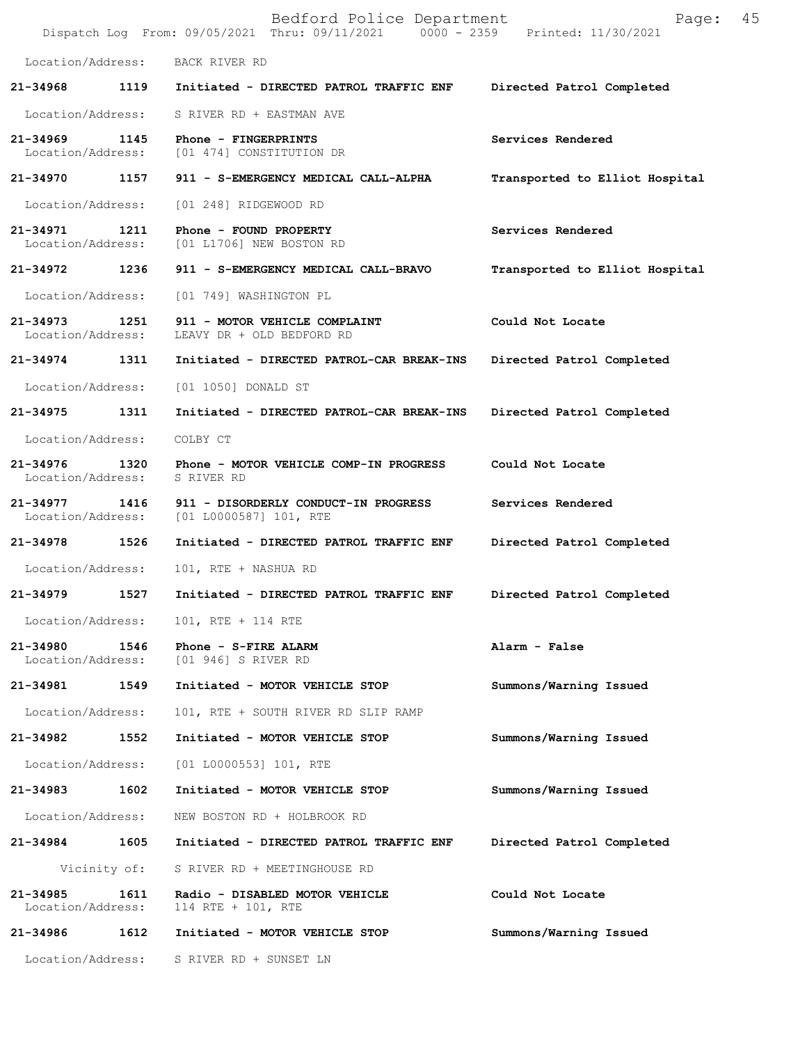Location/Address: BACK RIVER RD

| Call No. | Time | Call Reason | Action |
|---|---|---|---|
| 21-34968 | 1119 | Initiated - DIRECTED PATROL TRAFFIC ENF | Directed Patrol Completed |
| Location/Address: | | S RIVER RD + EASTMAN AVE | |
| 21-34969 | 1145 | Phone - FINGERPRINTS | Services Rendered |
| Location/Address: | | [01 474] CONSTITUTION DR | |
| 21-34970 | 1157 | 911 - S-EMERGENCY MEDICAL CALL-ALPHA | Transported to Elliot Hospital |
| Location/Address: | | [01 248] RIDGEWOOD RD | |
| 21-34971 | 1211 | Phone - FOUND PROPERTY | Services Rendered |
| Location/Address: | | [01 L1706] NEW BOSTON RD | |
| 21-34972 | 1236 | 911 - S-EMERGENCY MEDICAL CALL-BRAVO | Transported to Elliot Hospital |
| Location/Address: | | [01 749] WASHINGTON PL | |
| 21-34973 | 1251 | 911 - MOTOR VEHICLE COMPLAINT | Could Not Locate |
| Location/Address: | | LEAVY DR + OLD BEDFORD RD | |
| 21-34974 | 1311 | Initiated - DIRECTED PATROL-CAR BREAK-INS | Directed Patrol Completed |
| Location/Address: | | [01 1050] DONALD ST | |
| 21-34975 | 1311 | Initiated - DIRECTED PATROL-CAR BREAK-INS | Directed Patrol Completed |
| Location/Address: | | COLBY CT | |
| 21-34976 | 1320 | Phone - MOTOR VEHICLE COMP-IN PROGRESS | Could Not Locate |
| Location/Address: | | S RIVER RD | |
| 21-34977 | 1416 | 911 - DISORDERLY CONDUCT-IN PROGRESS | Services Rendered |
| Location/Address: | | [01 L0000587] 101, RTE | |
| 21-34978 | 1526 | Initiated - DIRECTED PATROL TRAFFIC ENF | Directed Patrol Completed |
| Location/Address: | | 101, RTE + NASHUA RD | |
| 21-34979 | 1527 | Initiated - DIRECTED PATROL TRAFFIC ENF | Directed Patrol Completed |
| Location/Address: | | 101, RTE + 114 RTE | |
| 21-34980 | 1546 | Phone - S-FIRE ALARM | Alarm - False |
| Location/Address: | | [01 946] S RIVER RD | |
| 21-34981 | 1549 | Initiated - MOTOR VEHICLE STOP | Summons/Warning Issued |
| Location/Address: | | 101, RTE + SOUTH RIVER RD SLIP RAMP | |
| 21-34982 | 1552 | Initiated - MOTOR VEHICLE STOP | Summons/Warning Issued |
| Location/Address: | | [01 L0000553] 101, RTE | |
| 21-34983 | 1602 | Initiated - MOTOR VEHICLE STOP | Summons/Warning Issued |
| Location/Address: | | NEW BOSTON RD + HOLBROOK RD | |
| 21-34984 | 1605 | Initiated - DIRECTED PATROL TRAFFIC ENF | Directed Patrol Completed |
| Vicinity of: | | S RIVER RD + MEETINGHOUSE RD | |
| 21-34985 | 1611 | Radio - DISABLED MOTOR VEHICLE | Could Not Locate |
| Location/Address: | | 114 RTE + 101, RTE | |
| 21-34986 | 1612 | Initiated - MOTOR VEHICLE STOP | Summons/Warning Issued |
| Location/Address: | | S RIVER RD + SUNSET LN | |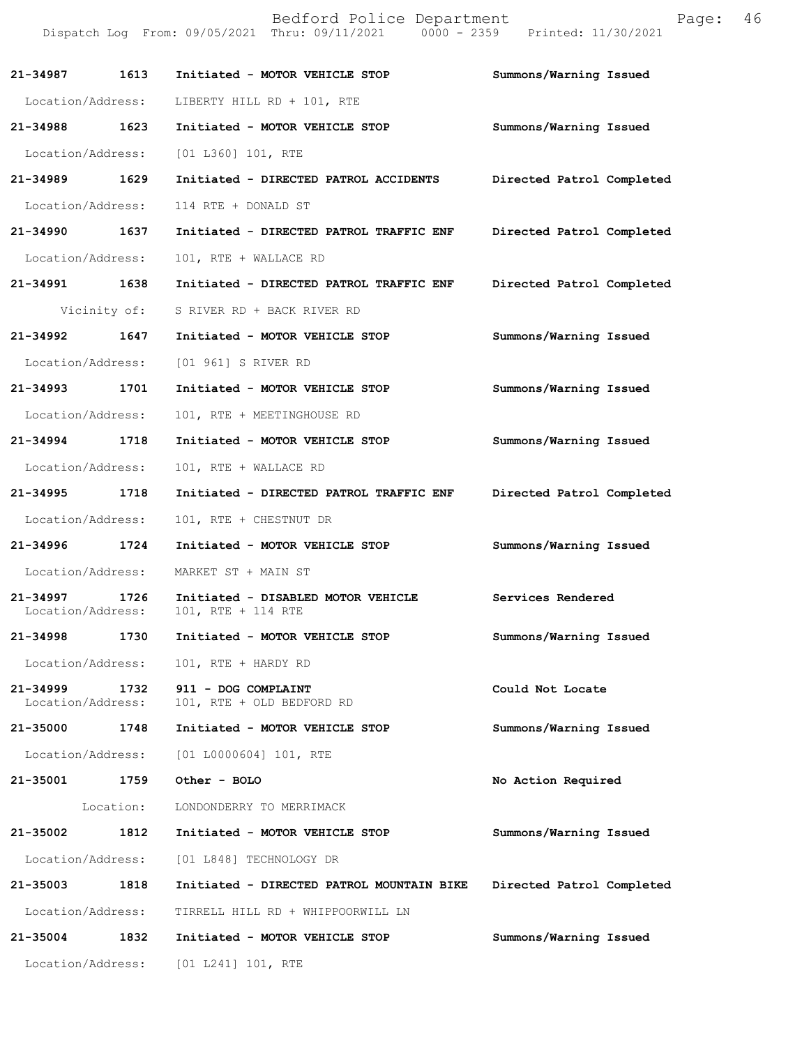| Call Number | Time | Call Reason | Action |
| --- | --- | --- | --- |
| 21-34987 | 1613 | Initiated - MOTOR VEHICLE STOP | Summons/Warning Issued |
| Location/Address: | | LIBERTY HILL RD + 101, RTE | |
| 21-34988 | 1623 | Initiated - MOTOR VEHICLE STOP | Summons/Warning Issued |
| Location/Address: | | [01 L360] 101, RTE | |
| 21-34989 | 1629 | Initiated - DIRECTED PATROL ACCIDENTS | Directed Patrol Completed |
| Location/Address: | | 114 RTE + DONALD ST | |
| 21-34990 | 1637 | Initiated - DIRECTED PATROL TRAFFIC ENF | Directed Patrol Completed |
| Location/Address: | | 101, RTE + WALLACE RD | |
| 21-34991 | 1638 | Initiated - DIRECTED PATROL TRAFFIC ENF | Directed Patrol Completed |
| Vicinity of: | | S RIVER RD + BACK RIVER RD | |
| 21-34992 | 1647 | Initiated - MOTOR VEHICLE STOP | Summons/Warning Issued |
| Location/Address: | | [01 961] S RIVER RD | |
| 21-34993 | 1701 | Initiated - MOTOR VEHICLE STOP | Summons/Warning Issued |
| Location/Address: | | 101, RTE + MEETINGHOUSE RD | |
| 21-34994 | 1718 | Initiated - MOTOR VEHICLE STOP | Summons/Warning Issued |
| Location/Address: | | 101, RTE + WALLACE RD | |
| 21-34995 | 1718 | Initiated - DIRECTED PATROL TRAFFIC ENF | Directed Patrol Completed |
| Location/Address: | | 101, RTE + CHESTNUT DR | |
| 21-34996 | 1724 | Initiated - MOTOR VEHICLE STOP | Summons/Warning Issued |
| Location/Address: | | MARKET ST + MAIN ST | |
| 21-34997 | 1726 | Initiated - DISABLED MOTOR VEHICLE | Services Rendered |
| Location/Address: | | 101, RTE + 114 RTE | |
| 21-34998 | 1730 | Initiated - MOTOR VEHICLE STOP | Summons/Warning Issued |
| Location/Address: | | 101, RTE + HARDY RD | |
| 21-34999 | 1732 | 911 - DOG COMPLAINT | Could Not Locate |
| Location/Address: | | 101, RTE + OLD BEDFORD RD | |
| 21-35000 | 1748 | Initiated - MOTOR VEHICLE STOP | Summons/Warning Issued |
| Location/Address: | | [01 L0000604] 101, RTE | |
| 21-35001 | 1759 | Other - BOLO | No Action Required |
| Location: | | LONDONDERRY TO MERRIMACK | |
| 21-35002 | 1812 | Initiated - MOTOR VEHICLE STOP | Summons/Warning Issued |
| Location/Address: | | [01 L848] TECHNOLOGY DR | |
| 21-35003 | 1818 | Initiated - DIRECTED PATROL MOUNTAIN BIKE | Directed Patrol Completed |
| Location/Address: | | TIRRELL HILL RD + WHIPPOORWILL LN | |
| 21-35004 | 1832 | Initiated - MOTOR VEHICLE STOP | Summons/Warning Issued |
| Location/Address: | | [01 L241] 101, RTE | |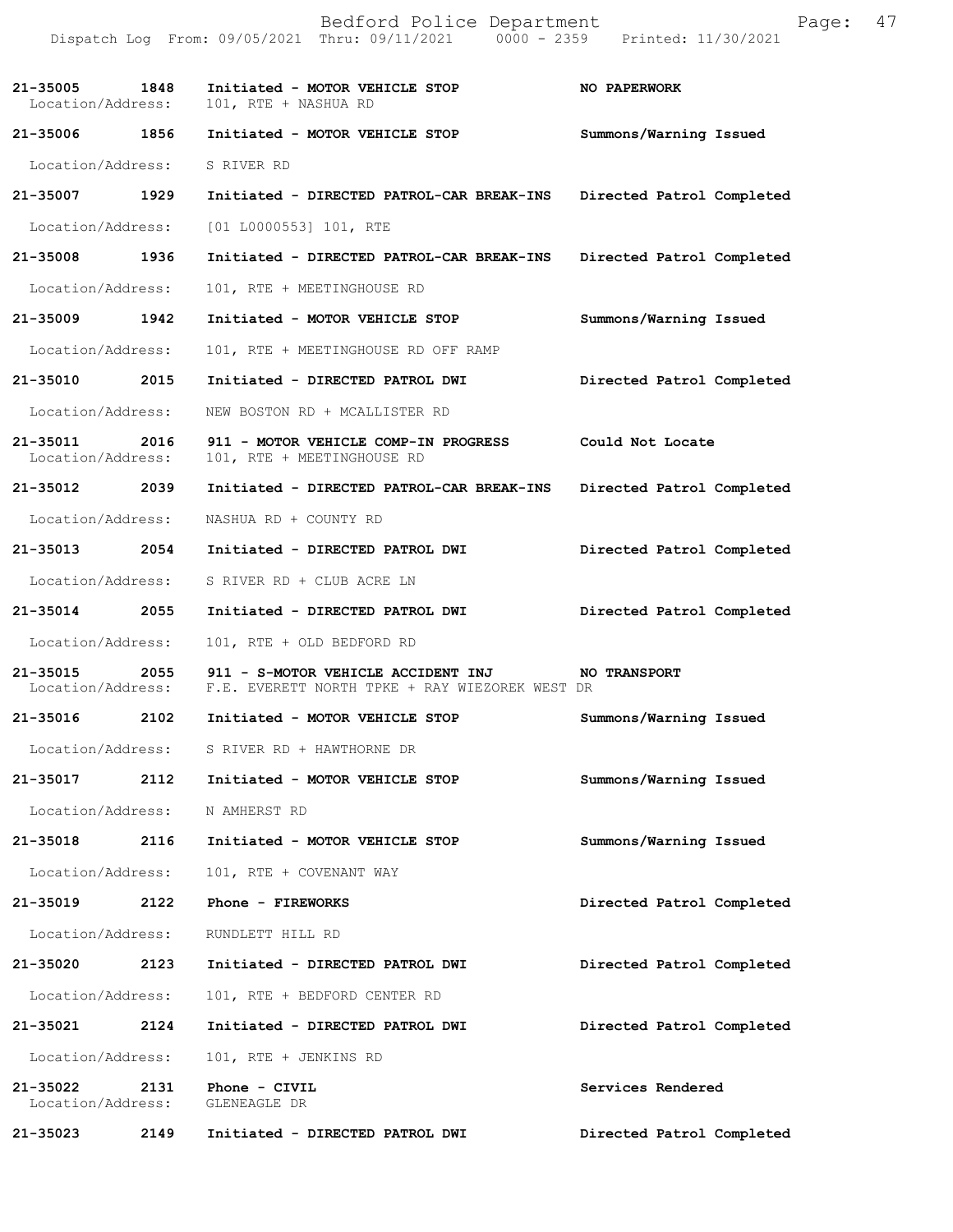| Call Number | Time | Call Reason | Action |
|---|---|---|---|
| 21-35005 | 1848 | Initiated - MOTOR VEHICLE STOP | NO PAPERWORK |
| Location/Address: | | 101, RTE + NASHUA RD | |
| 21-35006 | 1856 | Initiated - MOTOR VEHICLE STOP | Summons/Warning Issued |
| Location/Address: | | S RIVER RD | |
| 21-35007 | 1929 | Initiated - DIRECTED PATROL-CAR BREAK-INS | Directed Patrol Completed |
| Location/Address: | | [01 L0000553] 101, RTE | |
| 21-35008 | 1936 | Initiated - DIRECTED PATROL-CAR BREAK-INS | Directed Patrol Completed |
| Location/Address: | | 101, RTE + MEETINGHOUSE RD | |
| 21-35009 | 1942 | Initiated - MOTOR VEHICLE STOP | Summons/Warning Issued |
| Location/Address: | | 101, RTE + MEETINGHOUSE RD OFF RAMP | |
| 21-35010 | 2015 | Initiated - DIRECTED PATROL DWI | Directed Patrol Completed |
| Location/Address: | | NEW BOSTON RD + MCALLISTER RD | |
| 21-35011 | 2016 | 911 - MOTOR VEHICLE COMP-IN PROGRESS | Could Not Locate |
| Location/Address: | | 101, RTE + MEETINGHOUSE RD | |
| 21-35012 | 2039 | Initiated - DIRECTED PATROL-CAR BREAK-INS | Directed Patrol Completed |
| Location/Address: | | NASHUA RD + COUNTY RD | |
| 21-35013 | 2054 | Initiated - DIRECTED PATROL DWI | Directed Patrol Completed |
| Location/Address: | | S RIVER RD + CLUB ACRE LN | |
| 21-35014 | 2055 | Initiated - DIRECTED PATROL DWI | Directed Patrol Completed |
| Location/Address: | | 101, RTE + OLD BEDFORD RD | |
| 21-35015 | 2055 | 911 - S-MOTOR VEHICLE ACCIDENT INJ | NO TRANSPORT |
| Location/Address: | | F.E. EVERETT NORTH TPKE + RAY WIEZOREK WEST DR | |
| 21-35016 | 2102 | Initiated - MOTOR VEHICLE STOP | Summons/Warning Issued |
| Location/Address: | | S RIVER RD + HAWTHORNE DR | |
| 21-35017 | 2112 | Initiated - MOTOR VEHICLE STOP | Summons/Warning Issued |
| Location/Address: | | N AMHERST RD | |
| 21-35018 | 2116 | Initiated - MOTOR VEHICLE STOP | Summons/Warning Issued |
| Location/Address: | | 101, RTE + COVENANT WAY | |
| 21-35019 | 2122 | Phone - FIREWORKS | Directed Patrol Completed |
| Location/Address: | | RUNDLETT HILL RD | |
| 21-35020 | 2123 | Initiated - DIRECTED PATROL DWI | Directed Patrol Completed |
| Location/Address: | | 101, RTE + BEDFORD CENTER RD | |
| 21-35021 | 2124 | Initiated - DIRECTED PATROL DWI | Directed Patrol Completed |
| Location/Address: | | 101, RTE + JENKINS RD | |
| 21-35022 | 2131 | Phone - CIVIL | Services Rendered |
| Location/Address: | | GLENEAGLE DR | |
| 21-35023 | 2149 | Initiated - DIRECTED PATROL DWI | Directed Patrol Completed |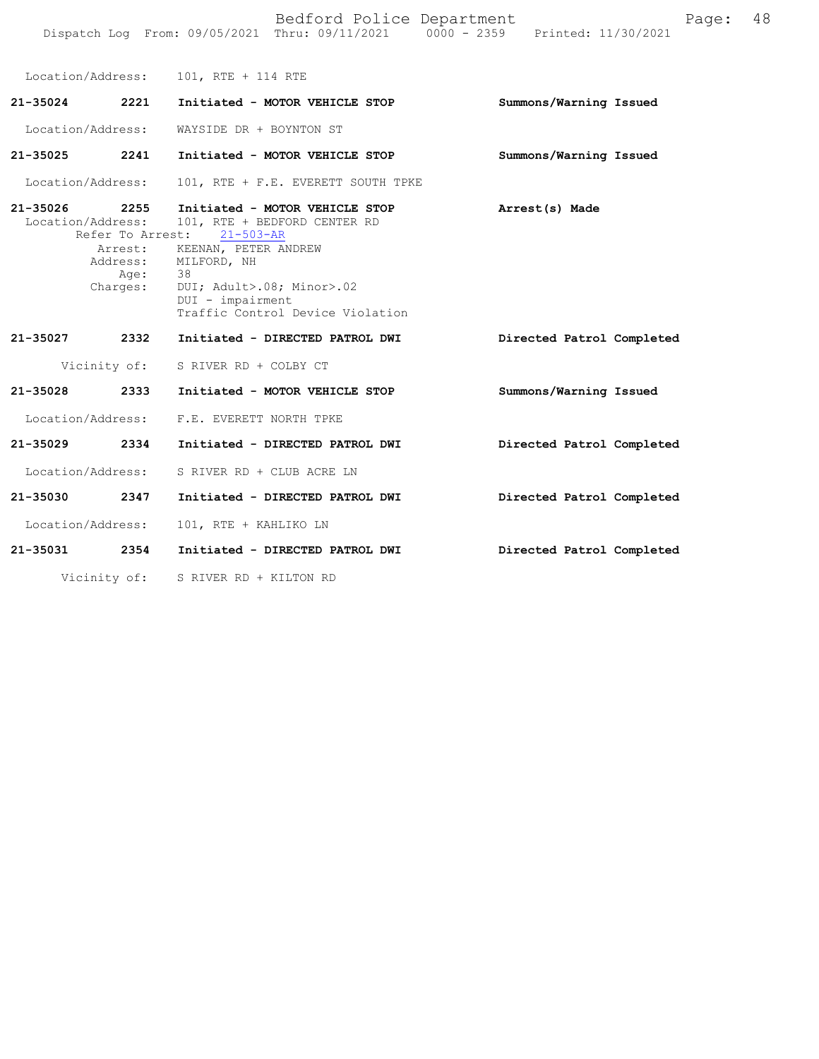Location/Address: 101, RTE + 114 RTE

**21-35024 2221 Initiated - MOTOR VEHICLE STOP** — **Summons/Warning Issued**

Location/Address: WAYSIDE DR + BOYNTON ST

**21-35025 2241 Initiated - MOTOR VEHICLE STOP** — **Summons/Warning Issued**

Location/Address: 101, RTE + F.E. EVERETT SOUTH TPKE

**21-35026 2255 Initiated - MOTOR VEHICLE STOP** — **Arrest(s) Made**

Location/Address: 101, RTE + BEDFORD CENTER RD
Refer To Arrest: 21-503-AR
Arrest: KEENAN, PETER ANDREW
Address: MILFORD, NH
Age: 38
Charges: DUI; Adult>.08; Minor>.02
DUI - impairment
Traffic Control Device Violation

**21-35027 2332 Initiated - DIRECTED PATROL DWI** — **Directed Patrol Completed**

Vicinity of: S RIVER RD + COLBY CT

**21-35028 2333 Initiated - MOTOR VEHICLE STOP** — **Summons/Warning Issued**

Location/Address: F.E. EVERETT NORTH TPKE

**21-35029 2334 Initiated - DIRECTED PATROL DWI** — **Directed Patrol Completed**

Location/Address: S RIVER RD + CLUB ACRE LN

**21-35030 2347 Initiated - DIRECTED PATROL DWI** — **Directed Patrol Completed**

Location/Address: 101, RTE + KAHLIKO LN

**21-35031 2354 Initiated - DIRECTED PATROL DWI** — **Directed Patrol Completed**

Vicinity of: S RIVER RD + KILTON RD